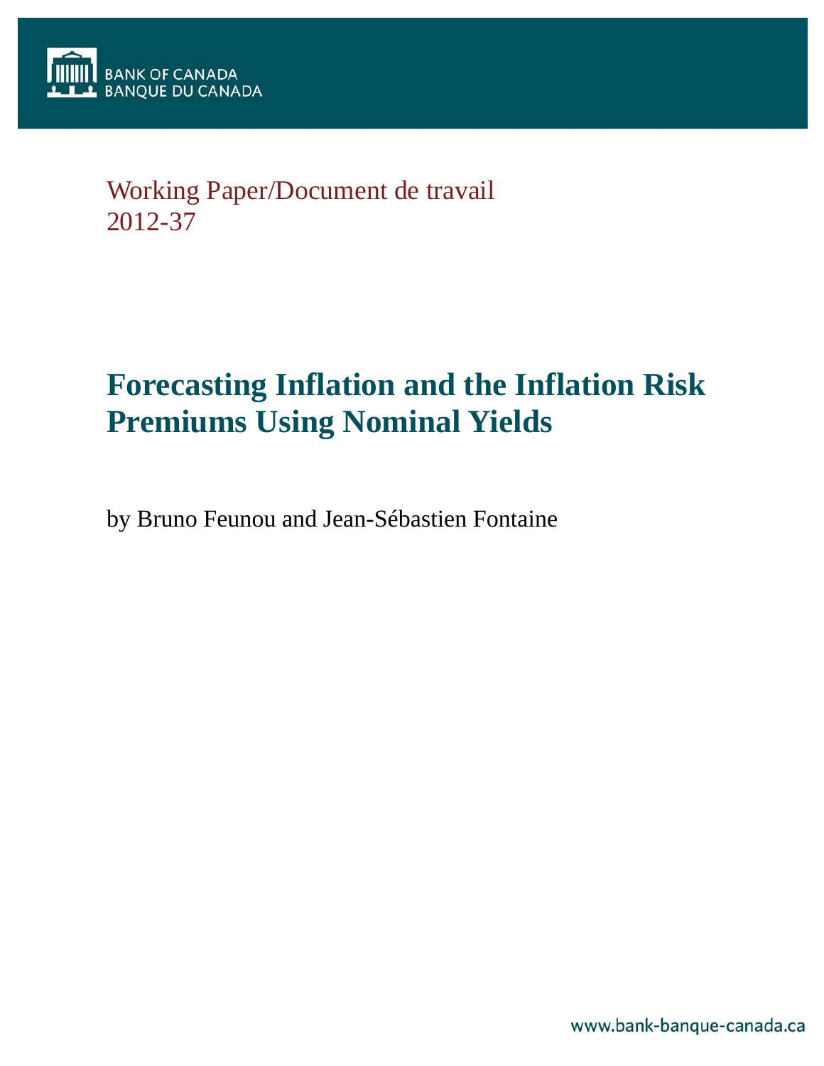BANK OF CANADA
BANQUE DU CANADA

Working Paper/Document de travail
2012-37

# Forecasting Inflation and the Inflation Risk Premiums Using Nominal Yields

by Bruno Feunou and Jean-Sébastien Fontaine

www.bank-banque-canada.ca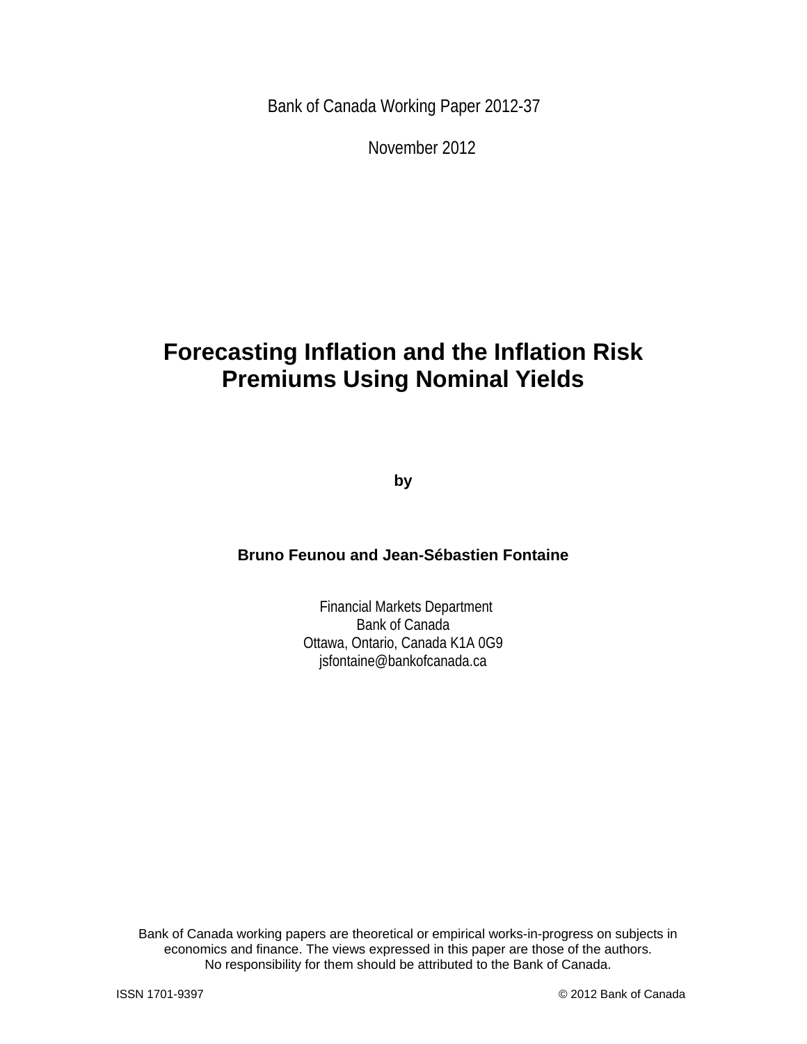Bank of Canada Working Paper 2012-37

November 2012

# Forecasting Inflation and the Inflation Risk Premiums Using Nominal Yields

**by**

**Bruno Feunou and Jean-Sébastien Fontaine**

Financial Markets Department
Bank of Canada
Ottawa, Ontario, Canada K1A 0G9
jsfontaine@bankofcanada.ca

Bank of Canada working papers are theoretical or empirical works-in-progress on subjects in economics and finance. The views expressed in this paper are those of the authors. No responsibility for them should be attributed to the Bank of Canada.

ISSN 1701-9397 © 2012 Bank of Canada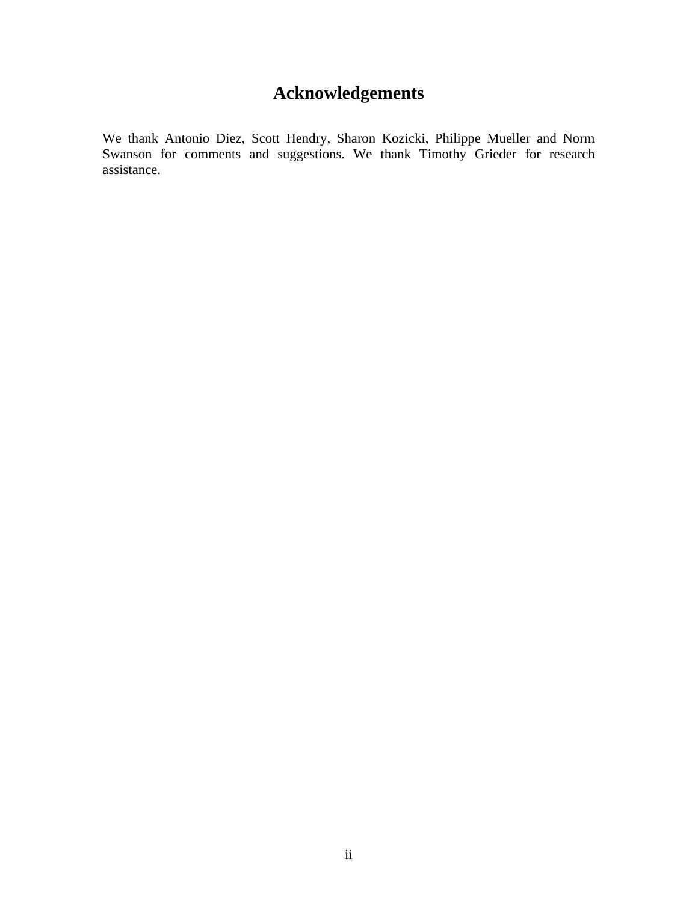# Acknowledgements

We thank Antonio Diez, Scott Hendry, Sharon Kozicki, Philippe Mueller and Norm Swanson for comments and suggestions. We thank Timothy Grieder for research assistance.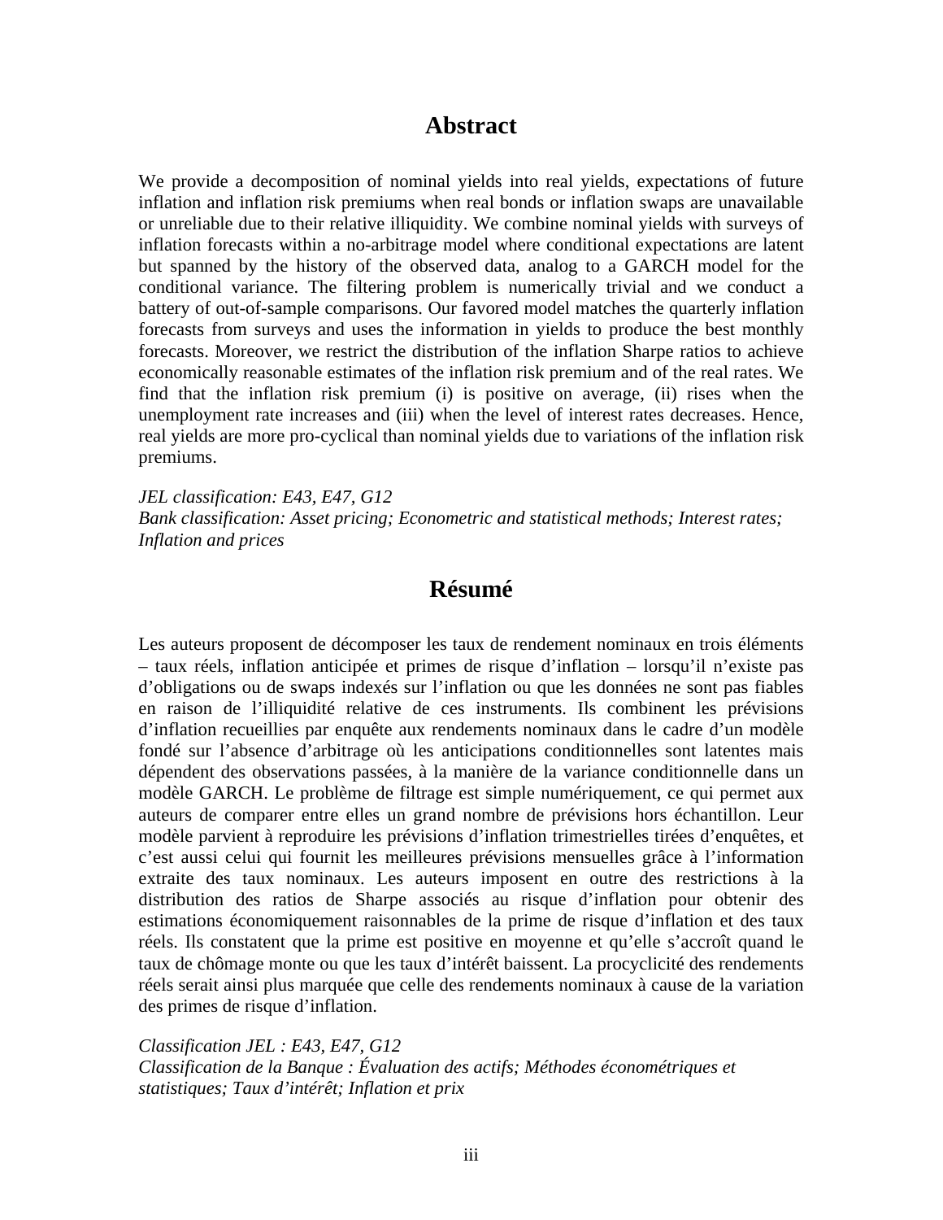## Abstract

We provide a decomposition of nominal yields into real yields, expectations of future inflation and inflation risk premiums when real bonds or inflation swaps are unavailable or unreliable due to their relative illiquidity. We combine nominal yields with surveys of inflation forecasts within a no-arbitrage model where conditional expectations are latent but spanned by the history of the observed data, analog to a GARCH model for the conditional variance. The filtering problem is numerically trivial and we conduct a battery of out-of-sample comparisons. Our favored model matches the quarterly inflation forecasts from surveys and uses the information in yields to produce the best monthly forecasts. Moreover, we restrict the distribution of the inflation Sharpe ratios to achieve economically reasonable estimates of the inflation risk premium and of the real rates. We find that the inflation risk premium (i) is positive on average, (ii) rises when the unemployment rate increases and (iii) when the level of interest rates decreases. Hence, real yields are more pro-cyclical than nominal yields due to variations of the inflation risk premiums.

*JEL classification: E43, E47, G12*
*Bank classification: Asset pricing; Econometric and statistical methods; Interest rates; Inflation and prices*

## Résumé

Les auteurs proposent de décomposer les taux de rendement nominaux en trois éléments – taux réels, inflation anticipée et primes de risque d'inflation – lorsqu'il n'existe pas d'obligations ou de swaps indexés sur l'inflation ou que les données ne sont pas fiables en raison de l'illiquidité relative de ces instruments. Ils combinent les prévisions d'inflation recueillies par enquête aux rendements nominaux dans le cadre d'un modèle fondé sur l'absence d'arbitrage où les anticipations conditionnelles sont latentes mais dépendent des observations passées, à la manière de la variance conditionnelle dans un modèle GARCH. Le problème de filtrage est simple numériquement, ce qui permet aux auteurs de comparer entre elles un grand nombre de prévisions hors échantillon. Leur modèle parvient à reproduire les prévisions d'inflation trimestrielles tirées d'enquêtes, et c'est aussi celui qui fournit les meilleures prévisions mensuelles grâce à l'information extraite des taux nominaux. Les auteurs imposent en outre des restrictions à la distribution des ratios de Sharpe associés au risque d'inflation pour obtenir des estimations économiquement raisonnables de la prime de risque d'inflation et des taux réels. Ils constatent que la prime est positive en moyenne et qu'elle s'accroît quand le taux de chômage monte ou que les taux d'intérêt baissent. La procyclicité des rendements réels serait ainsi plus marquée que celle des rendements nominaux à cause de la variation des primes de risque d'inflation.

*Classification JEL : E43, E47, G12*
*Classification de la Banque : Évaluation des actifs; Méthodes économétriques et statistiques; Taux d'intérêt; Inflation et prix*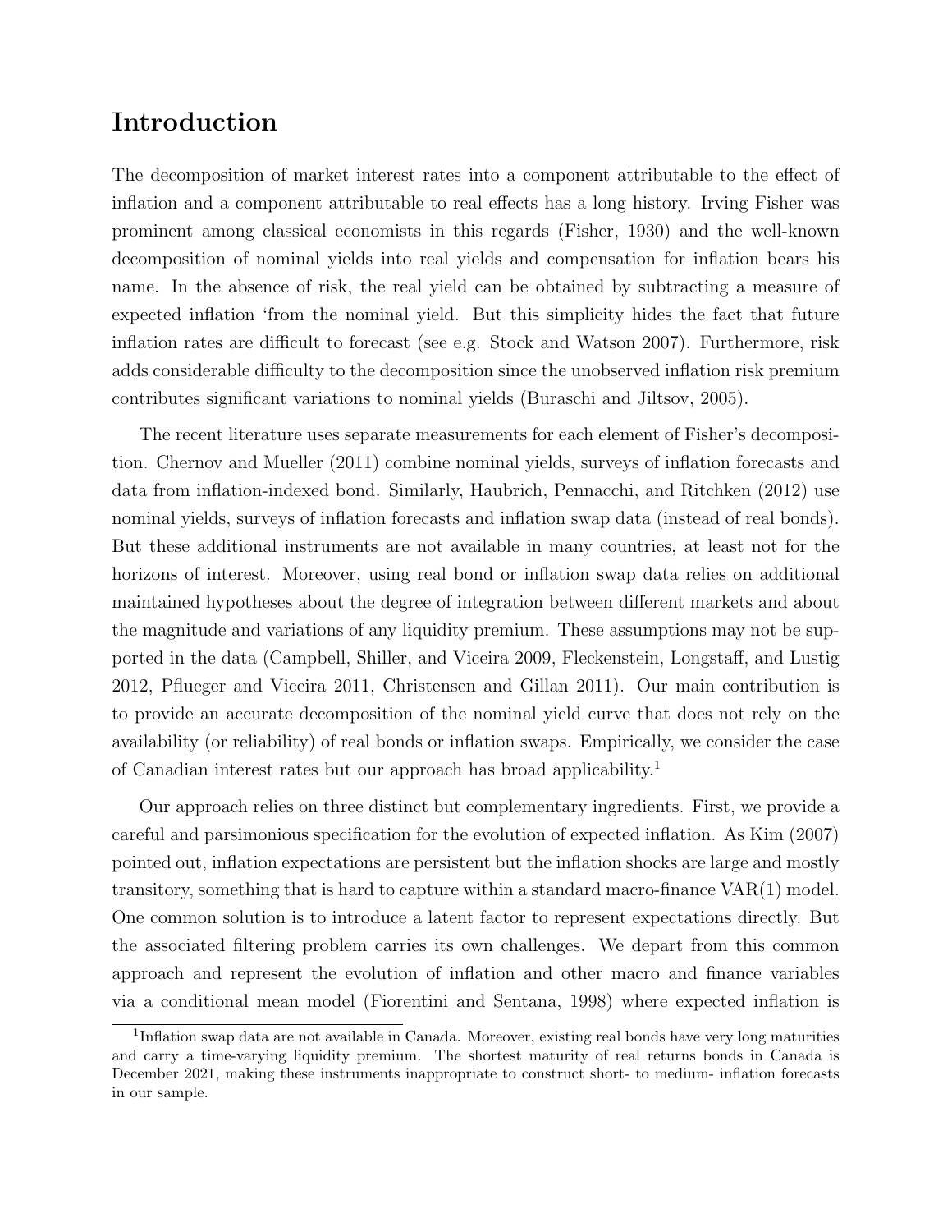# Introduction

The decomposition of market interest rates into a component attributable to the effect of inflation and a component attributable to real effects has a long history. Irving Fisher was prominent among classical economists in this regards (Fisher, 1930) and the well-known decomposition of nominal yields into real yields and compensation for inflation bears his name. In the absence of risk, the real yield can be obtained by subtracting a measure of expected inflation 'from the nominal yield. But this simplicity hides the fact that future inflation rates are difficult to forecast (see e.g. Stock and Watson 2007). Furthermore, risk adds considerable difficulty to the decomposition since the unobserved inflation risk premium contributes significant variations to nominal yields (Buraschi and Jiltsov, 2005).

The recent literature uses separate measurements for each element of Fisher's decomposition. Chernov and Mueller (2011) combine nominal yields, surveys of inflation forecasts and data from inflation-indexed bond. Similarly, Haubrich, Pennacchi, and Ritchken (2012) use nominal yields, surveys of inflation forecasts and inflation swap data (instead of real bonds). But these additional instruments are not available in many countries, at least not for the horizons of interest. Moreover, using real bond or inflation swap data relies on additional maintained hypotheses about the degree of integration between different markets and about the magnitude and variations of any liquidity premium. These assumptions may not be supported in the data (Campbell, Shiller, and Viceira 2009, Fleckenstein, Longstaff, and Lustig 2012, Pflueger and Viceira 2011, Christensen and Gillan 2011). Our main contribution is to provide an accurate decomposition of the nominal yield curve that does not rely on the availability (or reliability) of real bonds or inflation swaps. Empirically, we consider the case of Canadian interest rates but our approach has broad applicability.[1]

Our approach relies on three distinct but complementary ingredients. First, we provide a careful and parsimonious specification for the evolution of expected inflation. As Kim (2007) pointed out, inflation expectations are persistent but the inflation shocks are large and mostly transitory, something that is hard to capture within a standard macro-finance VAR(1) model. One common solution is to introduce a latent factor to represent expectations directly. But the associated filtering problem carries its own challenges. We depart from this common approach and represent the evolution of inflation and other macro and finance variables via a conditional mean model (Fiorentini and Sentana, 1998) where expected inflation is

[1] Inflation swap data are not available in Canada. Moreover, existing real bonds have very long maturities and carry a time-varying liquidity premium. The shortest maturity of real returns bonds in Canada is December 2021, making these instruments inappropriate to construct short- to medium- inflation forecasts in our sample.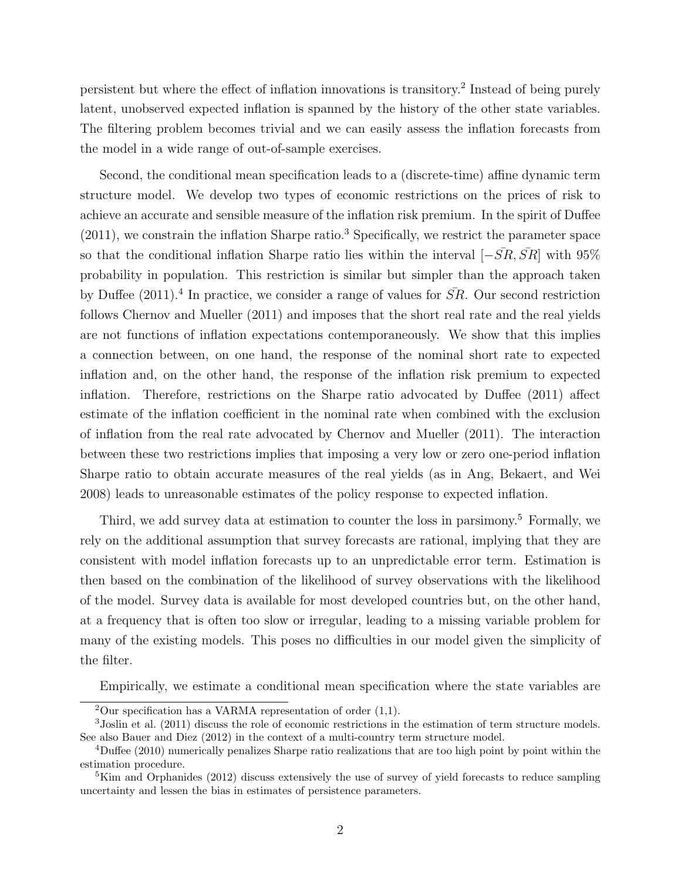persistent but where the effect of inflation innovations is transitory.[2] Instead of being purely latent, unobserved expected inflation is spanned by the history of the other state variables. The filtering problem becomes trivial and we can easily assess the inflation forecasts from the model in a wide range of out-of-sample exercises.

Second, the conditional mean specification leads to a (discrete-time) affine dynamic term structure model. We develop two types of economic restrictions on the prices of risk to achieve an accurate and sensible measure of the inflation risk premium. In the spirit of Duffee (2011), we constrain the inflation Sharpe ratio.[3] Specifically, we restrict the parameter space so that the conditional inflation Sharpe ratio lies within the interval $[-\bar{SR}, \bar{SR}]$ with 95% probability in population. This restriction is similar but simpler than the approach taken by Duffee (2011).[4] In practice, we consider a range of values for $\bar{SR}$. Our second restriction follows Chernov and Mueller (2011) and imposes that the short real rate and the real yields are not functions of inflation expectations contemporaneously. We show that this implies a connection between, on one hand, the response of the nominal short rate to expected inflation and, on the other hand, the response of the inflation risk premium to expected inflation. Therefore, restrictions on the Sharpe ratio advocated by Duffee (2011) affect estimate of the inflation coefficient in the nominal rate when combined with the exclusion of inflation from the real rate advocated by Chernov and Mueller (2011). The interaction between these two restrictions implies that imposing a very low or zero one-period inflation Sharpe ratio to obtain accurate measures of the real yields (as in Ang, Bekaert, and Wei 2008) leads to unreasonable estimates of the policy response to expected inflation.

Third, we add survey data at estimation to counter the loss in parsimony.[5] Formally, we rely on the additional assumption that survey forecasts are rational, implying that they are consistent with model inflation forecasts up to an unpredictable error term. Estimation is then based on the combination of the likelihood of survey observations with the likelihood of the model. Survey data is available for most developed countries but, on the other hand, at a frequency that is often too slow or irregular, leading to a missing variable problem for many of the existing models. This poses no difficulties in our model given the simplicity of the filter.

Empirically, we estimate a conditional mean specification where the state variables are

[2] Our specification has a VARMA representation of order (1,1).

[3] Joslin et al. (2011) discuss the role of economic restrictions in the estimation of term structure models. See also Bauer and Diez (2012) in the context of a multi-country term structure model.

[4] Duffee (2010) numerically penalizes Sharpe ratio realizations that are too high point by point within the estimation procedure.

[5] Kim and Orphanides (2012) discuss extensively the use of survey of yield forecasts to reduce sampling uncertainty and lessen the bias in estimates of persistence parameters.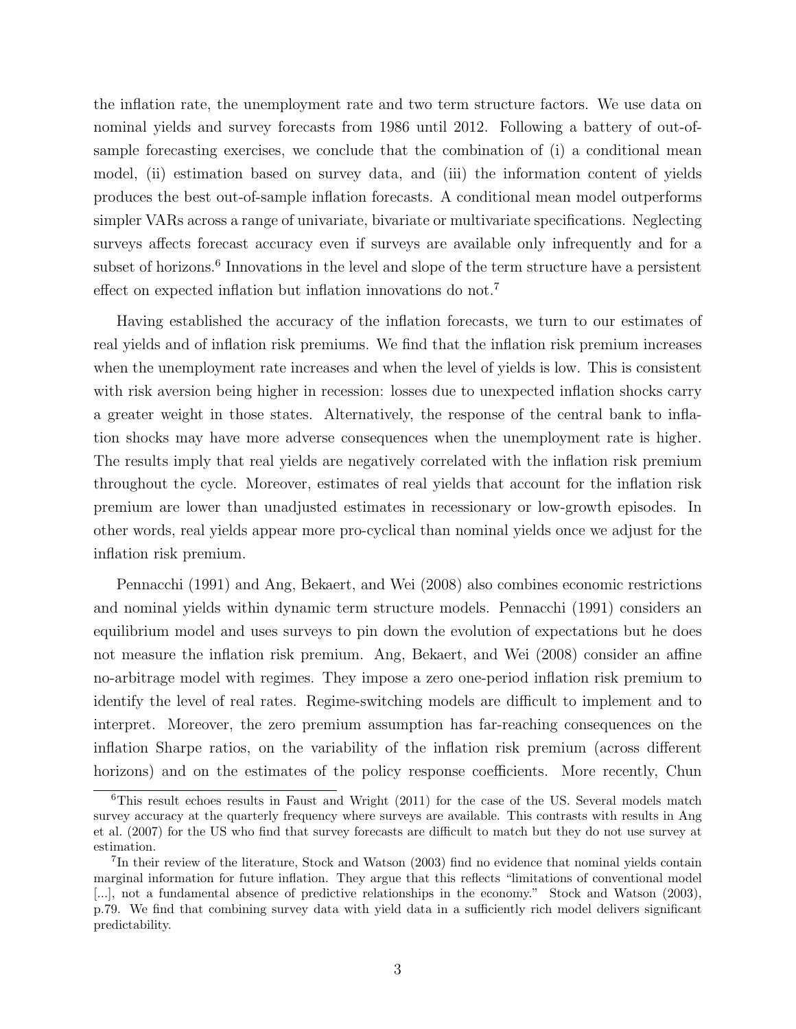the inflation rate, the unemployment rate and two term structure factors. We use data on nominal yields and survey forecasts from 1986 until 2012. Following a battery of out-of-sample forecasting exercises, we conclude that the combination of (i) a conditional mean model, (ii) estimation based on survey data, and (iii) the information content of yields produces the best out-of-sample inflation forecasts. A conditional mean model outperforms simpler VARs across a range of univariate, bivariate or multivariate specifications. Neglecting surveys affects forecast accuracy even if surveys are available only infrequently and for a subset of horizons.[6] Innovations in the level and slope of the term structure have a persistent effect on expected inflation but inflation innovations do not.[7]

Having established the accuracy of the inflation forecasts, we turn to our estimates of real yields and of inflation risk premiums. We find that the inflation risk premium increases when the unemployment rate increases and when the level of yields is low. This is consistent with risk aversion being higher in recession: losses due to unexpected inflation shocks carry a greater weight in those states. Alternatively, the response of the central bank to inflation shocks may have more adverse consequences when the unemployment rate is higher. The results imply that real yields are negatively correlated with the inflation risk premium throughout the cycle. Moreover, estimates of real yields that account for the inflation risk premium are lower than unadjusted estimates in recessionary or low-growth episodes. In other words, real yields appear more pro-cyclical than nominal yields once we adjust for the inflation risk premium.

Pennacchi (1991) and Ang, Bekaert, and Wei (2008) also combines economic restrictions and nominal yields within dynamic term structure models. Pennacchi (1991) considers an equilibrium model and uses surveys to pin down the evolution of expectations but he does not measure the inflation risk premium. Ang, Bekaert, and Wei (2008) consider an affine no-arbitrage model with regimes. They impose a zero one-period inflation risk premium to identify the level of real rates. Regime-switching models are difficult to implement and to interpret. Moreover, the zero premium assumption has far-reaching consequences on the inflation Sharpe ratios, on the variability of the inflation risk premium (across different horizons) and on the estimates of the policy response coefficients. More recently, Chun

[6] This result echoes results in Faust and Wright (2011) for the case of the US. Several models match survey accuracy at the quarterly frequency where surveys are available. This contrasts with results in Ang et al. (2007) for the US who find that survey forecasts are difficult to match but they do not use survey at estimation.

[7] In their review of the literature, Stock and Watson (2003) find no evidence that nominal yields contain marginal information for future inflation. They argue that this reflects "limitations of conventional model [...], not a fundamental absence of predictive relationships in the economy." Stock and Watson (2003), p.79. We find that combining survey data with yield data in a sufficiently rich model delivers significant predictability.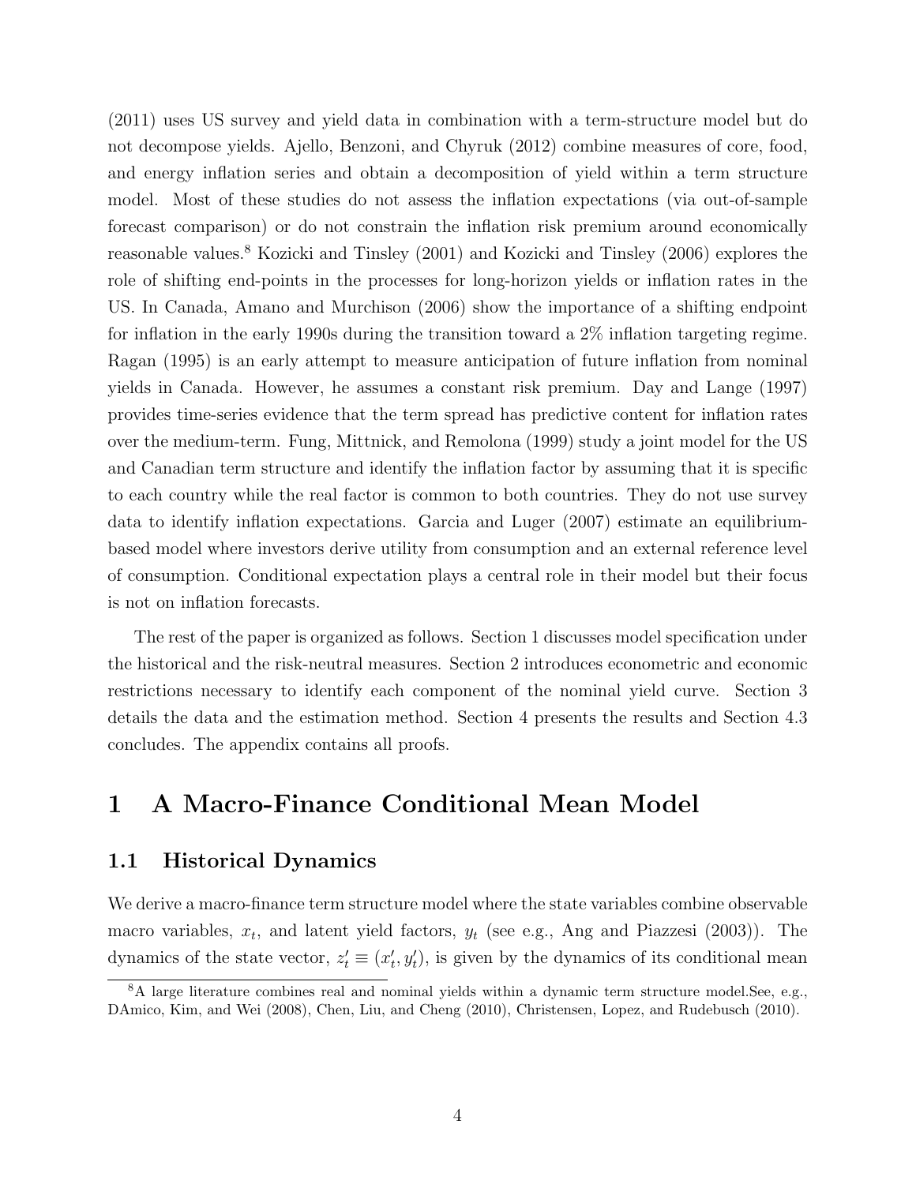(2011) uses US survey and yield data in combination with a term-structure model but do not decompose yields. Ajello, Benzoni, and Chyruk (2012) combine measures of core, food, and energy inflation series and obtain a decomposition of yield within a term structure model. Most of these studies do not assess the inflation expectations (via out-of-sample forecast comparison) or do not constrain the inflation risk premium around economically reasonable values.[8] Kozicki and Tinsley (2001) and Kozicki and Tinsley (2006) explores the role of shifting end-points in the processes for long-horizon yields or inflation rates in the US. In Canada, Amano and Murchison (2006) show the importance of a shifting endpoint for inflation in the early 1990s during the transition toward a 2% inflation targeting regime. Ragan (1995) is an early attempt to measure anticipation of future inflation from nominal yields in Canada. However, he assumes a constant risk premium. Day and Lange (1997) provides time-series evidence that the term spread has predictive content for inflation rates over the medium-term. Fung, Mittnick, and Remolona (1999) study a joint model for the US and Canadian term structure and identify the inflation factor by assuming that it is specific to each country while the real factor is common to both countries. They do not use survey data to identify inflation expectations. Garcia and Luger (2007) estimate an equilibrium-based model where investors derive utility from consumption and an external reference level of consumption. Conditional expectation plays a central role in their model but their focus is not on inflation forecasts.

The rest of the paper is organized as follows. Section 1 discusses model specification under the historical and the risk-neutral measures. Section 2 introduces econometric and economic restrictions necessary to identify each component of the nominal yield curve. Section 3 details the data and the estimation method. Section 4 presents the results and Section 4.3 concludes. The appendix contains all proofs.

# 1 A Macro-Finance Conditional Mean Model

## 1.1 Historical Dynamics

We derive a macro-finance term structure model where the state variables combine observable macro variables, $x_t$, and latent yield factors, $y_t$ (see e.g., Ang and Piazzesi (2003)). The dynamics of the state vector, $z_t' \equiv (x_t', y_t')$, is given by the dynamics of its conditional mean

[8] A large literature combines real and nominal yields within a dynamic term structure model.See, e.g., DAmico, Kim, and Wei (2008), Chen, Liu, and Cheng (2010), Christensen, Lopez, and Rudebusch (2010).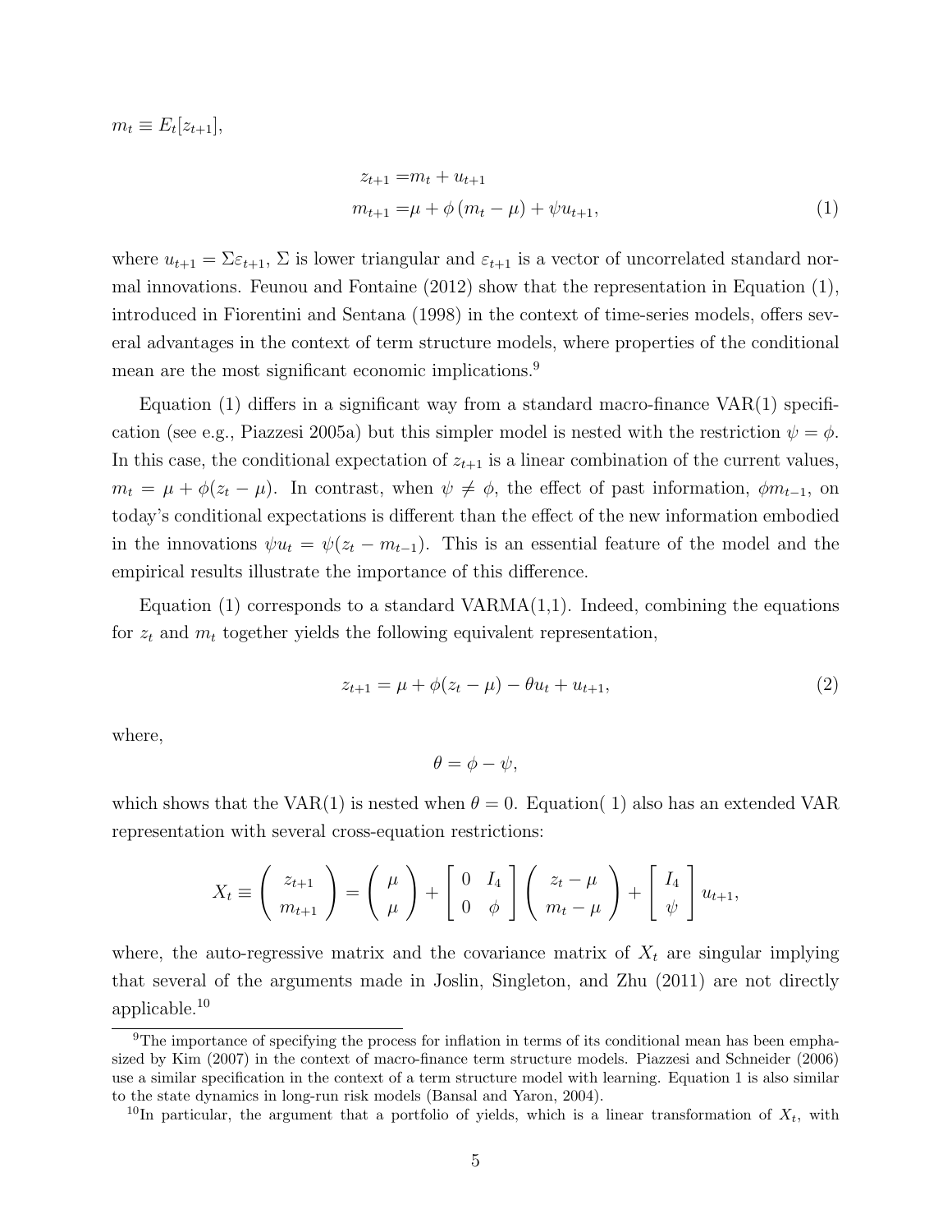$m_t \equiv E_t[z_{t+1}]$,

$$
\begin{aligned}
z_{t+1} =& m_t + u_{t+1} \\
m_{t+1} =& \mu + \phi\left(m_t - \mu\right) + \psi u_{t+1},
\end{aligned} \tag{1}
$$

where $u_{t+1} = \Sigma\varepsilon_{t+1}$, $\Sigma$ is lower triangular and $\varepsilon_{t+1}$ is a vector of uncorrelated standard normal innovations. Feunou and Fontaine (2012) show that the representation in Equation (1), introduced in Fiorentini and Sentana (1998) in the context of time-series models, offers several advantages in the context of term structure models, where properties of the conditional mean are the most significant economic implications.[9]

Equation (1) differs in a significant way from a standard macro-finance VAR(1) specification (see e.g., Piazzesi 2005a) but this simpler model is nested with the restriction $\psi = \phi$. In this case, the conditional expectation of $z_{t+1}$ is a linear combination of the current values, $m_t = \mu + \phi(z_t - \mu)$. In contrast, when $\psi \neq \phi$, the effect of past information, $\phi m_{t-1}$, on today's conditional expectations is different than the effect of the new information embodied in the innovations $\psi u_t = \psi(z_t - m_{t-1})$. This is an essential feature of the model and the empirical results illustrate the importance of this difference.

Equation (1) corresponds to a standard VARMA(1,1). Indeed, combining the equations for $z_t$ and $m_t$ together yields the following equivalent representation,

$$
z_{t+1} = \mu + \phi(z_t - \mu) - \theta u_t + u_{t+1}, \tag{2}
$$

where,

$$
\theta = \phi - \psi,
$$

which shows that the VAR(1) is nested when $\theta = 0$. Equation( 1) also has an extended VAR representation with several cross-equation restrictions:

$$
X_t \equiv \begin{pmatrix} z_{t+1} \\ m_{t+1} \end{pmatrix} = \begin{pmatrix} \mu \\ \mu \end{pmatrix} + \begin{bmatrix} 0 & I_4 \\ 0 & \phi \end{bmatrix} \begin{pmatrix} z_t - \mu \\ m_t - \mu \end{pmatrix} + \begin{bmatrix} I_4 \\ \psi \end{bmatrix} u_{t+1},
$$

where, the auto-regressive matrix and the covariance matrix of $X_t$ are singular implying that several of the arguments made in Joslin, Singleton, and Zhu (2011) are not directly applicable.[10]

[9] The importance of specifying the process for inflation in terms of its conditional mean has been emphasized by Kim (2007) in the context of macro-finance term structure models. Piazzesi and Schneider (2006) use a similar specification in the context of a term structure model with learning. Equation 1 is also similar to the state dynamics in long-run risk models (Bansal and Yaron, 2004).

[10] In particular, the argument that a portfolio of yields, which is a linear transformation of $X_t$, with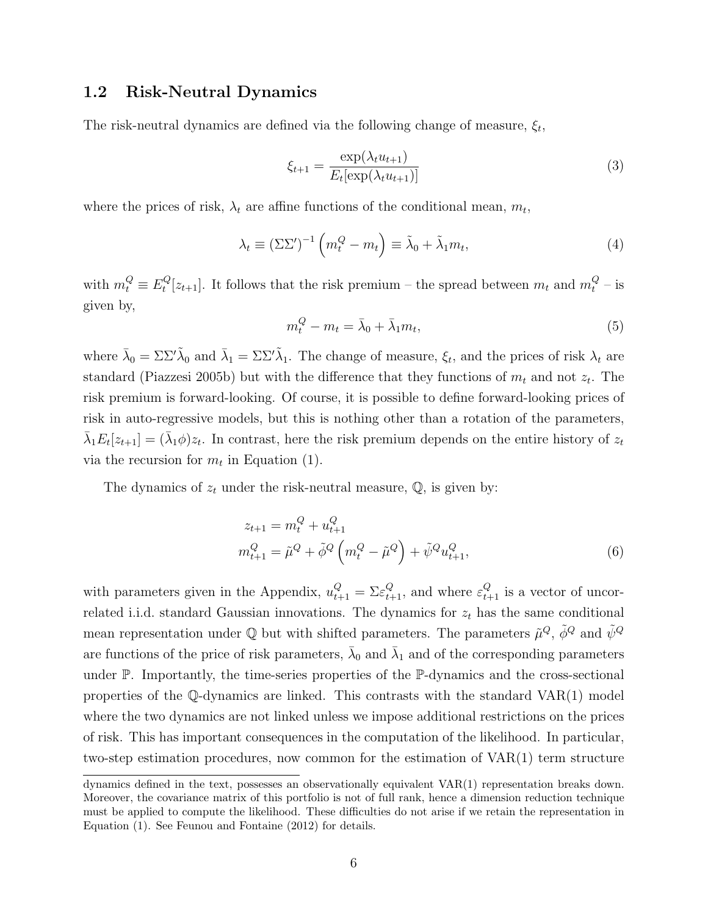## 1.2 Risk-Neutral Dynamics

The risk-neutral dynamics are defined via the following change of measure, $\xi_t$,

$$\xi_{t+1} = \frac{\exp(\lambda_t u_{t+1})}{E_t[\exp(\lambda_t u_{t+1})]} \tag{3}$$

where the prices of risk, $\lambda_t$ are affine functions of the conditional mean, $m_t$,

$$\lambda_t \equiv (\Sigma\Sigma')^{-1} \left( m_t^Q - m_t \right) \equiv \tilde{\lambda}_0 + \tilde{\lambda}_1 m_t, \tag{4}$$

with $m_t^Q \equiv E_t^Q[z_{t+1}]$. It follows that the risk premium – the spread between $m_t$ and $m_t^Q$ – is given by,

$$m_t^Q - m_t = \bar{\lambda}_0 + \bar{\lambda}_1 m_t, \tag{5}$$

where $\bar{\lambda}_0 = \Sigma\Sigma'\tilde{\lambda}_0$ and $\bar{\lambda}_1 = \Sigma\Sigma'\tilde{\lambda}_1$. The change of measure, $\xi_t$, and the prices of risk $\lambda_t$ are standard (Piazzesi 2005b) but with the difference that they functions of $m_t$ and not $z_t$. The risk premium is forward-looking. Of course, it is possible to define forward-looking prices of risk in auto-regressive models, but this is nothing other than a rotation of the parameters, $\bar{\lambda}_1 E_t[z_{t+1}] = (\bar{\lambda}_1 \phi) z_t$. In contrast, here the risk premium depends on the entire history of $z_t$ via the recursion for $m_t$ in Equation (1).

The dynamics of $z_t$ under the risk-neutral measure, $\mathbb{Q}$, is given by:

$$\begin{aligned} z_{t+1} &= m_t^Q + u_{t+1}^Q \\ m_{t+1}^Q &= \tilde{\mu}^Q + \tilde{\phi}^Q \left( m_t^Q - \tilde{\mu}^Q \right) + \tilde{\psi}^Q u_{t+1}^Q, \end{aligned} \tag{6}$$

with parameters given in the Appendix, $u_{t+1}^Q = \Sigma\varepsilon_{t+1}^Q$, and where $\varepsilon_{t+1}^Q$ is a vector of uncorrelated i.i.d. standard Gaussian innovations. The dynamics for $z_t$ has the same conditional mean representation under $\mathbb{Q}$ but with shifted parameters. The parameters $\tilde{\mu}^Q$, $\tilde{\phi}^Q$ and $\tilde{\psi}^Q$ are functions of the price of risk parameters, $\bar{\lambda}_0$ and $\bar{\lambda}_1$ and of the corresponding parameters under $\mathbb{P}$. Importantly, the time-series properties of the $\mathbb{P}$-dynamics and the cross-sectional properties of the $\mathbb{Q}$-dynamics are linked. This contrasts with the standard VAR(1) model where the two dynamics are not linked unless we impose additional restrictions on the prices of risk. This has important consequences in the computation of the likelihood. In particular, two-step estimation procedures, now common for the estimation of VAR(1) term structure

dynamics defined in the text, possesses an observationally equivalent VAR(1) representation breaks down. Moreover, the covariance matrix of this portfolio is not of full rank, hence a dimension reduction technique must be applied to compute the likelihood. These difficulties do not arise if we retain the representation in Equation (1). See Feunou and Fontaine (2012) for details.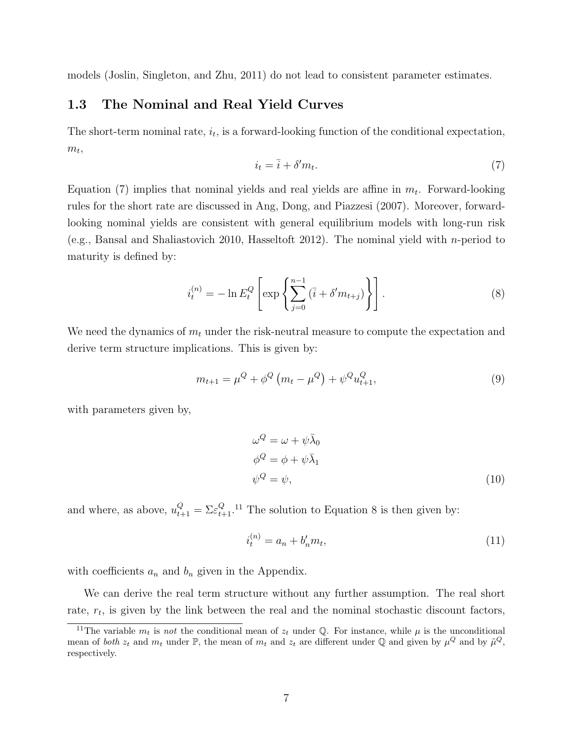models (Joslin, Singleton, and Zhu, 2011) do not lead to consistent parameter estimates.

### 1.3 The Nominal and Real Yield Curves

The short-term nominal rate, $i_t$, is a forward-looking function of the conditional expectation, $m_t$,

$$i_t = \bar{i} + \delta' m_t. \tag{7}$$

Equation (7) implies that nominal yields and real yields are affine in $m_t$. Forward-looking rules for the short rate are discussed in Ang, Dong, and Piazzesi (2007). Moreover, forward-looking nominal yields are consistent with general equilibrium models with long-run risk (e.g., Bansal and Shaliastovich 2010, Hasseltoft 2012). The nominal yield with $n$-period to maturity is defined by:

$$i_t^{(n)} = -\ln E_t^Q \left[ \exp \left\{ \sum_{j=0}^{n-1} \left( \bar{i} + \delta' m_{t+j} \right) \right\} \right]. \tag{8}$$

We need the dynamics of $m_t$ under the risk-neutral measure to compute the expectation and derive term structure implications. This is given by:

$$m_{t+1} = \mu^Q + \phi^Q \left( m_t - \mu^Q \right) + \psi^Q u_{t+1}^Q, \tag{9}$$

with parameters given by,

$$\begin{aligned} \omega^Q &= \omega + \psi \bar{\lambda}_0 \\ \phi^Q &= \phi + \psi \bar{\lambda}_1 \\ \psi^Q &= \psi, \end{aligned} \tag{10}$$

and where, as above, $u_{t+1}^Q = \Sigma \varepsilon_{t+1}^Q$.[11] The solution to Equation 8 is then given by:

$$i_t^{(n)} = a_n + b_n' m_t, \tag{11}$$

with coefficients $a_n$ and $b_n$ given in the Appendix.

We can derive the real term structure without any further assumption. The real short rate, $r_t$, is given by the link between the real and the nominal stochastic discount factors,

[11] The variable $m_t$ is *not* the conditional mean of $z_t$ under $\mathbb{Q}$. For instance, while $\mu$ is the unconditional mean of *both* $z_t$ and $m_t$ under $\mathbb{P}$, the mean of $m_t$ and $z_t$ are different under $\mathbb{Q}$ and given by $\mu^Q$ and by $\tilde{\mu}^Q$, respectively.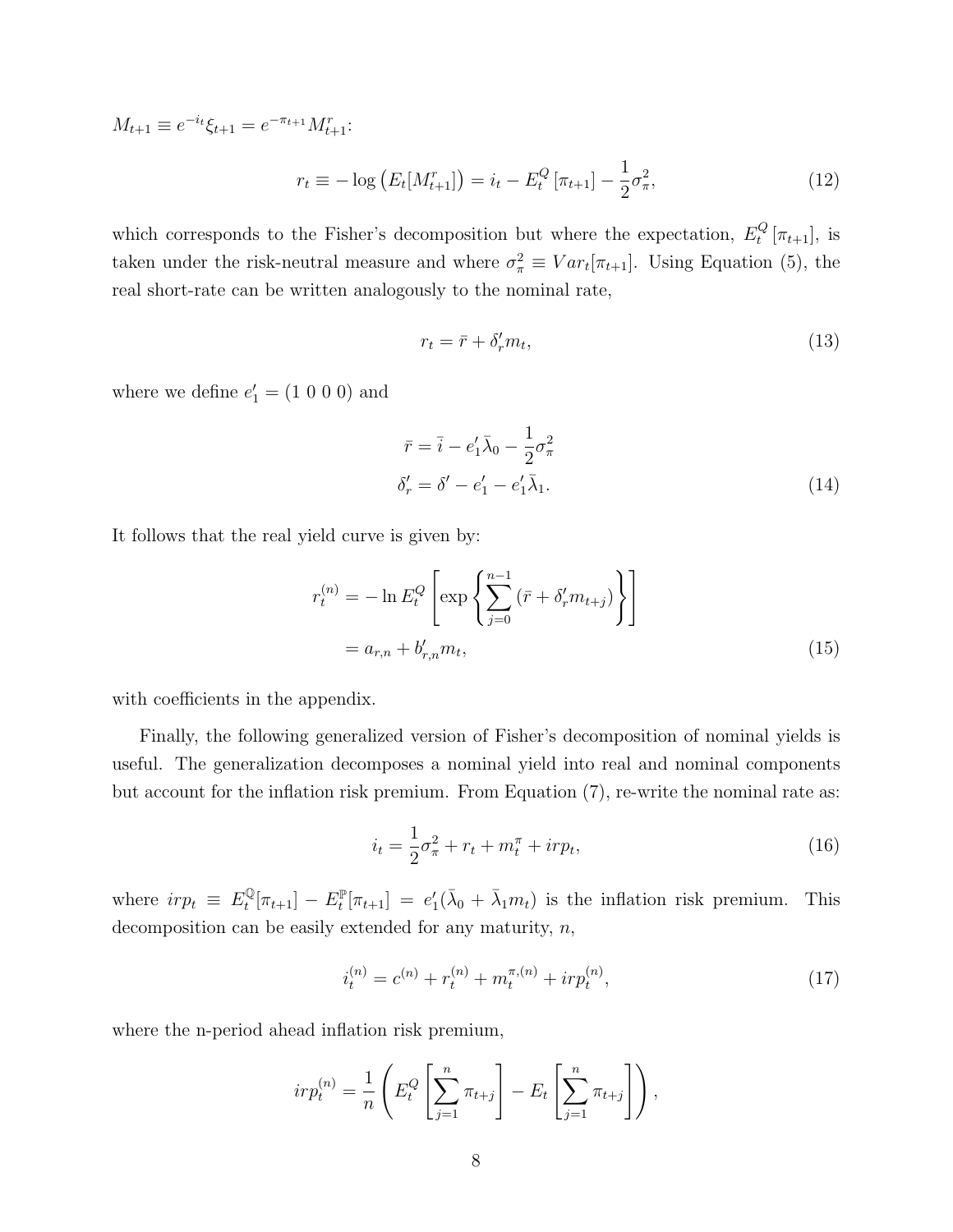$M_{t+1} \equiv e^{-i_t}\xi_{t+1} = e^{-\pi_{t+1}} M^r_{t+1}$:

$$r_t \equiv -\log\left(E_t[M^r_{t+1}]\right) = i_t - E^Q_t\left[\pi_{t+1}\right] - \frac{1}{2}\sigma^2_\pi, \tag{12}$$

which corresponds to the Fisher's decomposition but where the expectation, $E^Q_t\left[\pi_{t+1}\right]$, is taken under the risk-neutral measure and where $\sigma^2_\pi \equiv Var_t[\pi_{t+1}]$. Using Equation (5), the real short-rate can be written analogously to the nominal rate,

$$r_t = \bar{r} + \delta'_r m_t, \tag{13}$$

where we define $e'_1 = (1\ 0\ 0\ 0)$ and

$$\begin{aligned}
\bar{r} &= \bar{i} - e'_1\bar{\lambda}_0 - \frac{1}{2}\sigma^2_\pi \\
\delta'_r &= \delta' - e'_1 - e'_1\bar{\lambda}_1.
\end{aligned} \tag{14}$$

It follows that the real yield curve is given by:

$$\begin{aligned}
r^{(n)}_t &= -\ln E^Q_t\left[\exp\left\{\sum_{j=0}^{n-1}\left(\bar{r} + \delta'_r m_{t+j}\right)\right\}\right] \\
&= a_{r,n} + b'_{r,n} m_t,
\end{aligned} \tag{15}$$

with coefficients in the appendix.

Finally, the following generalized version of Fisher's decomposition of nominal yields is useful. The generalization decomposes a nominal yield into real and nominal components but account for the inflation risk premium. From Equation (7), re-write the nominal rate as:

$$i_t = \frac{1}{2}\sigma^2_\pi + r_t + m^\pi_t + irp_t, \tag{16}$$

where $irp_t \equiv E^{\mathbb{Q}}_t[\pi_{t+1}] - E^{\mathbb{P}}_t[\pi_{t+1}] = e'_1(\bar{\lambda}_0 + \bar{\lambda}_1 m_t)$ is the inflation risk premium. This decomposition can be easily extended for any maturity, $n$,

$$i^{(n)}_t = c^{(n)} + r^{(n)}_t + m^{\pi,(n)}_t + irp^{(n)}_t, \tag{17}$$

where the n-period ahead inflation risk premium,

$$irp^{(n)}_t = \frac{1}{n}\left(E^Q_t\left[\sum_{j=1}^{n}\pi_{t+j}\right] - E_t\left[\sum_{j=1}^{n}\pi_{t+j}\right]\right),$$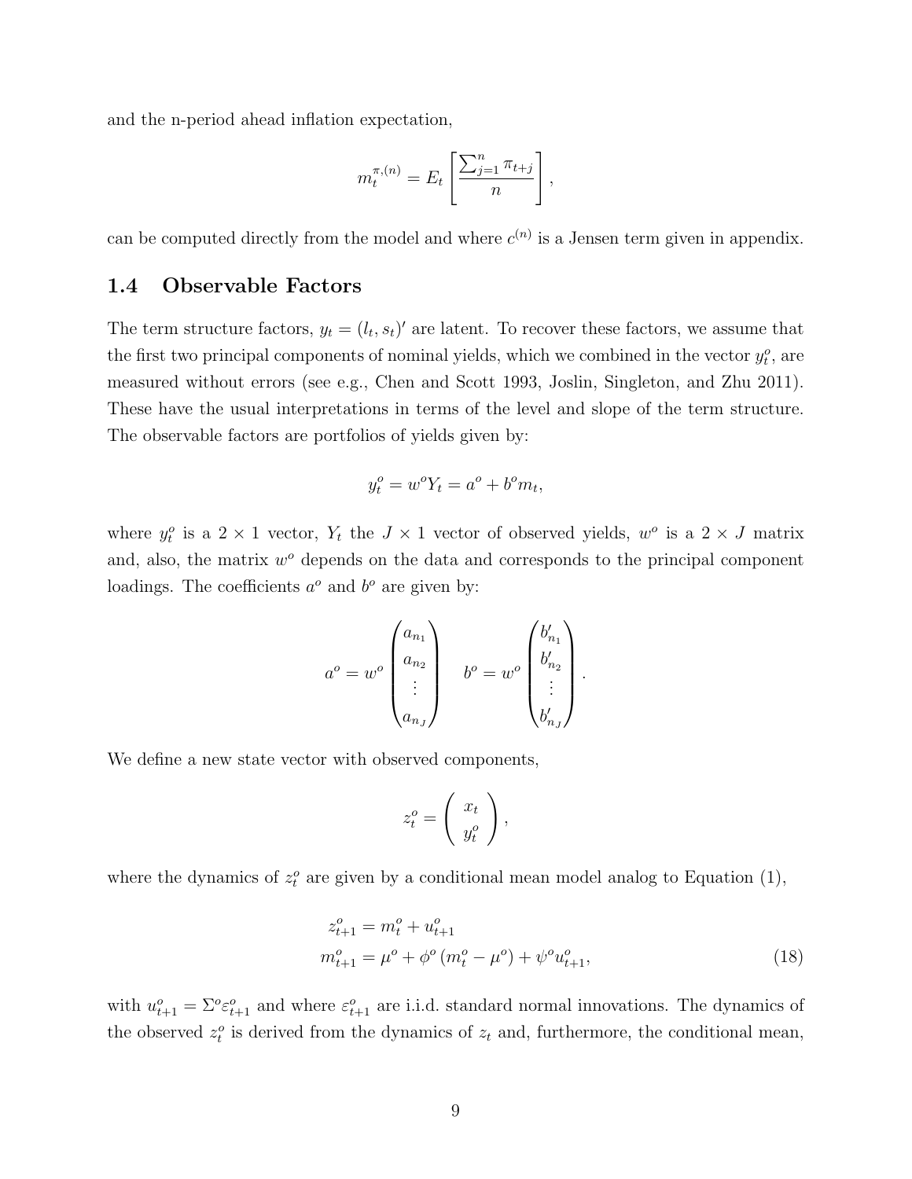and the n-period ahead inflation expectation,

$$m_t^{\pi,(n)} = E_t\left[\frac{\sum_{j=1}^{n}\pi_{t+j}}{n}\right],$$

can be computed directly from the model and where $c^{(n)}$ is a Jensen term given in appendix.

## 1.4 Observable Factors

The term structure factors, $y_t = (l_t, s_t)'$ are latent. To recover these factors, we assume that the first two principal components of nominal yields, which we combined in the vector $y_t^o$, are measured without errors (see e.g., Chen and Scott 1993, Joslin, Singleton, and Zhu 2011). These have the usual interpretations in terms of the level and slope of the term structure. The observable factors are portfolios of yields given by:

$$y_t^o = w^o Y_t = a^o + b^o m_t,$$

where $y_t^o$ is a $2\times 1$ vector, $Y_t$ the $J\times 1$ vector of observed yields, $w^o$ is a $2\times J$ matrix and, also, the matrix $w^o$ depends on the data and corresponds to the principal component loadings. The coefficients $a^o$ and $b^o$ are given by:

$$a^o = w^o\begin{pmatrix} a_{n_1} \\ a_{n_2} \\ \vdots \\ a_{n_J}\end{pmatrix} \quad b^o = w^o\begin{pmatrix} b_{n_1}' \\ b_{n_2}' \\ \vdots \\ b_{n_J}'\end{pmatrix}.$$

We define a new state vector with observed components,

$$z_t^o = \begin{pmatrix} x_t \\ y_t^o \end{pmatrix},$$

where the dynamics of $z_t^o$ are given by a conditional mean model analog to Equation (1),

$$\begin{aligned} z_{t+1}^o &= m_t^o + u_{t+1}^o \\ m_{t+1}^o &= \mu^o + \phi^o\left(m_t^o - \mu^o\right) + \psi^o u_{t+1}^o, \end{aligned} \tag{18}$$

with $u_{t+1}^o = \Sigma^o \varepsilon_{t+1}^o$ and where $\varepsilon_{t+1}^o$ are i.i.d. standard normal innovations. The dynamics of the observed $z_t^o$ is derived from the dynamics of $z_t$ and, furthermore, the conditional mean,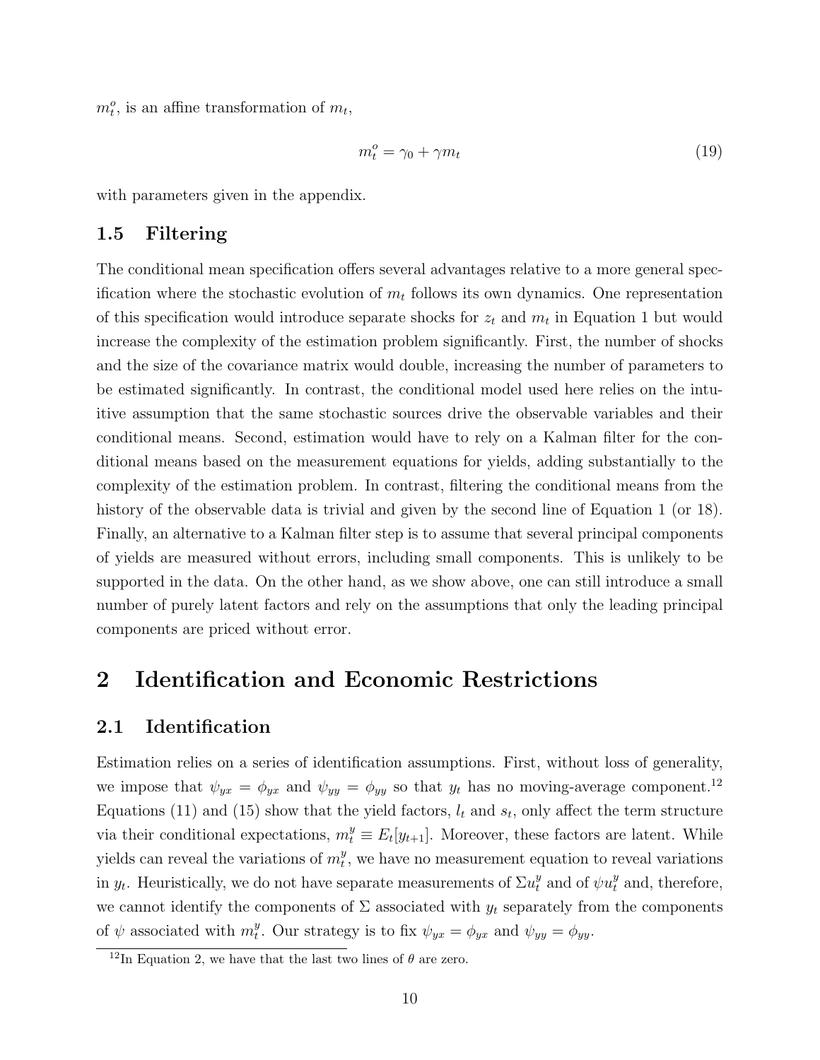$m_t^o$, is an affine transformation of $m_t$,

$$m_t^o = \gamma_0 + \gamma m_t \tag{19}$$

with parameters given in the appendix.

### 1.5 Filtering

The conditional mean specification offers several advantages relative to a more general specification where the stochastic evolution of $m_t$ follows its own dynamics. One representation of this specification would introduce separate shocks for $z_t$ and $m_t$ in Equation 1 but would increase the complexity of the estimation problem significantly. First, the number of shocks and the size of the covariance matrix would double, increasing the number of parameters to be estimated significantly. In contrast, the conditional model used here relies on the intuitive assumption that the same stochastic sources drive the observable variables and their conditional means. Second, estimation would have to rely on a Kalman filter for the conditional means based on the measurement equations for yields, adding substantially to the complexity of the estimation problem. In contrast, filtering the conditional means from the history of the observable data is trivial and given by the second line of Equation 1 (or 18). Finally, an alternative to a Kalman filter step is to assume that several principal components of yields are measured without errors, including small components. This is unlikely to be supported in the data. On the other hand, as we show above, one can still introduce a small number of purely latent factors and rely on the assumptions that only the leading principal components are priced without error.

## 2 Identification and Economic Restrictions

### 2.1 Identification

Estimation relies on a series of identification assumptions. First, without loss of generality, we impose that $\psi_{yx} = \phi_{yx}$ and $\psi_{yy} = \phi_{yy}$ so that $y_t$ has no moving-average component.[12] Equations (11) and (15) show that the yield factors, $l_t$ and $s_t$, only affect the term structure via their conditional expectations, $m_t^y \equiv E_t[y_{t+1}]$. Moreover, these factors are latent. While yields can reveal the variations of $m_t^y$, we have no measurement equation to reveal variations in $y_t$. Heuristically, we do not have separate measurements of $\Sigma u_t^y$ and of $\psi u_t^y$ and, therefore, we cannot identify the components of $\Sigma$ associated with $y_t$ separately from the components of $\psi$ associated with $m_t^y$. Our strategy is to fix $\psi_{yx} = \phi_{yx}$ and $\psi_{yy} = \phi_{yy}$.

[12] In Equation 2, we have that the last two lines of $\theta$ are zero.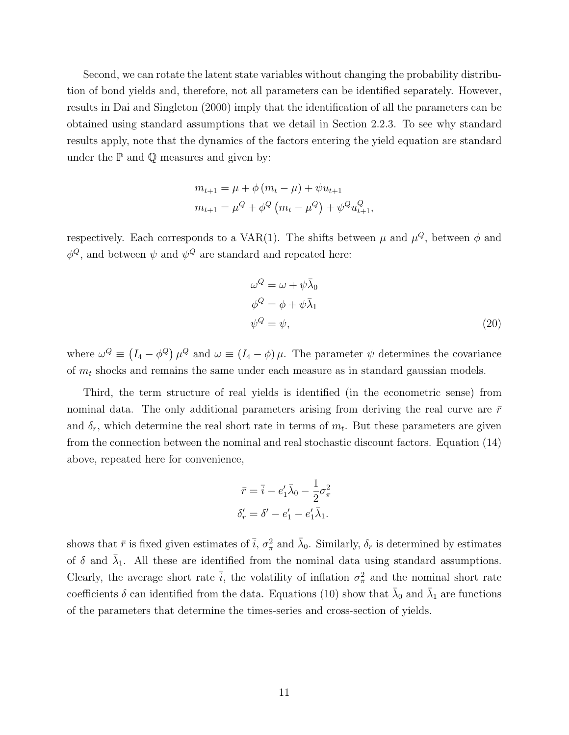Second, we can rotate the latent state variables without changing the probability distribution of bond yields and, therefore, not all parameters can be identified separately. However, results in Dai and Singleton (2000) imply that the identification of all the parameters can be obtained using standard assumptions that we detail in Section 2.2.3. To see why standard results apply, note that the dynamics of the factors entering the yield equation are standard under the $\mathbb{P}$ and $\mathbb{Q}$ measures and given by:

$$
\begin{aligned}
m_{t+1} &= \mu + \phi\left(m_t - \mu\right) + \psi u_{t+1} \\
m_{t+1} &= \mu^Q + \phi^Q\left(m_t - \mu^Q\right) + \psi^Q u^Q_{t+1},
\end{aligned}
$$

respectively. Each corresponds to a VAR(1). The shifts between $\mu$ and $\mu^Q$, between $\phi$ and $\phi^Q$, and between $\psi$ and $\psi^Q$ are standard and repeated here:

$$
\begin{aligned}
\omega^Q &= \omega + \psi\bar{\lambda}_0 \\
\phi^Q &= \phi + \psi\bar{\lambda}_1 \\
\psi^Q &= \psi,
\end{aligned}
\tag{20}
$$

where $\omega^Q \equiv \left(I_4 - \phi^Q\right)\mu^Q$ and $\omega \equiv \left(I_4 - \phi\right)\mu$. The parameter $\psi$ determines the covariance of $m_t$ shocks and remains the same under each measure as in standard gaussian models.

Third, the term structure of real yields is identified (in the econometric sense) from nominal data. The only additional parameters arising from deriving the real curve are $\bar{r}$ and $\delta_r$, which determine the real short rate in terms of $m_t$. But these parameters are given from the connection between the nominal and real stochastic discount factors. Equation (14) above, repeated here for convenience,

$$
\begin{aligned}
\bar{r} &= \bar{i} - e_1'\bar{\lambda}_0 - \frac{1}{2}\sigma_\pi^2 \\
\delta_r' &= \delta' - e_1' - e_1'\bar{\lambda}_1.
\end{aligned}
$$

shows that $\bar{r}$ is fixed given estimates of $\bar{i}$, $\sigma_\pi^2$ and $\bar{\lambda}_0$. Similarly, $\delta_r$ is determined by estimates of $\delta$ and $\bar{\lambda}_1$. All these are identified from the nominal data using standard assumptions. Clearly, the average short rate $\bar{i}$, the volatility of inflation $\sigma_\pi^2$ and the nominal short rate coefficients $\delta$ can identified from the data. Equations (10) show that $\bar{\lambda}_0$ and $\bar{\lambda}_1$ are functions of the parameters that determine the times-series and cross-section of yields.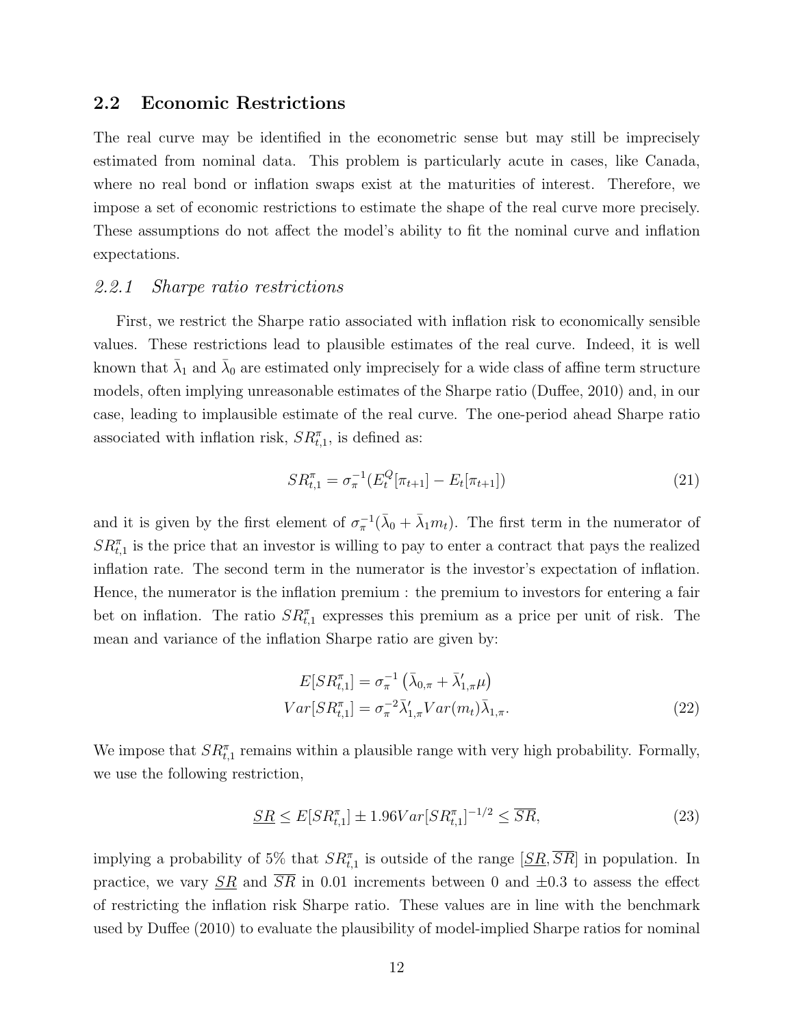## 2.2 Economic Restrictions

The real curve may be identified in the econometric sense but may still be imprecisely estimated from nominal data. This problem is particularly acute in cases, like Canada, where no real bond or inflation swaps exist at the maturities of interest. Therefore, we impose a set of economic restrictions to estimate the shape of the real curve more precisely. These assumptions do not affect the model's ability to fit the nominal curve and inflation expectations.

### *2.2.1 Sharpe ratio restrictions*

First, we restrict the Sharpe ratio associated with inflation risk to economically sensible values. These restrictions lead to plausible estimates of the real curve. Indeed, it is well known that $\bar{\lambda}_1$ and $\bar{\lambda}_0$ are estimated only imprecisely for a wide class of affine term structure models, often implying unreasonable estimates of the Sharpe ratio (Duffee, 2010) and, in our case, leading to implausible estimate of the real curve. The one-period ahead Sharpe ratio associated with inflation risk, $SR^{\pi}_{t,1}$, is defined as:

$$SR^{\pi}_{t,1} = \sigma_{\pi}^{-1}(E_t^Q[\pi_{t+1}] - E_t[\pi_{t+1}]) \tag{21}$$

and it is given by the first element of $\sigma_{\pi}^{-1}(\bar{\lambda}_0 + \bar{\lambda}_1 m_t)$. The first term in the numerator of $SR^{\pi}_{t,1}$ is the price that an investor is willing to pay to enter a contract that pays the realized inflation rate. The second term in the numerator is the investor's expectation of inflation. Hence, the numerator is the inflation premium : the premium to investors for entering a fair bet on inflation. The ratio $SR^{\pi}_{t,1}$ expresses this premium as a price per unit of risk. The mean and variance of the inflation Sharpe ratio are given by:

$$\begin{aligned} E[SR^{\pi}_{t,1}] &= \sigma_{\pi}^{-1}\left(\bar{\lambda}_{0,\pi} + \bar{\lambda}'_{1,\pi}\mu\right) \\ Var[SR^{\pi}_{t,1}] &= \sigma_{\pi}^{-2}\bar{\lambda}'_{1,\pi}Var(m_t)\bar{\lambda}_{1,\pi}. \end{aligned} \tag{22}$$

We impose that $SR^{\pi}_{t,1}$ remains within a plausible range with very high probability. Formally, we use the following restriction,

$$\underline{SR} \leq E[SR^{\pi}_{t,1}] \pm 1.96 Var[SR^{\pi}_{t,1}]^{-1/2} \leq \overline{SR}, \tag{23}$$

implying a probability of 5% that $SR^{\pi}_{t,1}$ is outside of the range $[\underline{SR}, \overline{SR}]$ in population. In practice, we vary $\underline{SR}$ and $\overline{SR}$ in 0.01 increments between 0 and $\pm 0.3$ to assess the effect of restricting the inflation risk Sharpe ratio. These values are in line with the benchmark used by Duffee (2010) to evaluate the plausibility of model-implied Sharpe ratios for nominal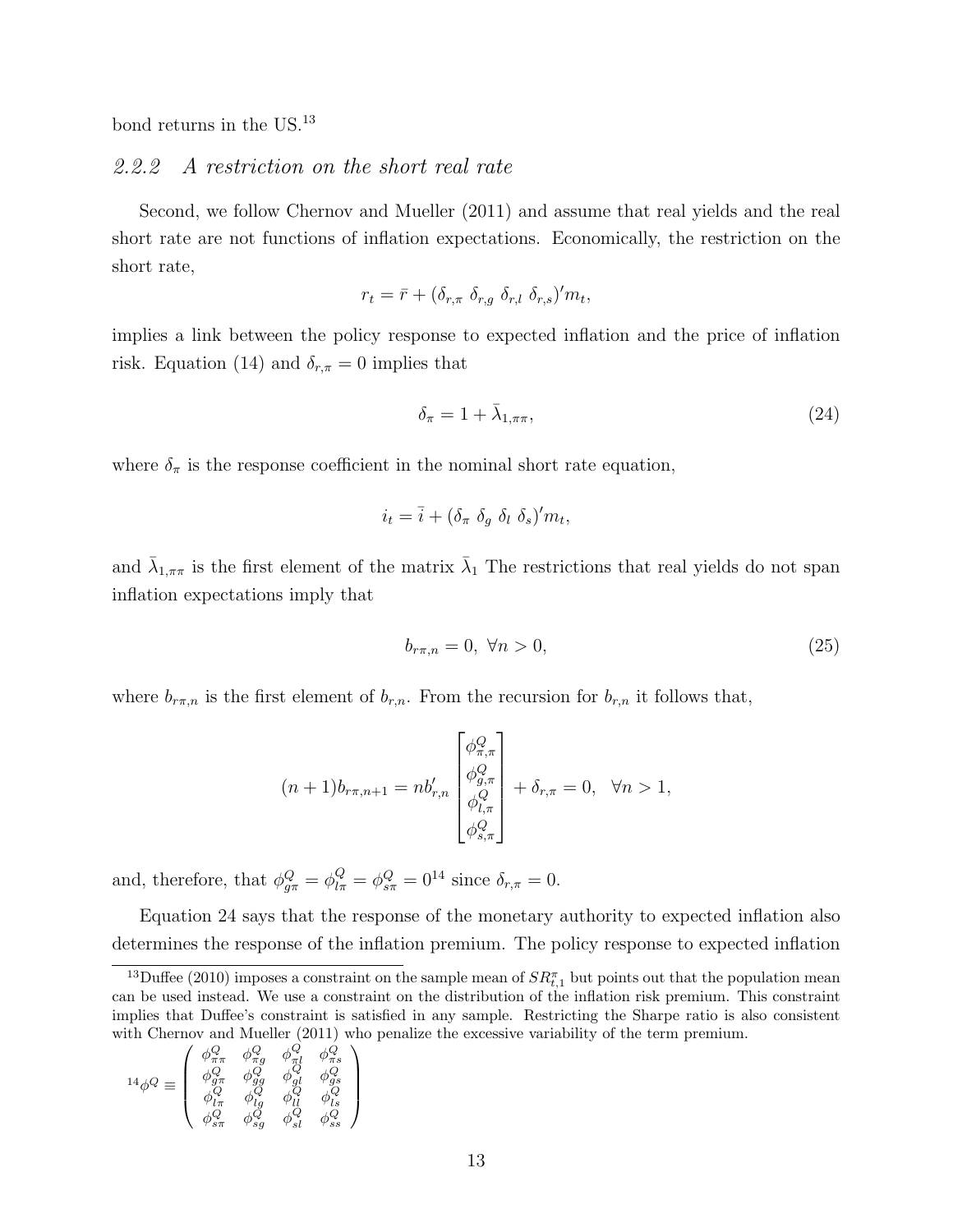bond returns in the US.[13]

### *2.2.2 A restriction on the short real rate*

Second, we follow Chernov and Mueller (2011) and assume that real yields and the real short rate are not functions of inflation expectations. Economically, the restriction on the short rate,

$$r_t = \bar{r} + (\delta_{r,\pi}\ \delta_{r,g}\ \delta_{r,l}\ \delta_{r,s})' m_t,$$

implies a link between the policy response to expected inflation and the price of inflation risk. Equation (14) and $\delta_{r,\pi} = 0$ implies that

$$\delta_\pi = 1 + \bar{\lambda}_{1,\pi\pi}, \tag{24}$$

where $\delta_\pi$ is the response coefficient in the nominal short rate equation,

$$i_t = \bar{i} + (\delta_\pi\ \delta_g\ \delta_l\ \delta_s)' m_t,$$

and $\bar{\lambda}_{1,\pi\pi}$ is the first element of the matrix $\bar{\lambda}_1$ The restrictions that real yields do not span inflation expectations imply that

$$b_{r\pi,n} = 0,\ \forall n > 0, \tag{25}$$

where $b_{r\pi,n}$ is the first element of $b_{r,n}$. From the recursion for $b_{r,n}$ it follows that,

$$(n+1) b_{r\pi,n+1} = n b'_{r,n} \begin{bmatrix} \phi^Q_{\pi,\pi} \\ \phi^Q_{g,\pi} \\ \phi^Q_{l,\pi} \\ \phi^Q_{s,\pi} \end{bmatrix} + \delta_{r,\pi} = 0, \quad \forall n > 1,$$

and, therefore, that $\phi^Q_{g\pi} = \phi^Q_{l\pi} = \phi^Q_{s\pi} = 0$[14] since $\delta_{r,\pi} = 0$.

Equation 24 says that the response of the monetary authority to expected inflation also determines the response of the inflation premium. The policy response to expected inflation

---

[13] Duffee (2010) imposes a constraint on the sample mean of $SR^\pi_{t,1}$ but points out that the population mean can be used instead. We use a constraint on the distribution of the inflation risk premium. This constraint implies that Duffee's constraint is satisfied in any sample. Restricting the Sharpe ratio is also consistent with Chernov and Mueller (2011) who penalize the excessive variability of the term premium.

[14] $\phi^Q \equiv \begin{pmatrix} \phi^Q_{\pi\pi} & \phi^Q_{\pi g} & \phi^Q_{\pi l} & \phi^Q_{\pi s} \\ \phi^Q_{g\pi} & \phi^Q_{gg} & \phi^Q_{gl} & \phi^Q_{gs} \\ \phi^Q_{l\pi} & \phi^Q_{lg} & \phi^Q_{ll} & \phi^Q_{ls} \\ \phi^Q_{s\pi} & \phi^Q_{sg} & \phi^Q_{sl} & \phi^Q_{ss} \end{pmatrix}$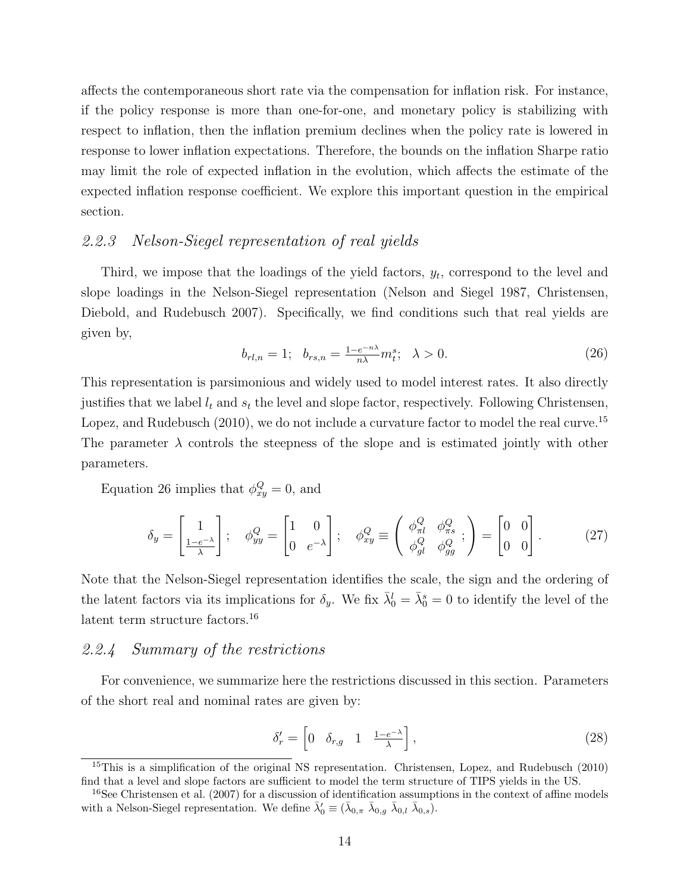affects the contemporaneous short rate via the compensation for inflation risk. For instance, if the policy response is more than one-for-one, and monetary policy is stabilizing with respect to inflation, then the inflation premium declines when the policy rate is lowered in response to lower inflation expectations. Therefore, the bounds on the inflation Sharpe ratio may limit the role of expected inflation in the evolution, which affects the estimate of the expected inflation response coefficient. We explore this important question in the empirical section.

### 2.2.3 Nelson-Siegel representation of real yields

Third, we impose that the loadings of the yield factors, $y_t$, correspond to the level and slope loadings in the Nelson-Siegel representation (Nelson and Siegel 1987, Christensen, Diebold, and Rudebusch 2007). Specifically, we find conditions such that real yields are given by,

$$b_{rl,n} = 1; \quad b_{rs,n} = \frac{1-e^{-n\lambda}}{n\lambda} m_t^s; \quad \lambda > 0. \tag{26}$$

This representation is parsimonious and widely used to model interest rates. It also directly justifies that we label $l_t$ and $s_t$ the level and slope factor, respectively. Following Christensen, Lopez, and Rudebusch (2010), we do not include a curvature factor to model the real curve.[15] The parameter $\lambda$ controls the steepness of the slope and is estimated jointly with other parameters.

Equation 26 implies that $\phi_{xy}^Q = 0$, and

$$\delta_y = \begin{bmatrix} 1 \\ \frac{1-e^{-\lambda}}{\lambda} \end{bmatrix}; \quad \phi_{yy}^Q = \begin{bmatrix} 1 & 0 \\ 0 & e^{-\lambda} \end{bmatrix}; \quad \phi_{xy}^Q \equiv \begin{pmatrix} \phi_{\pi l}^Q & \phi_{\pi s}^Q \; ; \\ \phi_{gl}^Q & \phi_{gg}^Q \end{pmatrix} = \begin{bmatrix} 0 & 0 \\ 0 & 0 \end{bmatrix}. \tag{27}$$

Note that the Nelson-Siegel representation identifies the scale, the sign and the ordering of the latent factors via its implications for $\delta_y$. We fix $\bar{\lambda}_0^l = \bar{\lambda}_0^s = 0$ to identify the level of the latent term structure factors.[16]

### 2.2.4 Summary of the restrictions

For convenience, we summarize here the restrictions discussed in this section. Parameters of the short real and nominal rates are given by:

$$\delta_r' = \begin{bmatrix} 0 & \delta_{r,g} & 1 & \frac{1-e^{-\lambda}}{\lambda} \end{bmatrix}, \tag{28}$$

---

[15] This is a simplification of the original NS representation. Christensen, Lopez, and Rudebusch (2010) find that a level and slope factors are sufficient to model the term structure of TIPS yields in the US.

[16] See Christensen et al. (2007) for a discussion of identification assumptions in the context of affine models with a Nelson-Siegel representation. We define $\bar{\lambda}_0' \equiv (\bar{\lambda}_{0,\pi} \; \bar{\lambda}_{0,g} \; \bar{\lambda}_{0,l} \; \bar{\lambda}_{0,s})$.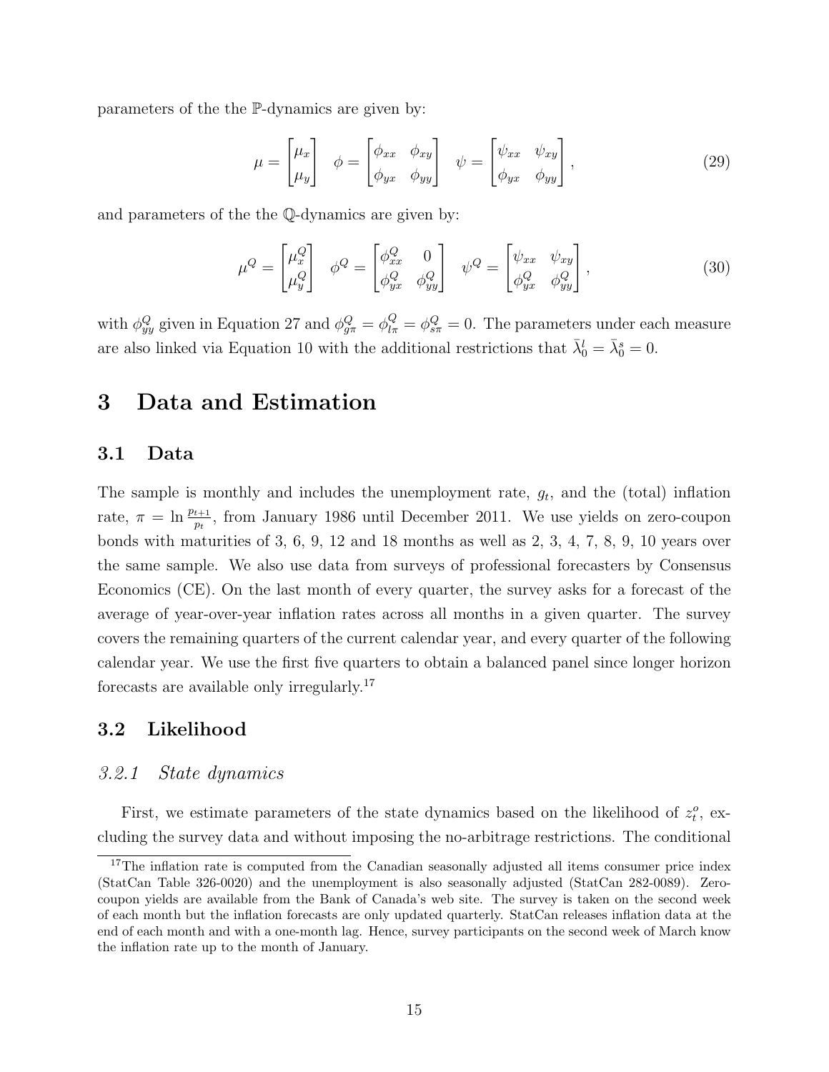parameters of the the $\mathbb{P}$-dynamics are given by:

$$\mu = \begin{bmatrix} \mu_x \\ \mu_y \end{bmatrix} \quad \phi = \begin{bmatrix} \phi_{xx} & \phi_{xy} \\ \phi_{yx} & \phi_{yy} \end{bmatrix} \quad \psi = \begin{bmatrix} \psi_{xx} & \psi_{xy} \\ \phi_{yx} & \phi_{yy} \end{bmatrix}, \tag{29}$$

and parameters of the the $\mathbb{Q}$-dynamics are given by:

$$\mu^Q = \begin{bmatrix} \mu_x^Q \\ \mu_y^Q \end{bmatrix} \quad \phi^Q = \begin{bmatrix} \phi_{xx}^Q & 0 \\ \phi_{yx}^Q & \phi_{yy}^Q \end{bmatrix} \quad \psi^Q = \begin{bmatrix} \psi_{xx} & \psi_{xy} \\ \phi_{yx}^Q & \phi_{yy}^Q \end{bmatrix}, \tag{30}$$

with $\phi_{yy}^Q$ given in Equation 27 and $\phi_{g\pi}^Q = \phi_{l\pi}^Q = \phi_{s\pi}^Q = 0$. The parameters under each measure are also linked via Equation 10 with the additional restrictions that $\bar{\lambda}_0^l = \bar{\lambda}_0^s = 0$.

# 3 Data and Estimation

## 3.1 Data

The sample is monthly and includes the unemployment rate, $g_t$, and the (total) inflation rate, $\pi = \ln \frac{p_{t+1}}{p_t}$, from January 1986 until December 2011. We use yields on zero-coupon bonds with maturities of 3, 6, 9, 12 and 18 months as well as 2, 3, 4, 7, 8, 9, 10 years over the same sample. We also use data from surveys of professional forecasters by Consensus Economics (CE). On the last month of every quarter, the survey asks for a forecast of the average of year-over-year inflation rates across all months in a given quarter. The survey covers the remaining quarters of the current calendar year, and every quarter of the following calendar year. We use the first five quarters to obtain a balanced panel since longer horizon forecasts are available only irregularly.[17]

## 3.2 Likelihood

### *3.2.1 State dynamics*

First, we estimate parameters of the state dynamics based on the likelihood of $z_t^o$, excluding the survey data and without imposing the no-arbitrage restrictions. The conditional

[17] The inflation rate is computed from the Canadian seasonally adjusted all items consumer price index (StatCan Table 326-0020) and the unemployment is also seasonally adjusted (StatCan 282-0089). Zero-coupon yields are available from the Bank of Canada's web site. The survey is taken on the second week of each month but the inflation forecasts are only updated quarterly. StatCan releases inflation data at the end of each month and with a one-month lag. Hence, survey participants on the second week of March know the inflation rate up to the month of January.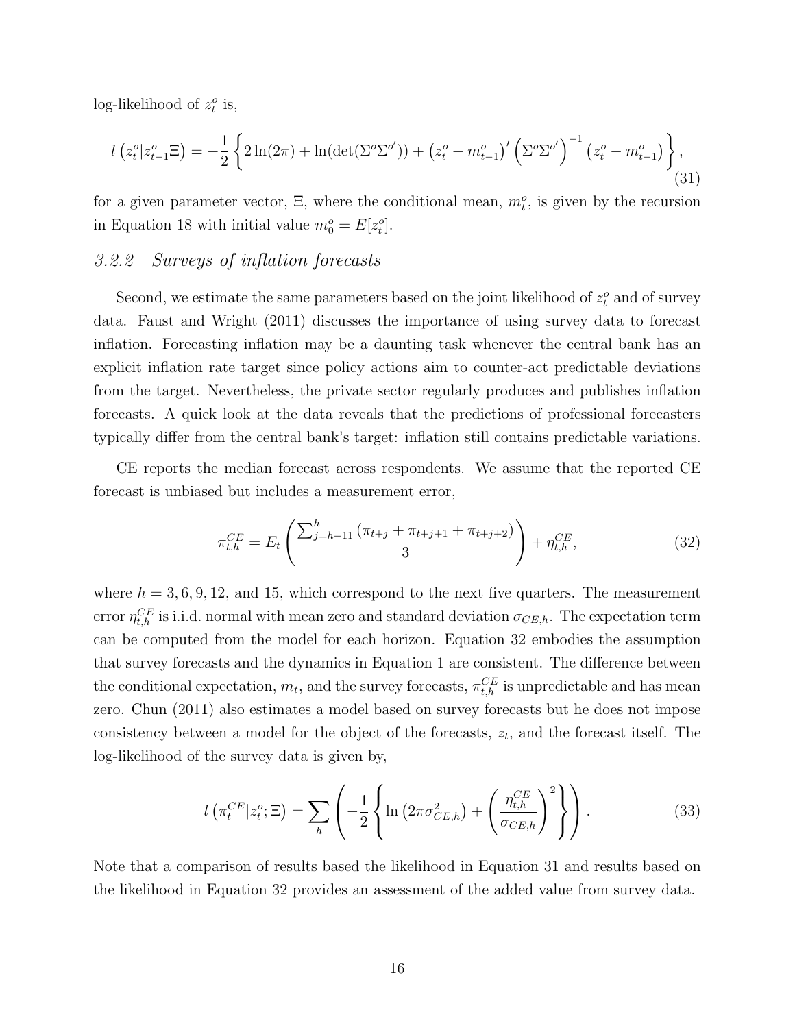log-likelihood of $z_t^o$ is,

$$l\left(z_t^o | z_{t-1}^o \Xi\right) = -\frac{1}{2}\left\{2\ln(2\pi) + \ln(\det(\Sigma^o \Sigma^{o'})) + \left(z_t^o - m_{t-1}^o\right)' \left(\Sigma^o \Sigma^{o'}\right)^{-1} \left(z_t^o - m_{t-1}^o\right)\right\}, \tag{31}$$

for a given parameter vector, $\Xi$, where the conditional mean, $m_t^o$, is given by the recursion in Equation 18 with initial value $m_0^o = E[z_t^o]$.

### *3.2.2 Surveys of inflation forecasts*

Second, we estimate the same parameters based on the joint likelihood of $z_t^o$ and of survey data. Faust and Wright (2011) discusses the importance of using survey data to forecast inflation. Forecasting inflation may be a daunting task whenever the central bank has an explicit inflation rate target since policy actions aim to counter-act predictable deviations from the target. Nevertheless, the private sector regularly produces and publishes inflation forecasts. A quick look at the data reveals that the predictions of professional forecasters typically differ from the central bank's target: inflation still contains predictable variations.

CE reports the median forecast across respondents. We assume that the reported CE forecast is unbiased but includes a measurement error,

$$\pi_{t,h}^{CE} = E_t\left(\frac{\sum_{j=h-11}^{h}\left(\pi_{t+j} + \pi_{t+j+1} + \pi_{t+j+2}\right)}{3}\right) + \eta_{t,h}^{CE}, \tag{32}$$

where $h = 3, 6, 9, 12$, and 15, which correspond to the next five quarters. The measurement error $\eta_{t,h}^{CE}$ is i.i.d. normal with mean zero and standard deviation $\sigma_{CE,h}$. The expectation term can be computed from the model for each horizon. Equation 32 embodies the assumption that survey forecasts and the dynamics in Equation 1 are consistent. The difference between the conditional expectation, $m_t$, and the survey forecasts, $\pi_{t,h}^{CE}$ is unpredictable and has mean zero. Chun (2011) also estimates a model based on survey forecasts but he does not impose consistency between a model for the object of the forecasts, $z_t$, and the forecast itself. The log-likelihood of the survey data is given by,

$$l\left(\pi_t^{CE} | z_t^o; \Xi\right) = \sum_h \left(-\frac{1}{2}\left\{\ln\left(2\pi\sigma_{CE,h}^2\right) + \left(\frac{\eta_{t,h}^{CE}}{\sigma_{CE,h}}\right)^2\right\}\right). \tag{33}$$

Note that a comparison of results based the likelihood in Equation 31 and results based on the likelihood in Equation 32 provides an assessment of the added value from survey data.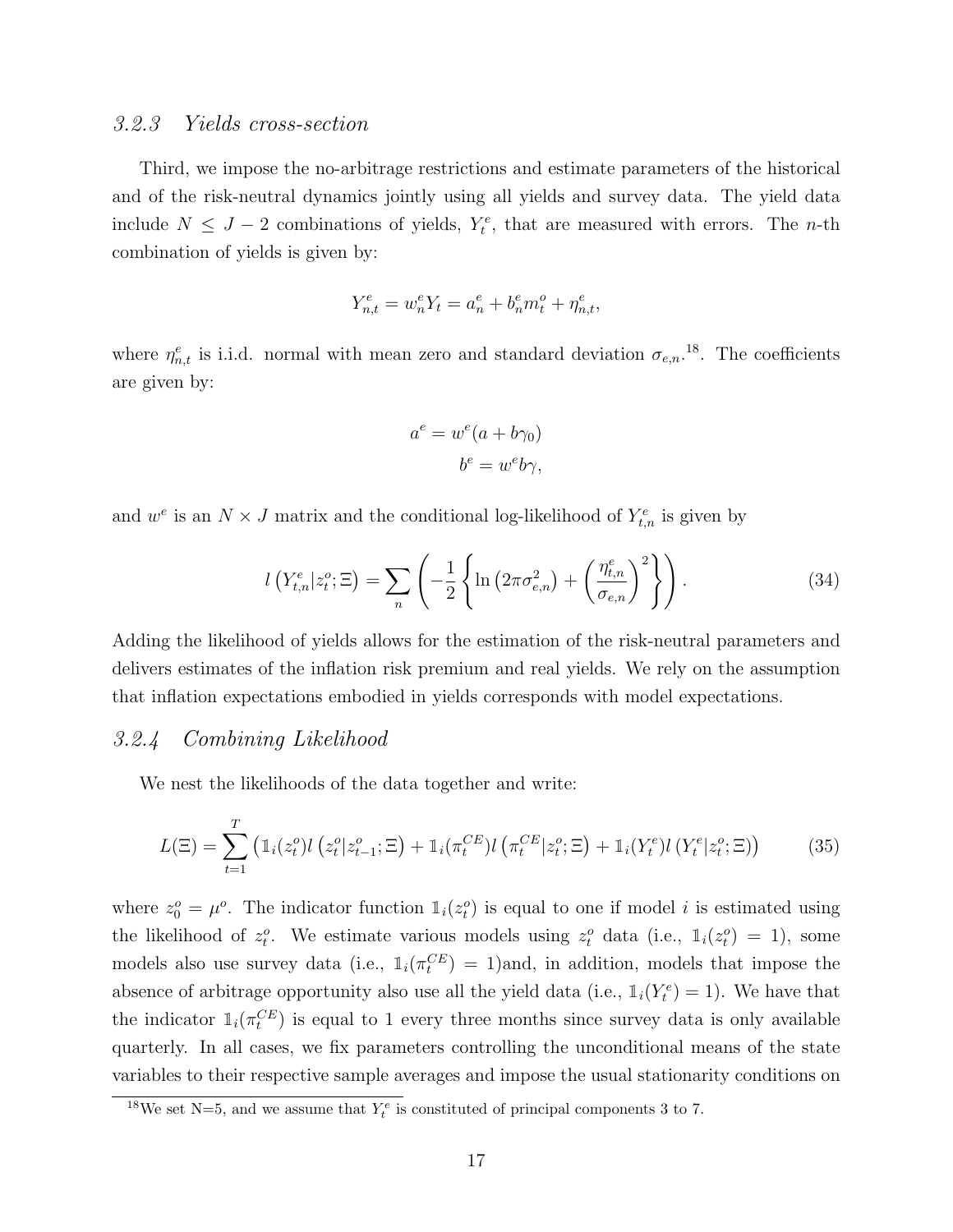### *3.2.3 Yields cross-section*

Third, we impose the no-arbitrage restrictions and estimate parameters of the historical and of the risk-neutral dynamics jointly using all yields and survey data. The yield data include $N \leq J - 2$ combinations of yields, $Y_t^e$, that are measured with errors. The $n$-th combination of yields is given by:

$$Y_{n,t}^e = w_n^e Y_t = a_n^e + b_n^e m_t^o + \eta_{n,t}^e,$$

where $\eta_{n,t}^e$ is i.i.d. normal with mean zero and standard deviation $\sigma_{e,n}$.[18]. The coefficients are given by:

$$a^e = w^e(a + b\gamma_0)$$
$$b^e = w^e b\gamma,$$

and $w^e$ is an $N \times J$ matrix and the conditional log-likelihood of $Y_{t,n}^e$ is given by

$$l\left(Y_{t,n}^e | z_t^o; \Xi\right) = \sum_n \left(-\frac{1}{2}\left\{\ln\left(2\pi\sigma_{e,n}^2\right) + \left(\frac{\eta_{t,n}^e}{\sigma_{e,n}}\right)^2\right\}\right). \tag{34}$$

Adding the likelihood of yields allows for the estimation of the risk-neutral parameters and delivers estimates of the inflation risk premium and real yields. We rely on the assumption that inflation expectations embodied in yields corresponds with model expectations.

### *3.2.4 Combining Likelihood*

We nest the likelihoods of the data together and write:

$$L(\Xi) = \sum_{t=1}^{T} \left(\mathbb{1}_i(z_t^o) l\left(z_t^o | z_{t-1}^o; \Xi\right) + \mathbb{1}_i(\pi_t^{CE}) l\left(\pi_t^{CE} | z_t^o; \Xi\right) + \mathbb{1}_i(Y_t^e) l\left(Y_t^e | z_t^o; \Xi\right)\right) \tag{35}$$

where $z_0^o = \mu^o$. The indicator function $\mathbb{1}_i(z_t^o)$ is equal to one if model $i$ is estimated using the likelihood of $z_t^o$. We estimate various models using $z_t^o$ data (i.e., $\mathbb{1}_i(z_t^o) = 1$), some models also use survey data (i.e., $\mathbb{1}_i(\pi_t^{CE}) = 1$)and, in addition, models that impose the absence of arbitrage opportunity also use all the yield data (i.e., $\mathbb{1}_i(Y_t^e) = 1$). We have that the indicator $\mathbb{1}_i(\pi_t^{CE})$ is equal to 1 every three months since survey data is only available quarterly. In all cases, we fix parameters controlling the unconditional means of the state variables to their respective sample averages and impose the usual stationarity conditions on

[18] We set N=5, and we assume that $Y_t^e$ is constituted of principal components 3 to 7.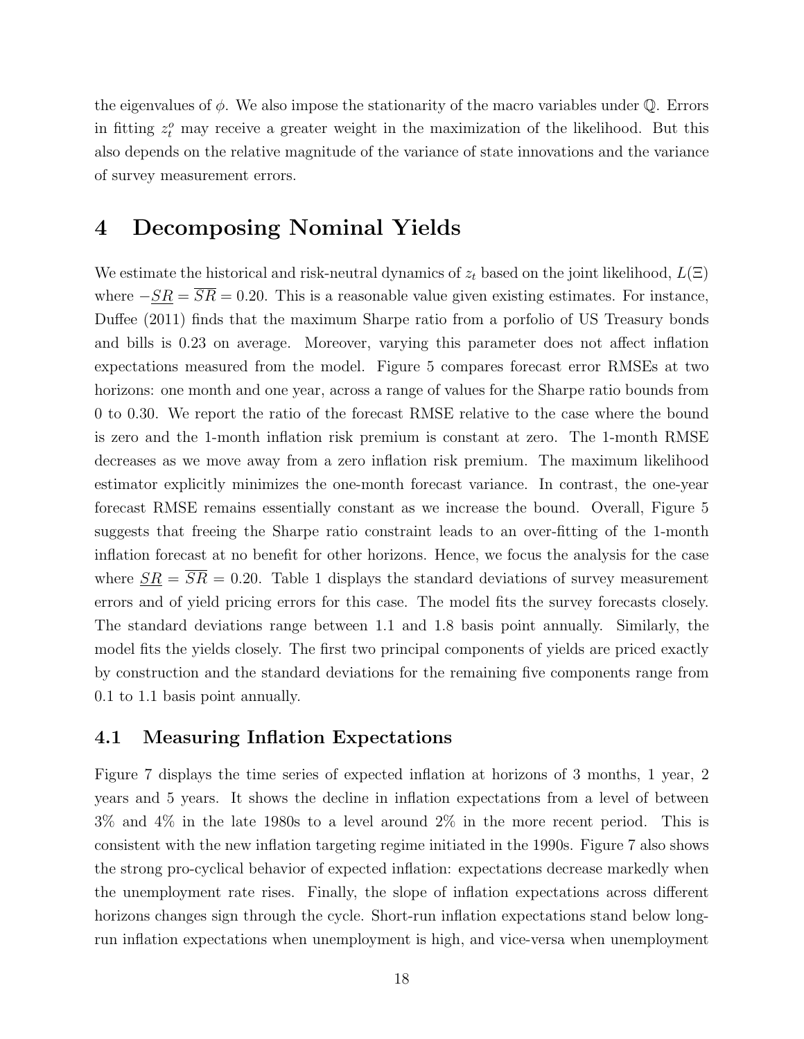the eigenvalues of $\phi$. We also impose the stationarity of the macro variables under $\mathbb{Q}$. Errors in fitting $z_t^o$ may receive a greater weight in the maximization of the likelihood. But this also depends on the relative magnitude of the variance of state innovations and the variance of survey measurement errors.

# 4 Decomposing Nominal Yields

We estimate the historical and risk-neutral dynamics of $z_t$ based on the joint likelihood, $L(\Xi)$ where $-\underline{SR} = \overline{SR} = 0.20$. This is a reasonable value given existing estimates. For instance, Duffee (2011) finds that the maximum Sharpe ratio from a porfolio of US Treasury bonds and bills is 0.23 on average. Moreover, varying this parameter does not affect inflation expectations measured from the model. Figure 5 compares forecast error RMSEs at two horizons: one month and one year, across a range of values for the Sharpe ratio bounds from 0 to 0.30. We report the ratio of the forecast RMSE relative to the case where the bound is zero and the 1-month inflation risk premium is constant at zero. The 1-month RMSE decreases as we move away from a zero inflation risk premium. The maximum likelihood estimator explicitly minimizes the one-month forecast variance. In contrast, the one-year forecast RMSE remains essentially constant as we increase the bound. Overall, Figure 5 suggests that freeing the Sharpe ratio constraint leads to an over-fitting of the 1-month inflation forecast at no benefit for other horizons. Hence, we focus the analysis for the case where $\underline{SR} = \overline{SR} = 0.20$. Table 1 displays the standard deviations of survey measurement errors and of yield pricing errors for this case. The model fits the survey forecasts closely. The standard deviations range between 1.1 and 1.8 basis point annually. Similarly, the model fits the yields closely. The first two principal components of yields are priced exactly by construction and the standard deviations for the remaining five components range from 0.1 to 1.1 basis point annually.

## 4.1 Measuring Inflation Expectations

Figure 7 displays the time series of expected inflation at horizons of 3 months, 1 year, 2 years and 5 years. It shows the decline in inflation expectations from a level of between 3% and 4% in the late 1980s to a level around 2% in the more recent period. This is consistent with the new inflation targeting regime initiated in the 1990s. Figure 7 also shows the strong pro-cyclical behavior of expected inflation: expectations decrease markedly when the unemployment rate rises. Finally, the slope of inflation expectations across different horizons changes sign through the cycle. Short-run inflation expectations stand below long-run inflation expectations when unemployment is high, and vice-versa when unemployment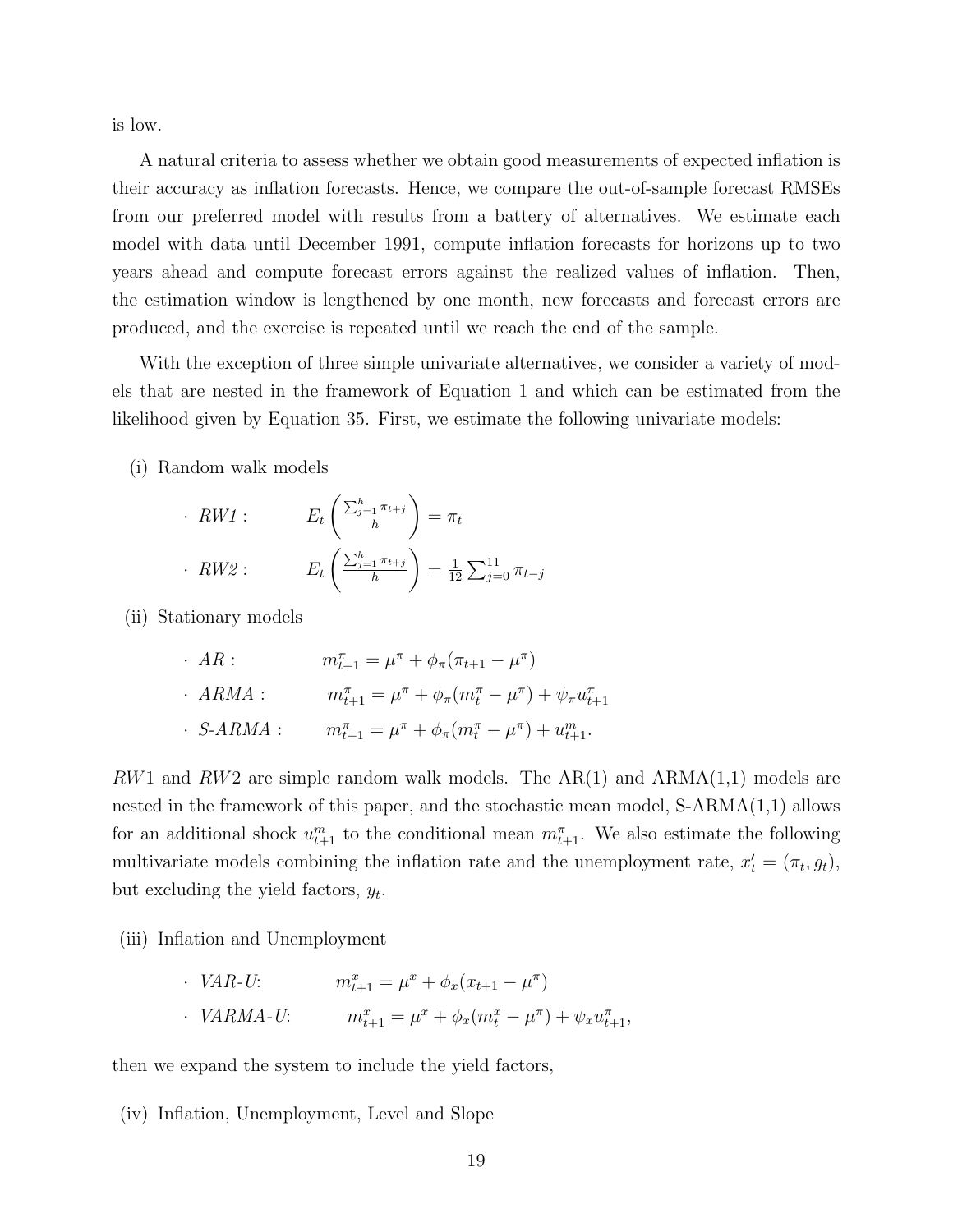is low.

A natural criteria to assess whether we obtain good measurements of expected inflation is their accuracy as inflation forecasts. Hence, we compare the out-of-sample forecast RMSEs from our preferred model with results from a battery of alternatives. We estimate each model with data until December 1991, compute inflation forecasts for horizons up to two years ahead and compute forecast errors against the realized values of inflation. Then, the estimation window is lengthened by one month, new forecasts and forecast errors are produced, and the exercise is repeated until we reach the end of the sample.

With the exception of three simple univariate alternatives, we consider a variety of models that are nested in the framework of Equation 1 and which can be estimated from the likelihood given by Equation 35. First, we estimate the following univariate models:

(i) Random walk models

- *RW1* : $\quad E_t\left(\frac{\sum_{j=1}^{h}\pi_{t+j}}{h}\right) = \pi_t$
- *RW2* : $\quad E_t\left(\frac{\sum_{j=1}^{h}\pi_{t+j}}{h}\right) = \frac{1}{12}\sum_{j=0}^{11}\pi_{t-j}$

(ii) Stationary models

- *AR* : $\quad m^{\pi}_{t+1} = \mu^{\pi} + \phi_{\pi}(\pi_{t+1} - \mu^{\pi})$
- *ARMA* : $\quad m^{\pi}_{t+1} = \mu^{\pi} + \phi_{\pi}(m^{\pi}_{t} - \mu^{\pi}) + \psi_{\pi}u^{\pi}_{t+1}$
- *S-ARMA* : $\quad m^{\pi}_{t+1} = \mu^{\pi} + \phi_{\pi}(m^{\pi}_{t} - \mu^{\pi}) + u^{m}_{t+1}.$

$RW1$ and $RW2$ are simple random walk models. The AR(1) and ARMA(1,1) models are nested in the framework of this paper, and the stochastic mean model, S-ARMA(1,1) allows for an additional shock $u^m_{t+1}$ to the conditional mean $m^{\pi}_{t+1}$. We also estimate the following multivariate models combining the inflation rate and the unemployment rate, $x'_t = (\pi_t, g_t)$, but excluding the yield factors, $y_t$.

(iii) Inflation and Unemployment

- *VAR-U*: $\quad m^{x}_{t+1} = \mu^{x} + \phi_{x}(x_{t+1} - \mu^{\pi})$
- *VARMA-U*: $\quad m^{x}_{t+1} = \mu^{x} + \phi_{x}(m^{x}_{t} - \mu^{\pi}) + \psi_{x}u^{\pi}_{t+1},$

then we expand the system to include the yield factors,

(iv) Inflation, Unemployment, Level and Slope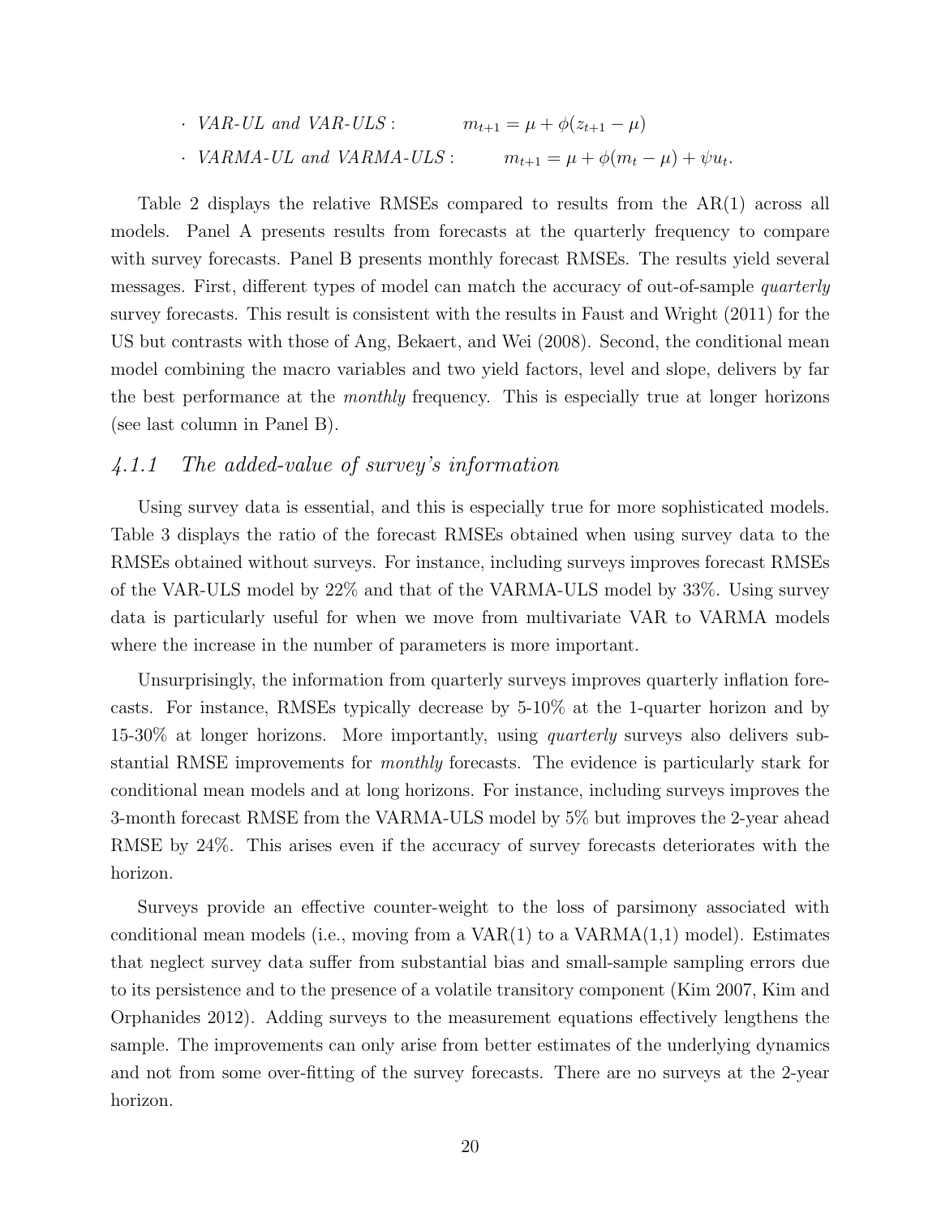- *VAR-UL and VAR-ULS* : $m_{t+1} = \mu + \phi(z_{t+1} - \mu)$
- *VARMA-UL and VARMA-ULS* : $m_{t+1} = \mu + \phi(m_t - \mu) + \psi u_t.$

Table 2 displays the relative RMSEs compared to results from the AR(1) across all models. Panel A presents results from forecasts at the quarterly frequency to compare with survey forecasts. Panel B presents monthly forecast RMSEs. The results yield several messages. First, different types of model can match the accuracy of out-of-sample *quarterly* survey forecasts. This result is consistent with the results in Faust and Wright (2011) for the US but contrasts with those of Ang, Bekaert, and Wei (2008). Second, the conditional mean model combining the macro variables and two yield factors, level and slope, delivers by far the best performance at the *monthly* frequency. This is especially true at longer horizons (see last column in Panel B).

### *4.1.1 The added-value of survey's information*

Using survey data is essential, and this is especially true for more sophisticated models. Table 3 displays the ratio of the forecast RMSEs obtained when using survey data to the RMSEs obtained without surveys. For instance, including surveys improves forecast RMSEs of the VAR-ULS model by 22% and that of the VARMA-ULS model by 33%. Using survey data is particularly useful for when we move from multivariate VAR to VARMA models where the increase in the number of parameters is more important.

Unsurprisingly, the information from quarterly surveys improves quarterly inflation forecasts. For instance, RMSEs typically decrease by 5-10% at the 1-quarter horizon and by 15-30% at longer horizons. More importantly, using *quarterly* surveys also delivers substantial RMSE improvements for *monthly* forecasts. The evidence is particularly stark for conditional mean models and at long horizons. For instance, including surveys improves the 3-month forecast RMSE from the VARMA-ULS model by 5% but improves the 2-year ahead RMSE by 24%. This arises even if the accuracy of survey forecasts deteriorates with the horizon.

Surveys provide an effective counter-weight to the loss of parsimony associated with conditional mean models (i.e., moving from a VAR(1) to a VARMA(1,1) model). Estimates that neglect survey data suffer from substantial bias and small-sample sampling errors due to its persistence and to the presence of a volatile transitory component (Kim 2007, Kim and Orphanides 2012). Adding surveys to the measurement equations effectively lengthens the sample. The improvements can only arise from better estimates of the underlying dynamics and not from some over-fitting of the survey forecasts. There are no surveys at the 2-year horizon.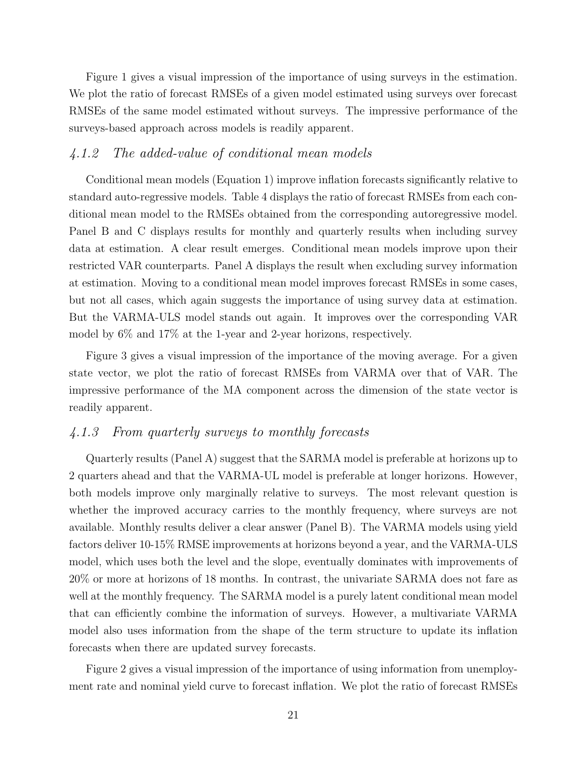Figure 1 gives a visual impression of the importance of using surveys in the estimation. We plot the ratio of forecast RMSEs of a given model estimated using surveys over forecast RMSEs of the same model estimated without surveys. The impressive performance of the surveys-based approach across models is readily apparent.

### *4.1.2 The added-value of conditional mean models*

Conditional mean models (Equation 1) improve inflation forecasts significantly relative to standard auto-regressive models. Table 4 displays the ratio of forecast RMSEs from each conditional mean model to the RMSEs obtained from the corresponding autoregressive model. Panel B and C displays results for monthly and quarterly results when including survey data at estimation. A clear result emerges. Conditional mean models improve upon their restricted VAR counterparts. Panel A displays the result when excluding survey information at estimation. Moving to a conditional mean model improves forecast RMSEs in some cases, but not all cases, which again suggests the importance of using survey data at estimation. But the VARMA-ULS model stands out again. It improves over the corresponding VAR model by 6% and 17% at the 1-year and 2-year horizons, respectively.

Figure 3 gives a visual impression of the importance of the moving average. For a given state vector, we plot the ratio of forecast RMSEs from VARMA over that of VAR. The impressive performance of the MA component across the dimension of the state vector is readily apparent.

### *4.1.3 From quarterly surveys to monthly forecasts*

Quarterly results (Panel A) suggest that the SARMA model is preferable at horizons up to 2 quarters ahead and that the VARMA-UL model is preferable at longer horizons. However, both models improve only marginally relative to surveys. The most relevant question is whether the improved accuracy carries to the monthly frequency, where surveys are not available. Monthly results deliver a clear answer (Panel B). The VARMA models using yield factors deliver 10-15% RMSE improvements at horizons beyond a year, and the VARMA-ULS model, which uses both the level and the slope, eventually dominates with improvements of 20% or more at horizons of 18 months. In contrast, the univariate SARMA does not fare as well at the monthly frequency. The SARMA model is a purely latent conditional mean model that can efficiently combine the information of surveys. However, a multivariate VARMA model also uses information from the shape of the term structure to update its inflation forecasts when there are updated survey forecasts.

Figure 2 gives a visual impression of the importance of using information from unemployment rate and nominal yield curve to forecast inflation. We plot the ratio of forecast RMSEs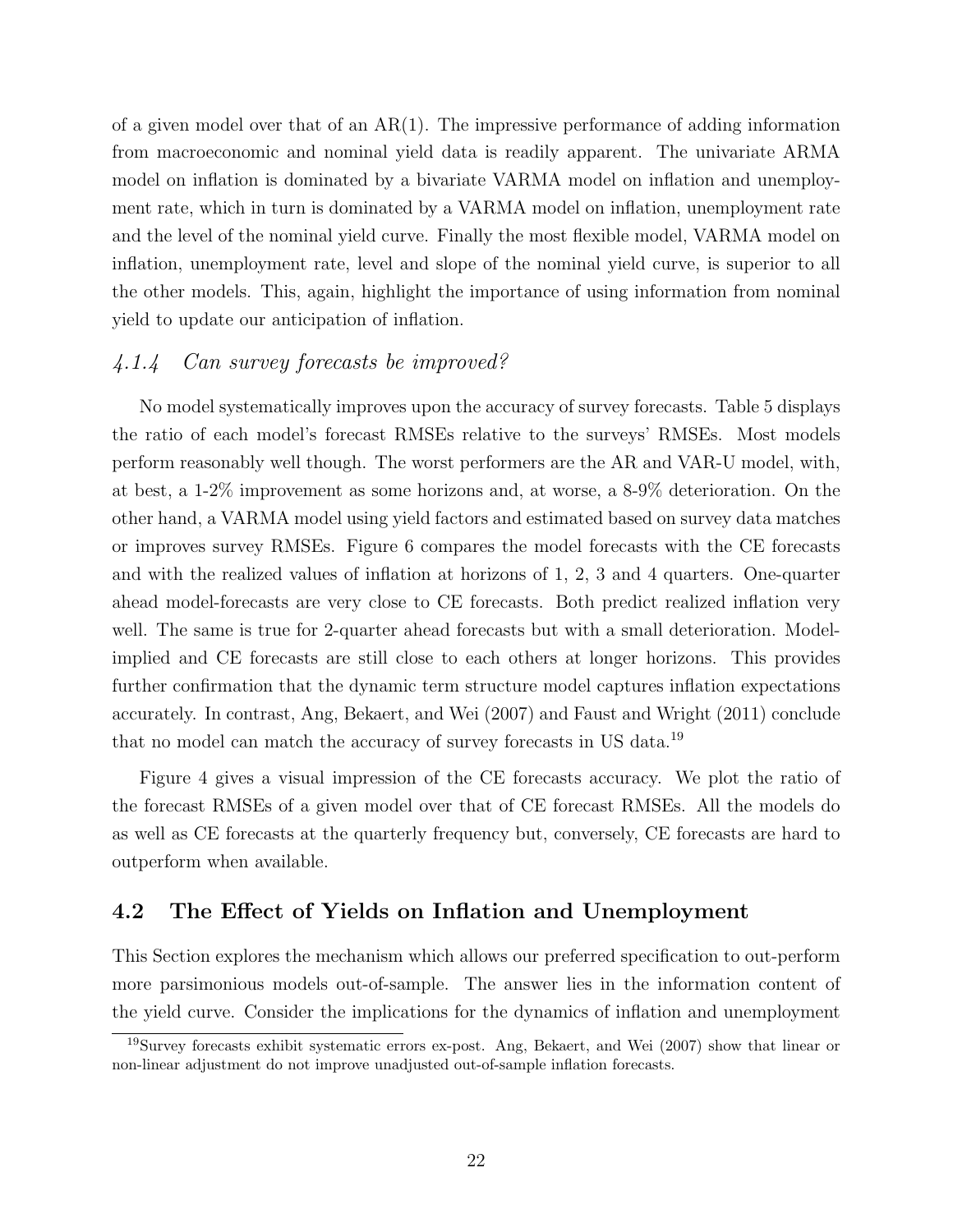of a given model over that of an AR(1). The impressive performance of adding information from macroeconomic and nominal yield data is readily apparent. The univariate ARMA model on inflation is dominated by a bivariate VARMA model on inflation and unemployment rate, which in turn is dominated by a VARMA model on inflation, unemployment rate and the level of the nominal yield curve. Finally the most flexible model, VARMA model on inflation, unemployment rate, level and slope of the nominal yield curve, is superior to all the other models. This, again, highlight the importance of using information from nominal yield to update our anticipation of inflation.

### *4.1.4 Can survey forecasts be improved?*

No model systematically improves upon the accuracy of survey forecasts. Table 5 displays the ratio of each model's forecast RMSEs relative to the surveys' RMSEs. Most models perform reasonably well though. The worst performers are the AR and VAR-U model, with, at best, a 1-2% improvement as some horizons and, at worse, a 8-9% deterioration. On the other hand, a VARMA model using yield factors and estimated based on survey data matches or improves survey RMSEs. Figure 6 compares the model forecasts with the CE forecasts and with the realized values of inflation at horizons of 1, 2, 3 and 4 quarters. One-quarter ahead model-forecasts are very close to CE forecasts. Both predict realized inflation very well. The same is true for 2-quarter ahead forecasts but with a small deterioration. Model-implied and CE forecasts are still close to each others at longer horizons. This provides further confirmation that the dynamic term structure model captures inflation expectations accurately. In contrast, Ang, Bekaert, and Wei (2007) and Faust and Wright (2011) conclude that no model can match the accuracy of survey forecasts in US data.[19]

Figure 4 gives a visual impression of the CE forecasts accuracy. We plot the ratio of the forecast RMSEs of a given model over that of CE forecast RMSEs. All the models do as well as CE forecasts at the quarterly frequency but, conversely, CE forecasts are hard to outperform when available.

## 4.2 The Effect of Yields on Inflation and Unemployment

This Section explores the mechanism which allows our preferred specification to out-perform more parsimonious models out-of-sample. The answer lies in the information content of the yield curve. Consider the implications for the dynamics of inflation and unemployment

[19] Survey forecasts exhibit systematic errors ex-post. Ang, Bekaert, and Wei (2007) show that linear or non-linear adjustment do not improve unadjusted out-of-sample inflation forecasts.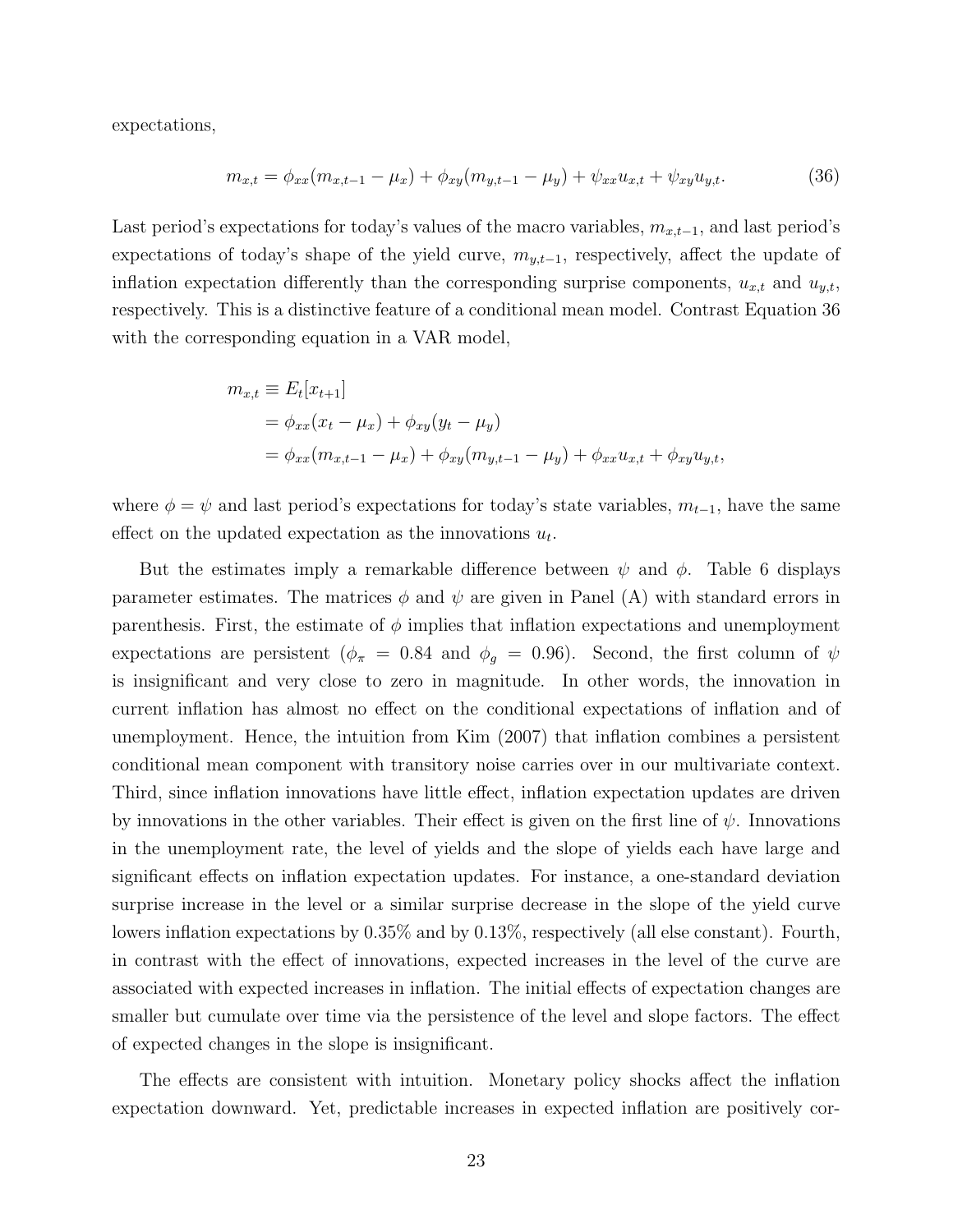expectations,

$$m_{x,t} = \phi_{xx}(m_{x,t-1} - \mu_x) + \phi_{xy}(m_{y,t-1} - \mu_y) + \psi_{xx}u_{x,t} + \psi_{xy}u_{y,t}. \tag{36}$$

Last period's expectations for today's values of the macro variables, $m_{x,t-1}$, and last period's expectations of today's shape of the yield curve, $m_{y,t-1}$, respectively, affect the update of inflation expectation differently than the corresponding surprise components, $u_{x,t}$ and $u_{y,t}$, respectively. This is a distinctive feature of a conditional mean model. Contrast Equation 36 with the corresponding equation in a VAR model,

$$\begin{aligned}
m_{x,t} &\equiv E_t[x_{t+1}] \\
&= \phi_{xx}(x_t - \mu_x) + \phi_{xy}(y_t - \mu_y) \\
&= \phi_{xx}(m_{x,t-1} - \mu_x) + \phi_{xy}(m_{y,t-1} - \mu_y) + \phi_{xx}u_{x,t} + \phi_{xy}u_{y,t},
\end{aligned}$$

where $\phi = \psi$ and last period's expectations for today's state variables, $m_{t-1}$, have the same effect on the updated expectation as the innovations $u_t$.

But the estimates imply a remarkable difference between $\psi$ and $\phi$. Table 6 displays parameter estimates. The matrices $\phi$ and $\psi$ are given in Panel (A) with standard errors in parenthesis. First, the estimate of $\phi$ implies that inflation expectations and unemployment expectations are persistent ($\phi_\pi = 0.84$ and $\phi_g = 0.96$). Second, the first column of $\psi$ is insignificant and very close to zero in magnitude. In other words, the innovation in current inflation has almost no effect on the conditional expectations of inflation and of unemployment. Hence, the intuition from Kim (2007) that inflation combines a persistent conditional mean component with transitory noise carries over in our multivariate context. Third, since inflation innovations have little effect, inflation expectation updates are driven by innovations in the other variables. Their effect is given on the first line of $\psi$. Innovations in the unemployment rate, the level of yields and the slope of yields each have large and significant effects on inflation expectation updates. For instance, a one-standard deviation surprise increase in the level or a similar surprise decrease in the slope of the yield curve lowers inflation expectations by 0.35% and by 0.13%, respectively (all else constant). Fourth, in contrast with the effect of innovations, expected increases in the level of the curve are associated with expected increases in inflation. The initial effects of expectation changes are smaller but cumulate over time via the persistence of the level and slope factors. The effect of expected changes in the slope is insignificant.

The effects are consistent with intuition. Monetary policy shocks affect the inflation expectation downward. Yet, predictable increases in expected inflation are positively cor-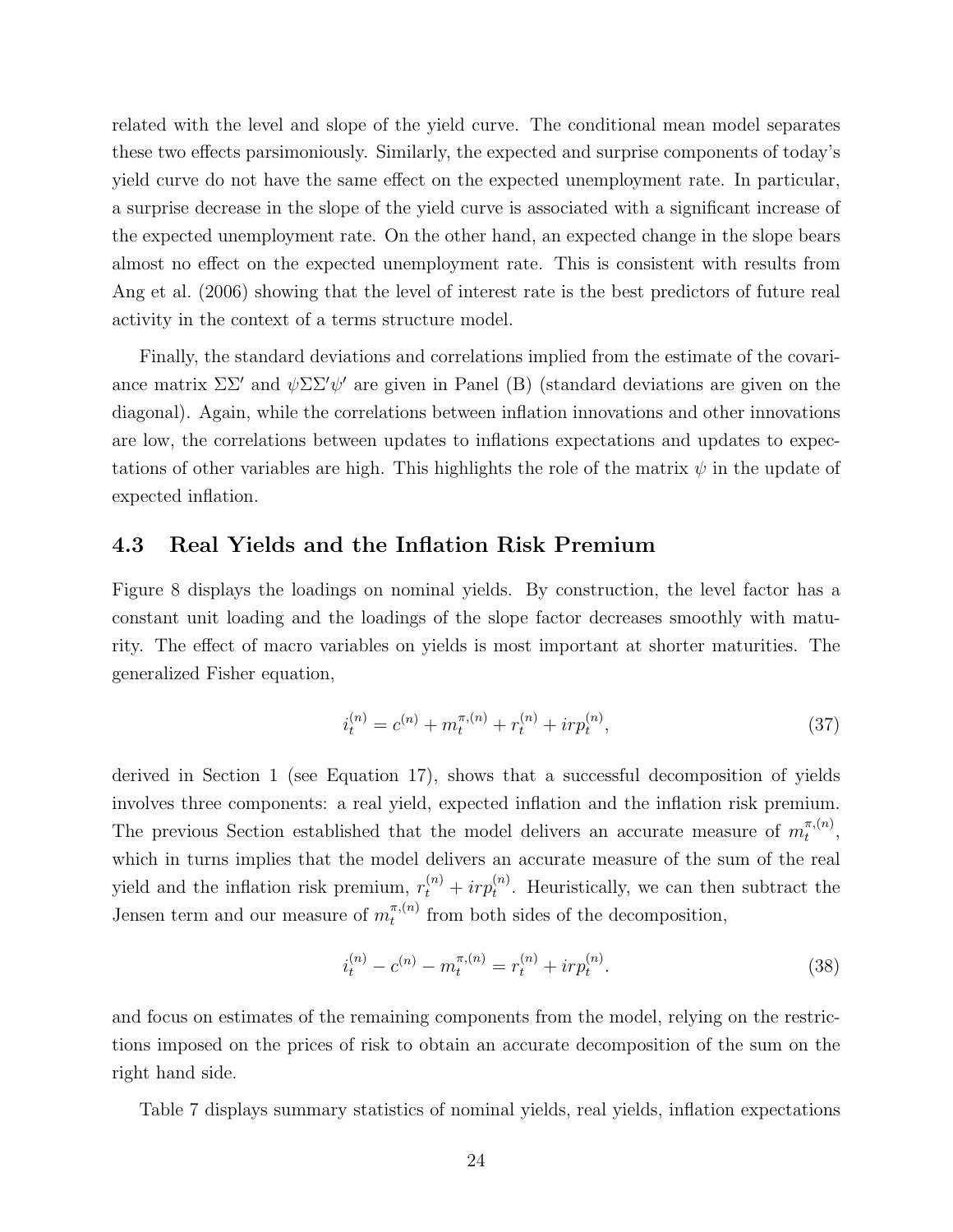related with the level and slope of the yield curve. The conditional mean model separates these two effects parsimoniously. Similarly, the expected and surprise components of today's yield curve do not have the same effect on the expected unemployment rate. In particular, a surprise decrease in the slope of the yield curve is associated with a significant increase of the expected unemployment rate. On the other hand, an expected change in the slope bears almost no effect on the expected unemployment rate. This is consistent with results from Ang et al. (2006) showing that the level of interest rate is the best predictors of future real activity in the context of a terms structure model.

Finally, the standard deviations and correlations implied from the estimate of the covariance matrix $\Sigma\Sigma'$ and $\psi\Sigma\Sigma'\psi'$ are given in Panel (B) (standard deviations are given on the diagonal). Again, while the correlations between inflation innovations and other innovations are low, the correlations between updates to inflations expectations and updates to expectations of other variables are high. This highlights the role of the matrix $\psi$ in the update of expected inflation.

## 4.3 Real Yields and the Inflation Risk Premium

Figure 8 displays the loadings on nominal yields. By construction, the level factor has a constant unit loading and the loadings of the slope factor decreases smoothly with maturity. The effect of macro variables on yields is most important at shorter maturities. The generalized Fisher equation,

$$i_t^{(n)} = c^{(n)} + m_t^{\pi,(n)} + r_t^{(n)} + irp_t^{(n)}, \tag{37}$$

derived in Section 1 (see Equation 17), shows that a successful decomposition of yields involves three components: a real yield, expected inflation and the inflation risk premium. The previous Section established that the model delivers an accurate measure of $m_t^{\pi,(n)}$, which in turns implies that the model delivers an accurate measure of the sum of the real yield and the inflation risk premium, $r_t^{(n)} + irp_t^{(n)}$. Heuristically, we can then subtract the Jensen term and our measure of $m_t^{\pi,(n)}$ from both sides of the decomposition,

$$i_t^{(n)} - c^{(n)} - m_t^{\pi,(n)} = r_t^{(n)} + irp_t^{(n)}. \tag{38}$$

and focus on estimates of the remaining components from the model, relying on the restrictions imposed on the prices of risk to obtain an accurate decomposition of the sum on the right hand side.

Table 7 displays summary statistics of nominal yields, real yields, inflation expectations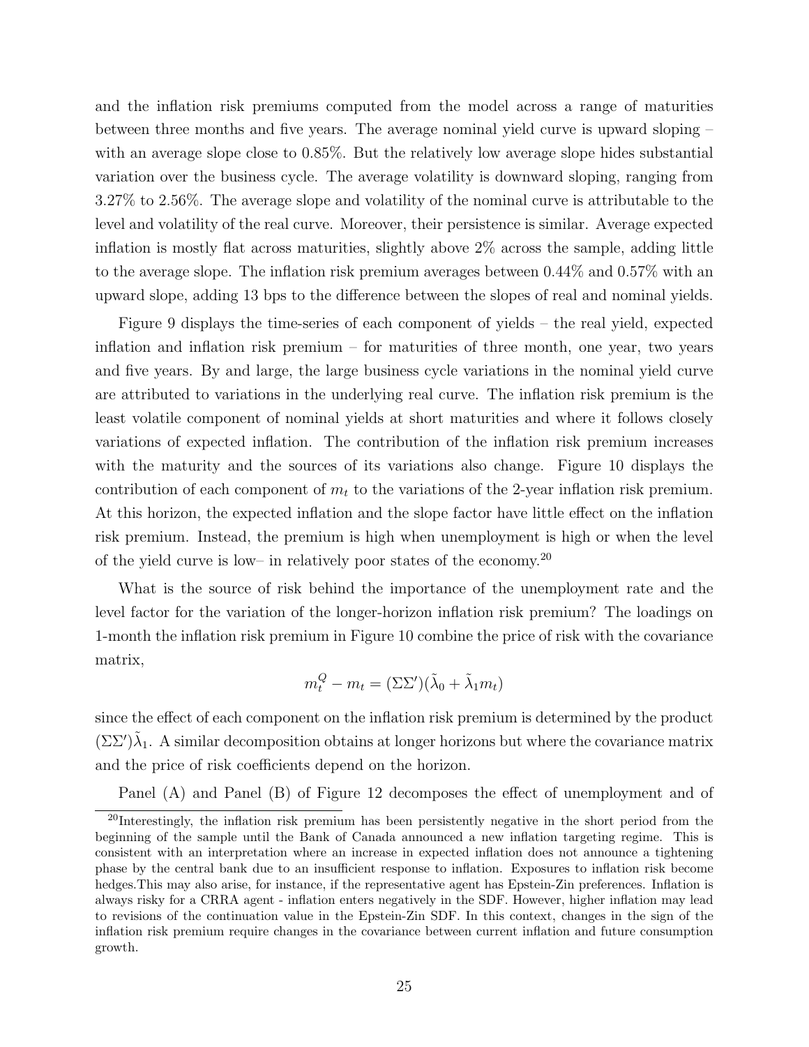and the inflation risk premiums computed from the model across a range of maturities between three months and five years. The average nominal yield curve is upward sloping – with an average slope close to 0.85%. But the relatively low average slope hides substantial variation over the business cycle. The average volatility is downward sloping, ranging from 3.27% to 2.56%. The average slope and volatility of the nominal curve is attributable to the level and volatility of the real curve. Moreover, their persistence is similar. Average expected inflation is mostly flat across maturities, slightly above 2% across the sample, adding little to the average slope. The inflation risk premium averages between 0.44% and 0.57% with an upward slope, adding 13 bps to the difference between the slopes of real and nominal yields.

Figure 9 displays the time-series of each component of yields – the real yield, expected inflation and inflation risk premium – for maturities of three month, one year, two years and five years. By and large, the large business cycle variations in the nominal yield curve are attributed to variations in the underlying real curve. The inflation risk premium is the least volatile component of nominal yields at short maturities and where it follows closely variations of expected inflation. The contribution of the inflation risk premium increases with the maturity and the sources of its variations also change. Figure 10 displays the contribution of each component of $m_t$ to the variations of the 2-year inflation risk premium. At this horizon, the expected inflation and the slope factor have little effect on the inflation risk premium. Instead, the premium is high when unemployment is high or when the level of the yield curve is low– in relatively poor states of the economy.[20]

What is the source of risk behind the importance of the unemployment rate and the level factor for the variation of the longer-horizon inflation risk premium? The loadings on 1-month the inflation risk premium in Figure 10 combine the price of risk with the covariance matrix,

$$m_t^Q - m_t = (\Sigma\Sigma')(\tilde{\lambda}_0 + \tilde{\lambda}_1 m_t)$$

since the effect of each component on the inflation risk premium is determined by the product $(\Sigma\Sigma')\tilde{\lambda}_1$. A similar decomposition obtains at longer horizons but where the covariance matrix and the price of risk coefficients depend on the horizon.

Panel (A) and Panel (B) of Figure 12 decomposes the effect of unemployment and of

[20] Interestingly, the inflation risk premium has been persistently negative in the short period from the beginning of the sample until the Bank of Canada announced a new inflation targeting regime. This is consistent with an interpretation where an increase in expected inflation does not announce a tightening phase by the central bank due to an insufficient response to inflation. Exposures to inflation risk become hedges.This may also arise, for instance, if the representative agent has Epstein-Zin preferences. Inflation is always risky for a CRRA agent - inflation enters negatively in the SDF. However, higher inflation may lead to revisions of the continuation value in the Epstein-Zin SDF. In this context, changes in the sign of the inflation risk premium require changes in the covariance between current inflation and future consumption growth.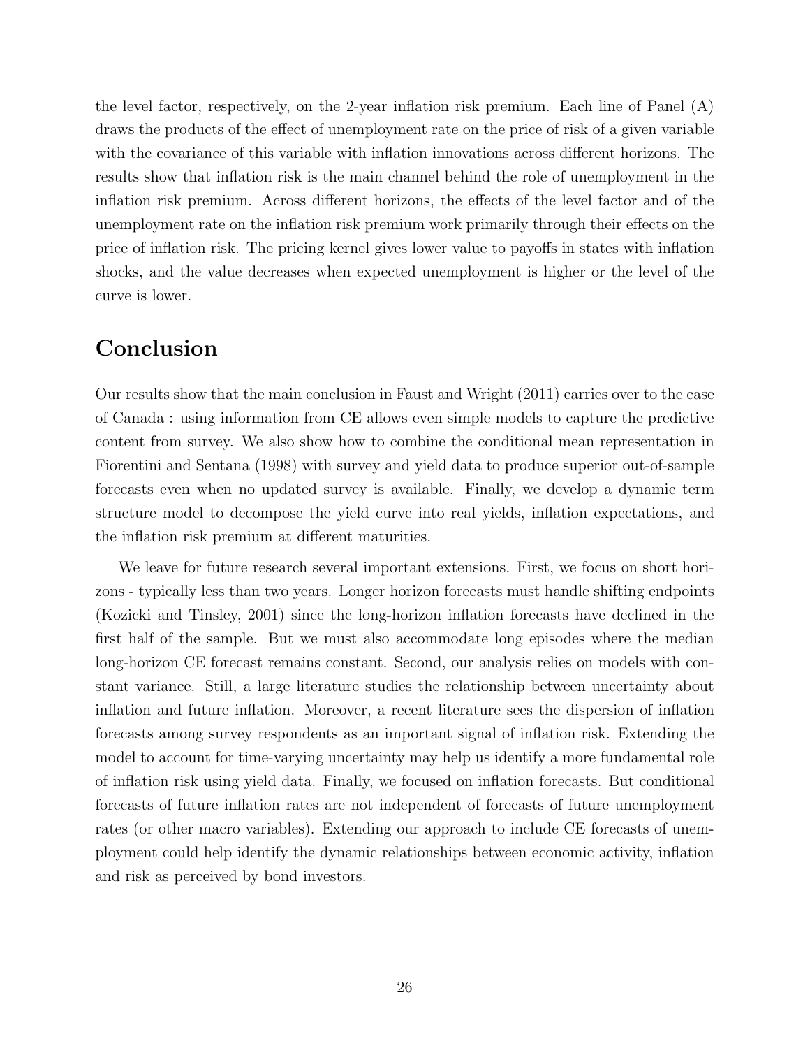the level factor, respectively, on the 2-year inflation risk premium. Each line of Panel (A) draws the products of the effect of unemployment rate on the price of risk of a given variable with the covariance of this variable with inflation innovations across different horizons. The results show that inflation risk is the main channel behind the role of unemployment in the inflation risk premium. Across different horizons, the effects of the level factor and of the unemployment rate on the inflation risk premium work primarily through their effects on the price of inflation risk. The pricing kernel gives lower value to payoffs in states with inflation shocks, and the value decreases when expected unemployment is higher or the level of the curve is lower.

# Conclusion

Our results show that the main conclusion in Faust and Wright (2011) carries over to the case of Canada : using information from CE allows even simple models to capture the predictive content from survey. We also show how to combine the conditional mean representation in Fiorentini and Sentana (1998) with survey and yield data to produce superior out-of-sample forecasts even when no updated survey is available. Finally, we develop a dynamic term structure model to decompose the yield curve into real yields, inflation expectations, and the inflation risk premium at different maturities.

We leave for future research several important extensions. First, we focus on short horizons - typically less than two years. Longer horizon forecasts must handle shifting endpoints (Kozicki and Tinsley, 2001) since the long-horizon inflation forecasts have declined in the first half of the sample. But we must also accommodate long episodes where the median long-horizon CE forecast remains constant. Second, our analysis relies on models with constant variance. Still, a large literature studies the relationship between uncertainty about inflation and future inflation. Moreover, a recent literature sees the dispersion of inflation forecasts among survey respondents as an important signal of inflation risk. Extending the model to account for time-varying uncertainty may help us identify a more fundamental role of inflation risk using yield data. Finally, we focused on inflation forecasts. But conditional forecasts of future inflation rates are not independent of forecasts of future unemployment rates (or other macro variables). Extending our approach to include CE forecasts of unemployment could help identify the dynamic relationships between economic activity, inflation and risk as perceived by bond investors.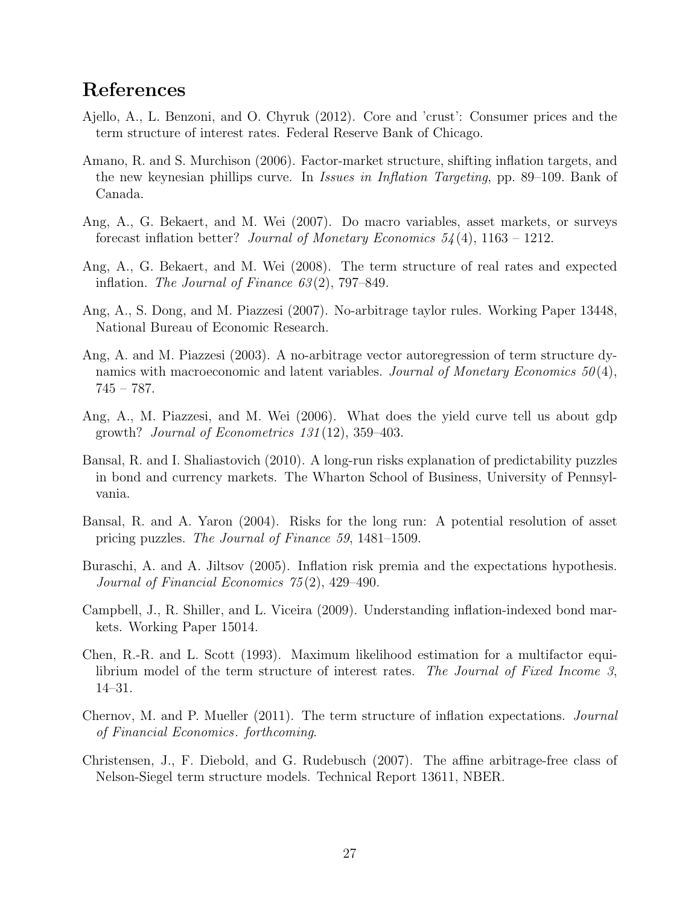# References

Ajello, A., L. Benzoni, and O. Chyruk (2012). Core and 'crust': Consumer prices and the term structure of interest rates. Federal Reserve Bank of Chicago.

Amano, R. and S. Murchison (2006). Factor-market structure, shifting inflation targets, and the new keynesian phillips curve. In *Issues in Inflation Targeting*, pp. 89–109. Bank of Canada.

Ang, A., G. Bekaert, and M. Wei (2007). Do macro variables, asset markets, or surveys forecast inflation better? *Journal of Monetary Economics 54*(4), 1163 – 1212.

Ang, A., G. Bekaert, and M. Wei (2008). The term structure of real rates and expected inflation. *The Journal of Finance 63*(2), 797–849.

Ang, A., S. Dong, and M. Piazzesi (2007). No-arbitrage taylor rules. Working Paper 13448, National Bureau of Economic Research.

Ang, A. and M. Piazzesi (2003). A no-arbitrage vector autoregression of term structure dynamics with macroeconomic and latent variables. *Journal of Monetary Economics 50*(4), 745 – 787.

Ang, A., M. Piazzesi, and M. Wei (2006). What does the yield curve tell us about gdp growth? *Journal of Econometrics 131*(12), 359–403.

Bansal, R. and I. Shaliastovich (2010). A long-run risks explanation of predictability puzzles in bond and currency markets. The Wharton School of Business, University of Pennsylvania.

Bansal, R. and A. Yaron (2004). Risks for the long run: A potential resolution of asset pricing puzzles. *The Journal of Finance 59*, 1481–1509.

Buraschi, A. and A. Jiltsov (2005). Inflation risk premia and the expectations hypothesis. *Journal of Financial Economics 75*(2), 429–490.

Campbell, J., R. Shiller, and L. Viceira (2009). Understanding inflation-indexed bond markets. Working Paper 15014.

Chen, R.-R. and L. Scott (1993). Maximum likelihood estimation for a multifactor equilibrium model of the term structure of interest rates. *The Journal of Fixed Income 3*, 14–31.

Chernov, M. and P. Mueller (2011). The term structure of inflation expectations. *Journal of Financial Economics*. *forthcoming*.

Christensen, J., F. Diebold, and G. Rudebusch (2007). The affine arbitrage-free class of Nelson-Siegel term structure models. Technical Report 13611, NBER.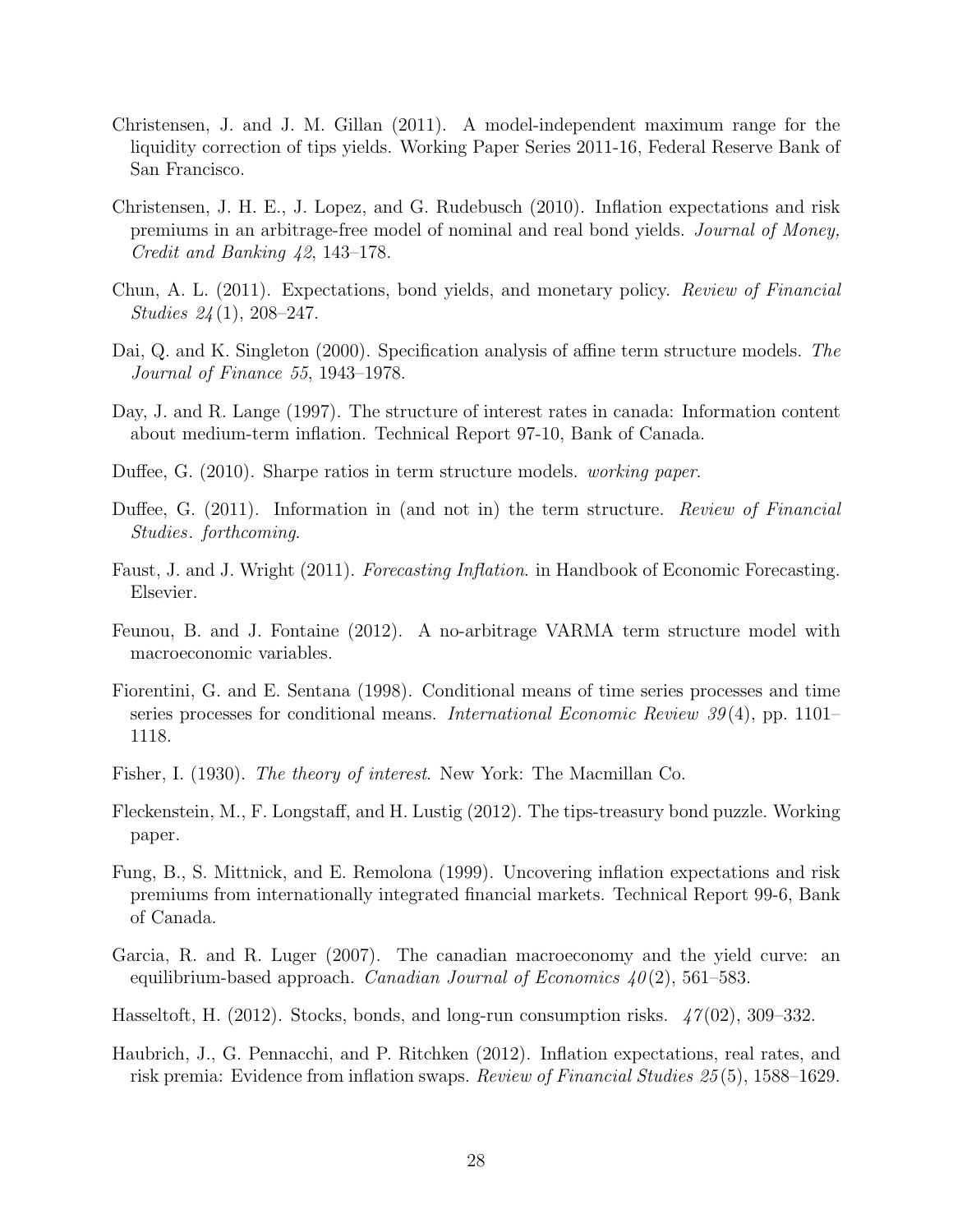Christensen, J. and J. M. Gillan (2011). A model-independent maximum range for the liquidity correction of tips yields. Working Paper Series 2011-16, Federal Reserve Bank of San Francisco.

Christensen, J. H. E., J. Lopez, and G. Rudebusch (2010). Inflation expectations and risk premiums in an arbitrage-free model of nominal and real bond yields. *Journal of Money, Credit and Banking 42*, 143–178.

Chun, A. L. (2011). Expectations, bond yields, and monetary policy. *Review of Financial Studies 24*(1), 208–247.

Dai, Q. and K. Singleton (2000). Specification analysis of affine term structure models. *The Journal of Finance 55*, 1943–1978.

Day, J. and R. Lange (1997). The structure of interest rates in canada: Information content about medium-term inflation. Technical Report 97-10, Bank of Canada.

Duffee, G. (2010). Sharpe ratios in term structure models. *working paper*.

Duffee, G. (2011). Information in (and not in) the term structure. *Review of Financial Studies*. *forthcoming*.

Faust, J. and J. Wright (2011). *Forecasting Inflation*. in Handbook of Economic Forecasting. Elsevier.

Feunou, B. and J. Fontaine (2012). A no-arbitrage VARMA term structure model with macroeconomic variables.

Fiorentini, G. and E. Sentana (1998). Conditional means of time series processes and time series processes for conditional means. *International Economic Review 39*(4), pp. 1101–1118.

Fisher, I. (1930). *The theory of interest*. New York: The Macmillan Co.

Fleckenstein, M., F. Longstaff, and H. Lustig (2012). The tips-treasury bond puzzle. Working paper.

Fung, B., S. Mittnick, and E. Remolona (1999). Uncovering inflation expectations and risk premiums from internationally integrated financial markets. Technical Report 99-6, Bank of Canada.

Garcia, R. and R. Luger (2007). The canadian macroeconomy and the yield curve: an equilibrium-based approach. *Canadian Journal of Economics 40*(2), 561–583.

Hasseltoft, H. (2012). Stocks, bonds, and long-run consumption risks. *47*(02), 309–332.

Haubrich, J., G. Pennacchi, and P. Ritchken (2012). Inflation expectations, real rates, and risk premia: Evidence from inflation swaps. *Review of Financial Studies 25*(5), 1588–1629.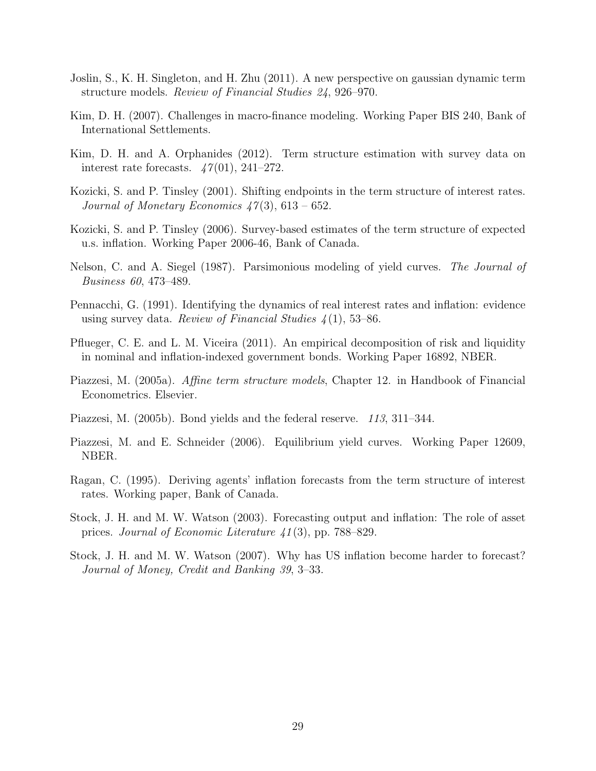Joslin, S., K. H. Singleton, and H. Zhu (2011). A new perspective on gaussian dynamic term structure models. *Review of Financial Studies 24*, 926–970.

Kim, D. H. (2007). Challenges in macro-finance modeling. Working Paper BIS 240, Bank of International Settlements.

Kim, D. H. and A. Orphanides (2012). Term structure estimation with survey data on interest rate forecasts. *47*(01), 241–272.

Kozicki, S. and P. Tinsley (2001). Shifting endpoints in the term structure of interest rates. *Journal of Monetary Economics 47*(3), 613 – 652.

Kozicki, S. and P. Tinsley (2006). Survey-based estimates of the term structure of expected u.s. inflation. Working Paper 2006-46, Bank of Canada.

Nelson, C. and A. Siegel (1987). Parsimonious modeling of yield curves. *The Journal of Business 60*, 473–489.

Pennacchi, G. (1991). Identifying the dynamics of real interest rates and inflation: evidence using survey data. *Review of Financial Studies 4*(1), 53–86.

Pflueger, C. E. and L. M. Viceira (2011). An empirical decomposition of risk and liquidity in nominal and inflation-indexed government bonds. Working Paper 16892, NBER.

Piazzesi, M. (2005a). *Affine term structure models*, Chapter 12. in Handbook of Financial Econometrics. Elsevier.

Piazzesi, M. (2005b). Bond yields and the federal reserve. *113*, 311–344.

Piazzesi, M. and E. Schneider (2006). Equilibrium yield curves. Working Paper 12609, NBER.

Ragan, C. (1995). Deriving agents' inflation forecasts from the term structure of interest rates. Working paper, Bank of Canada.

Stock, J. H. and M. W. Watson (2003). Forecasting output and inflation: The role of asset prices. *Journal of Economic Literature 41*(3), pp. 788–829.

Stock, J. H. and M. W. Watson (2007). Why has US inflation become harder to forecast? *Journal of Money, Credit and Banking 39*, 3–33.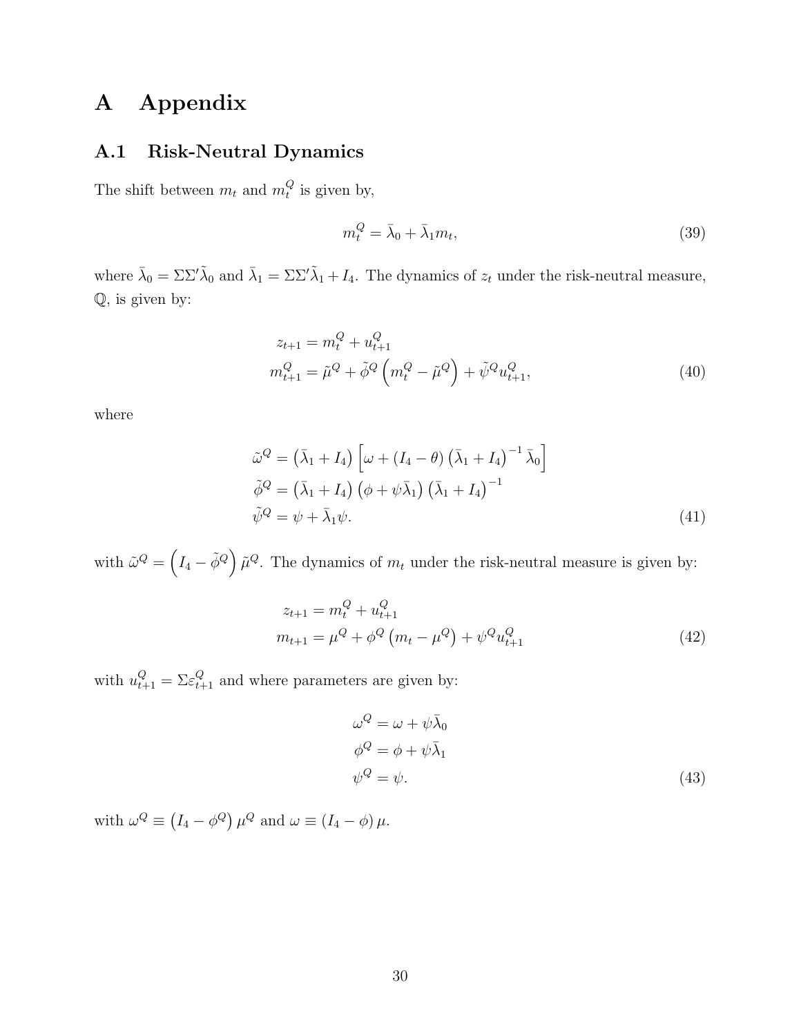# A Appendix

## A.1 Risk-Neutral Dynamics

The shift between $m_t$ and $m_t^Q$ is given by,

$$m_t^Q = \bar{\lambda}_0 + \bar{\lambda}_1 m_t, \tag{39}$$

where $\bar{\lambda}_0 = \Sigma\Sigma'\tilde{\lambda}_0$ and $\bar{\lambda}_1 = \Sigma\Sigma'\tilde{\lambda}_1 + I_4$. The dynamics of $z_t$ under the risk-neutral measure, $\mathbb{Q}$, is given by:

$$\begin{aligned}
z_{t+1} &= m_t^Q + u_{t+1}^Q \\
m_{t+1}^Q &= \tilde{\mu}^Q + \tilde{\phi}^Q \left( m_t^Q - \tilde{\mu}^Q \right) + \tilde{\psi}^Q u_{t+1}^Q,
\end{aligned} \tag{40}$$

where

$$\begin{aligned}
\tilde{\omega}^Q &= \left(\bar{\lambda}_1 + I_4\right) \left[ \omega + (I_4 - \theta) \left(\bar{\lambda}_1 + I_4\right)^{-1} \bar{\lambda}_0 \right] \\
\tilde{\phi}^Q &= \left(\bar{\lambda}_1 + I_4\right) \left(\phi + \psi\bar{\lambda}_1\right) \left(\bar{\lambda}_1 + I_4\right)^{-1} \\
\tilde{\psi}^Q &= \psi + \bar{\lambda}_1 \psi.
\end{aligned} \tag{41}$$

with $\tilde{\omega}^Q = \left(I_4 - \tilde{\phi}^Q\right) \tilde{\mu}^Q$. The dynamics of $m_t$ under the risk-neutral measure is given by:

$$\begin{aligned}
z_{t+1} &= m_t^Q + u_{t+1}^Q \\
m_{t+1} &= \mu^Q + \phi^Q \left( m_t - \mu^Q \right) + \psi^Q u_{t+1}^Q
\end{aligned} \tag{42}$$

with $u_{t+1}^Q = \Sigma \varepsilon_{t+1}^Q$ and where parameters are given by:

$$\begin{aligned}
\omega^Q &= \omega + \psi\bar{\lambda}_0 \\
\phi^Q &= \phi + \psi\bar{\lambda}_1 \\
\psi^Q &= \psi.
\end{aligned} \tag{43}$$

with $\omega^Q \equiv \left(I_4 - \phi^Q\right) \mu^Q$ and $\omega \equiv \left(I_4 - \phi\right) \mu$.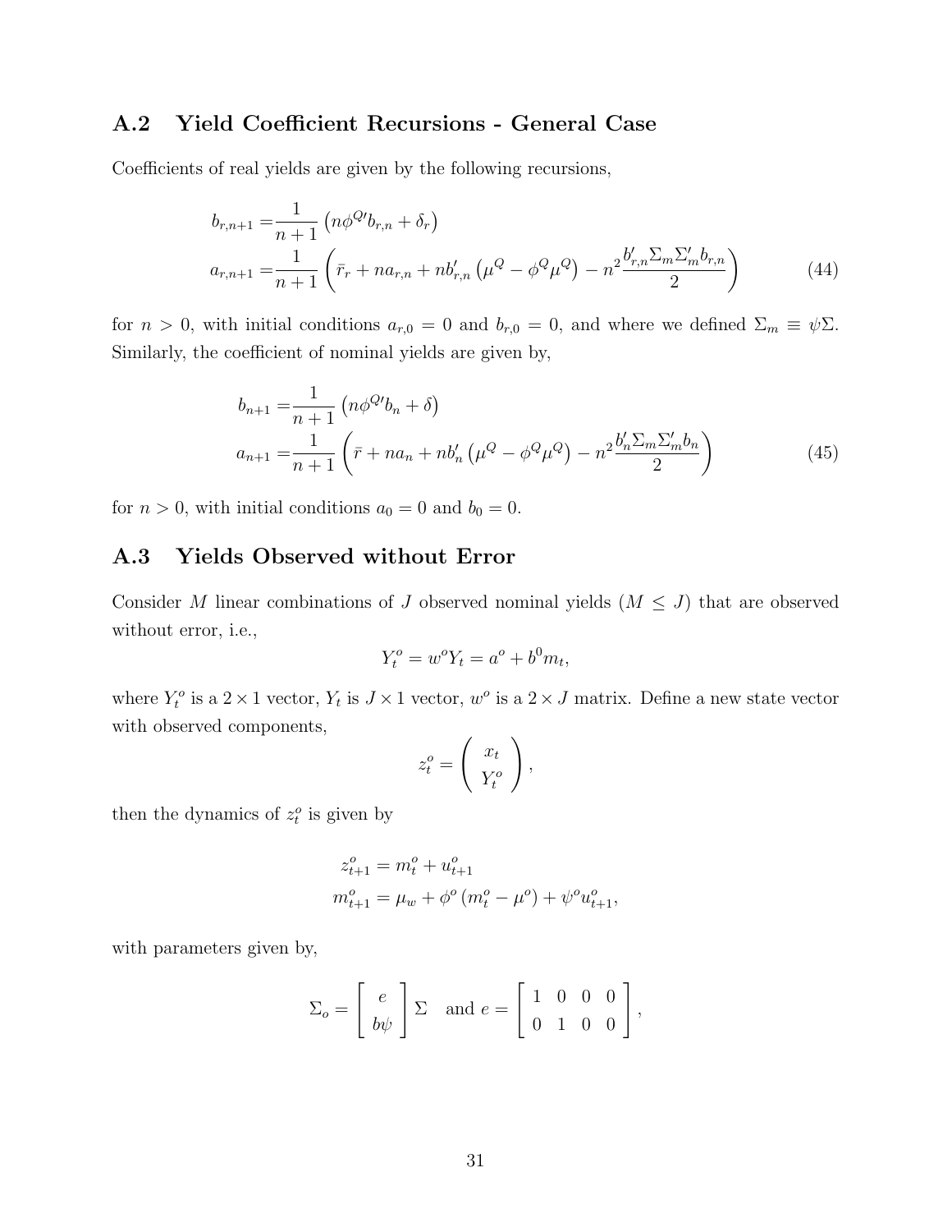## A.2 Yield Coefficient Recursions - General Case

Coefficients of real yields are given by the following recursions,

$$
\begin{aligned}
b_{r,n+1} =& \frac{1}{n+1}\left(n\phi^{Q\prime}b_{r,n} + \delta_r\right) \\
a_{r,n+1} =& \frac{1}{n+1}\left(\bar{r}_r + na_{r,n} + nb_{r,n}^{\prime}\left(\mu^Q - \phi^Q\mu^Q\right) - n^2\frac{b_{r,n}^{\prime}\Sigma_m\Sigma_m^{\prime}b_{r,n}}{2}\right)
\end{aligned}
\tag{44}
$$

for $n > 0$, with initial conditions $a_{r,0} = 0$ and $b_{r,0} = 0$, and where we defined $\Sigma_m \equiv \psi\Sigma$. Similarly, the coefficient of nominal yields are given by,

$$
\begin{aligned}
b_{n+1} =& \frac{1}{n+1}\left(n\phi^{Q\prime}b_n + \delta\right) \\
a_{n+1} =& \frac{1}{n+1}\left(\bar{r} + na_n + nb_n^{\prime}\left(\mu^Q - \phi^Q\mu^Q\right) - n^2\frac{b_n^{\prime}\Sigma_m\Sigma_m^{\prime}b_n}{2}\right)
\end{aligned}
\tag{45}
$$

for $n > 0$, with initial conditions $a_0 = 0$ and $b_0 = 0$.

## A.3 Yields Observed without Error

Consider $M$ linear combinations of $J$ observed nominal yields ($M \leq J$) that are observed without error, i.e.,

$$
Y_t^o = w^o Y_t = a^o + b^0 m_t,
$$

where $Y_t^o$ is a $2 \times 1$ vector, $Y_t$ is $J \times 1$ vector, $w^o$ is a $2 \times J$ matrix. Define a new state vector with observed components,

$$
z_t^o = \left(\begin{array}{c} x_t \\ Y_t^o \end{array}\right),
$$

then the dynamics of $z_t^o$ is given by

$$
\begin{aligned}
z_{t+1}^o &= m_t^o + u_{t+1}^o \\
m_{t+1}^o &= \mu_w + \phi^o\left(m_t^o - \mu^o\right) + \psi^o u_{t+1}^o,
\end{aligned}
$$

with parameters given by,

$$
\Sigma_o = \left[\begin{array}{c} e \\ b\psi \end{array}\right]\Sigma \quad \text{and } e = \left[\begin{array}{cccc} 1 & 0 & 0 & 0 \\ 0 & 1 & 0 & 0 \end{array}\right],
$$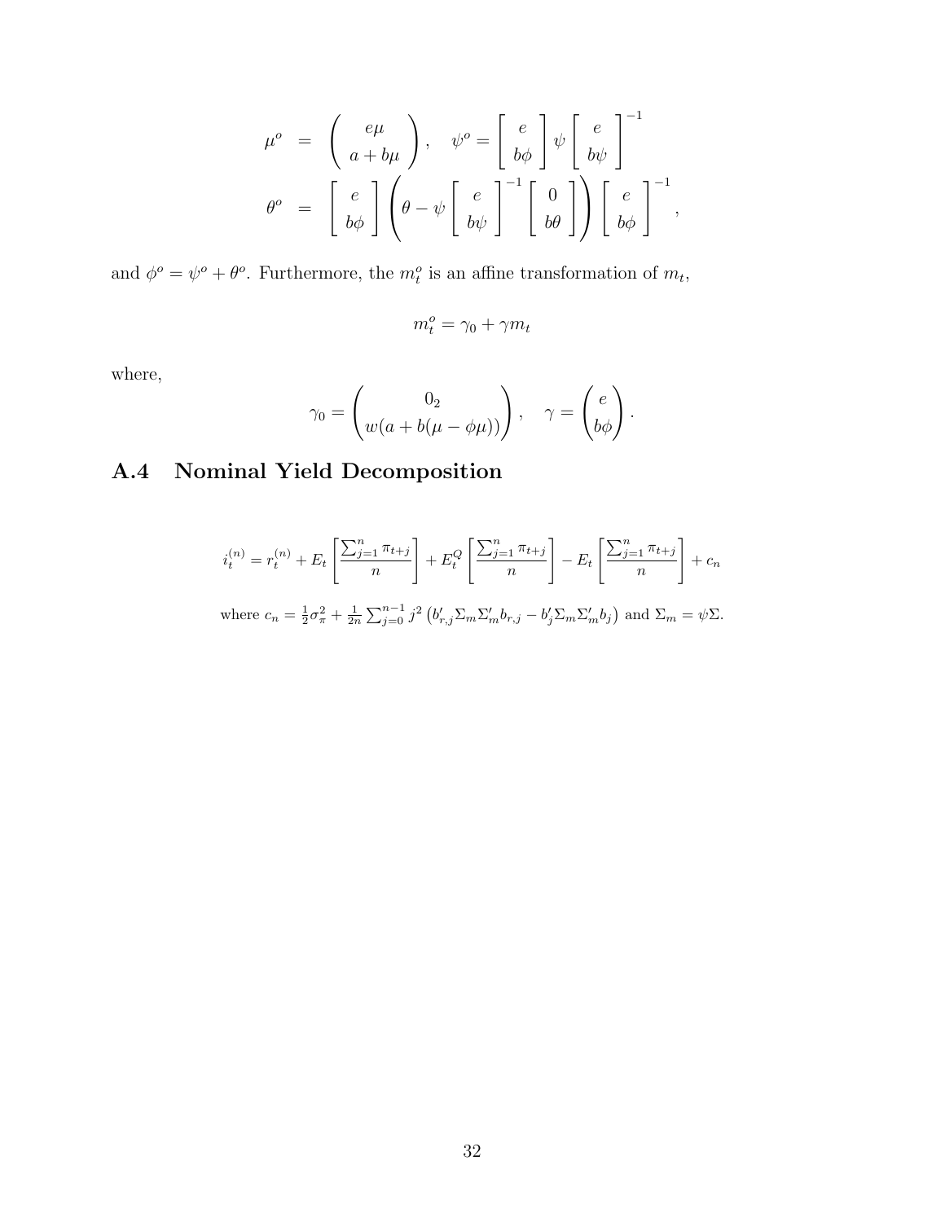$$
\begin{aligned}
\mu^o &= \begin{pmatrix} e\mu \\ a + b\mu \end{pmatrix}, \quad \psi^o = \begin{bmatrix} e \\ b\phi \end{bmatrix} \psi \begin{bmatrix} e \\ b\psi \end{bmatrix}^{-1} \\
\theta^o &= \begin{bmatrix} e \\ b\phi \end{bmatrix} \left( \theta - \psi \begin{bmatrix} e \\ b\psi \end{bmatrix}^{-1} \begin{bmatrix} 0 \\ b\theta \end{bmatrix} \right) \begin{bmatrix} e \\ b\phi \end{bmatrix}^{-1},
\end{aligned}
$$

and $\phi^o = \psi^o + \theta^o$. Furthermore, the $m_t^o$ is an affine transformation of $m_t$,

$$
m_t^o = \gamma_0 + \gamma m_t
$$

where,

$$
\gamma_0 = \begin{pmatrix} 0_2 \\ w(a + b(\mu - \phi\mu)) \end{pmatrix}, \quad \gamma = \begin{pmatrix} e \\ b\phi \end{pmatrix}.
$$

## A.4 Nominal Yield Decomposition

$$
i_t^{(n)} = r_t^{(n)} + E_t\left[\frac{\sum_{j=1}^{n} \pi_{t+j}}{n}\right] + E_t^Q\left[\frac{\sum_{j=1}^{n} \pi_{t+j}}{n}\right] - E_t\left[\frac{\sum_{j=1}^{n} \pi_{t+j}}{n}\right] + c_n
$$

where $c_n = \frac{1}{2}\sigma_\pi^2 + \frac{1}{2n}\sum_{j=0}^{n-1} j^2 \left(b_{r,j}'\Sigma_m\Sigma_m' b_{r,j} - b_j'\Sigma_m\Sigma_m' b_j\right)$ and $\Sigma_m = \psi\Sigma$.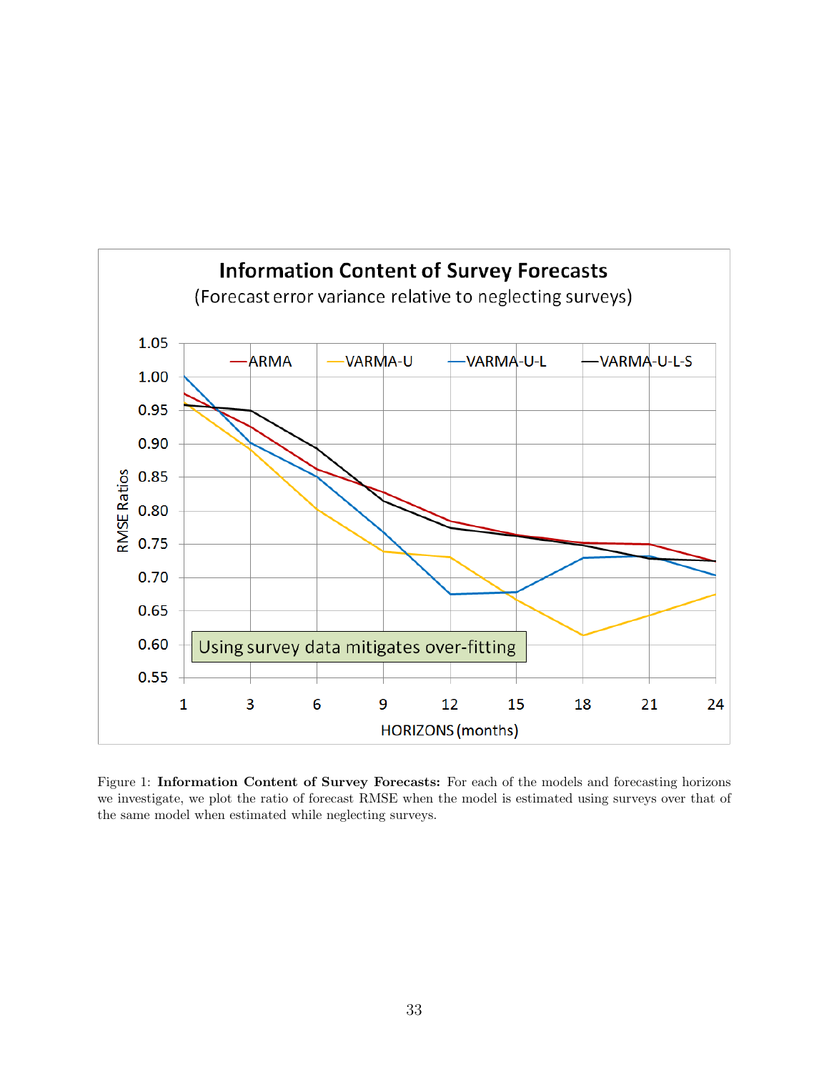Figure 1: **Information Content of Survey Forecasts:** For each of the models and forecasting horizons we investigate, we plot the ratio of forecast RMSE when the model is estimated using surveys over that of the same model when estimated while neglecting surveys.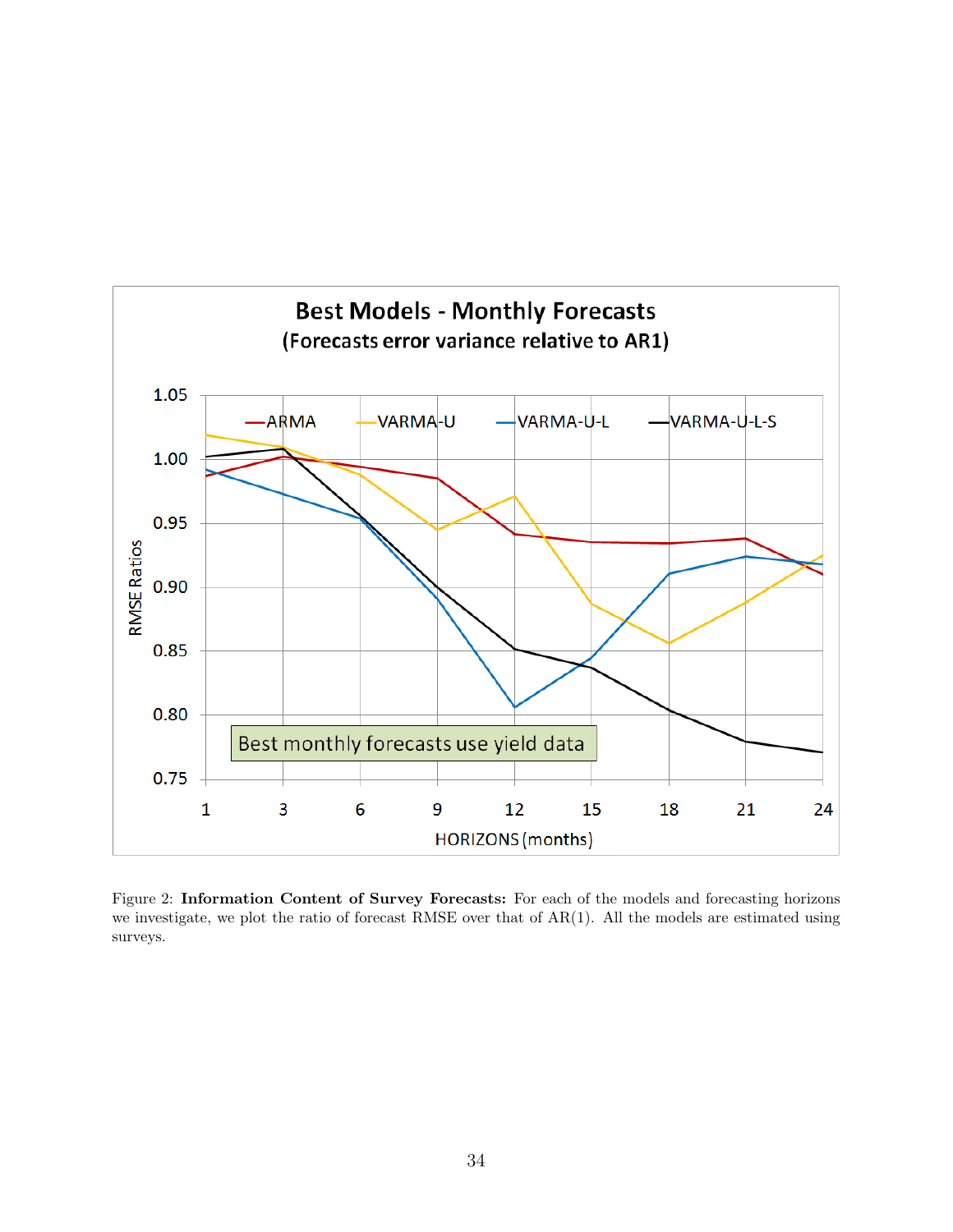Figure 2: **Information Content of Survey Forecasts:** For each of the models and forecasting horizons we investigate, we plot the ratio of forecast RMSE over that of AR(1). All the models are estimated using surveys.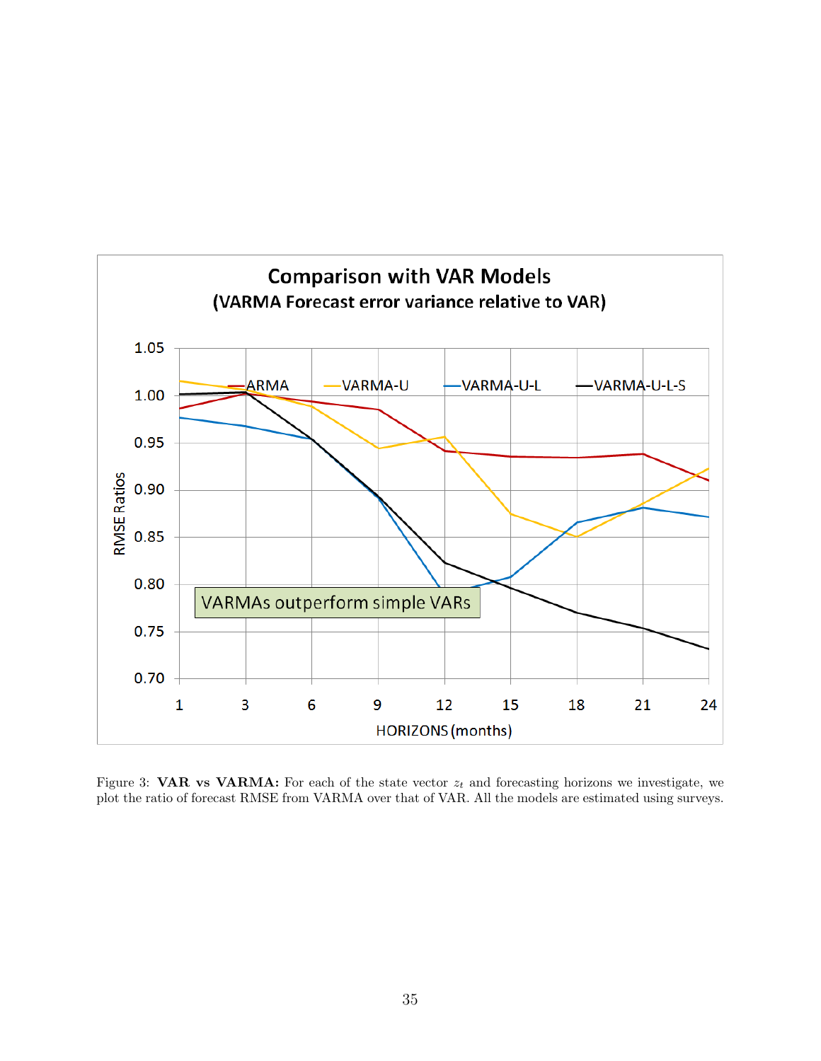Figure 3: **VAR vs VARMA:** For each of the state vector $z_t$ and forecasting horizons we investigate, we plot the ratio of forecast RMSE from VARMA over that of VAR. All the models are estimated using surveys.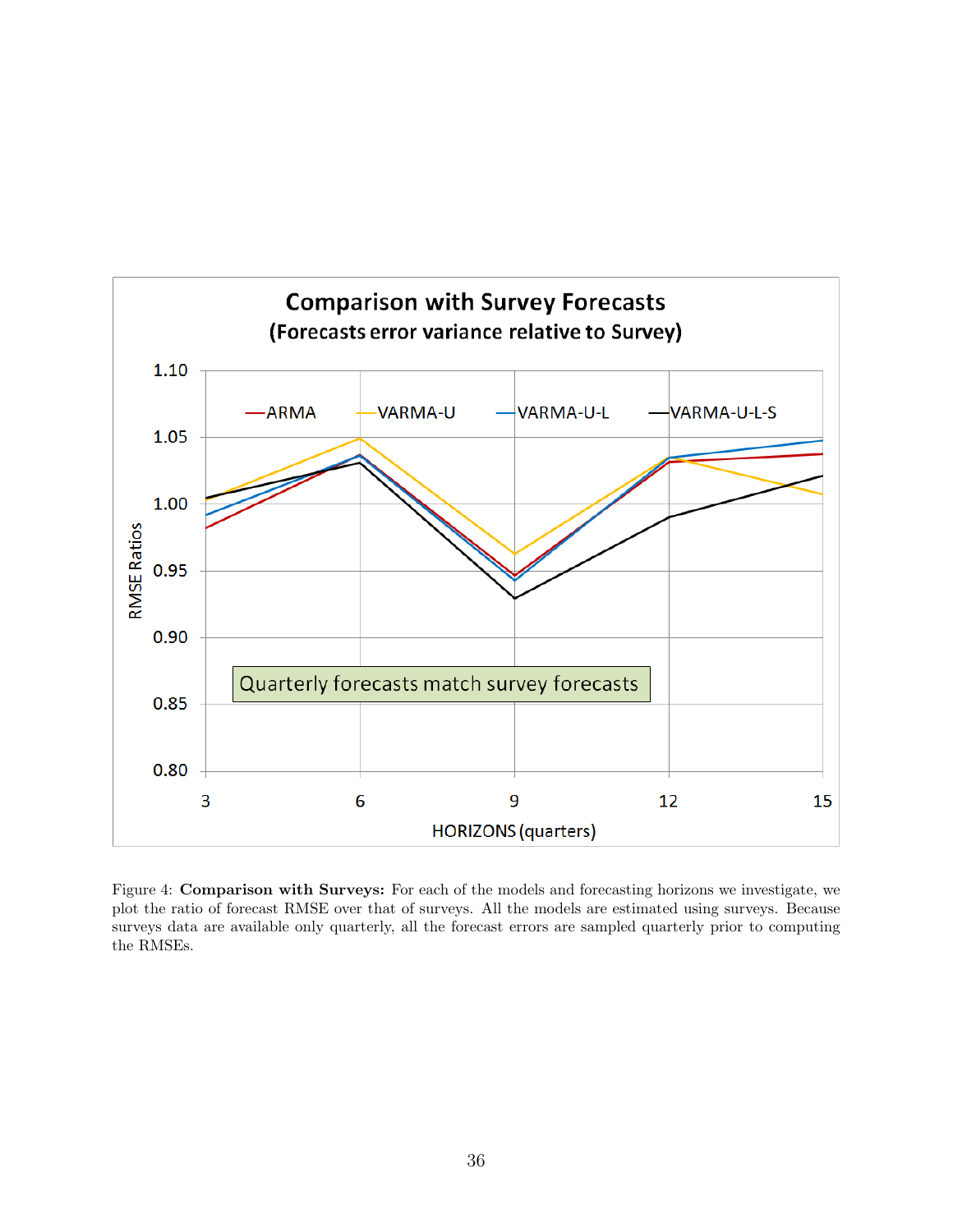Figure 4: **Comparison with Surveys:** For each of the models and forecasting horizons we investigate, we plot the ratio of forecast RMSE over that of surveys. All the models are estimated using surveys. Because surveys data are available only quarterly, all the forecast errors are sampled quarterly prior to computing the RMSEs.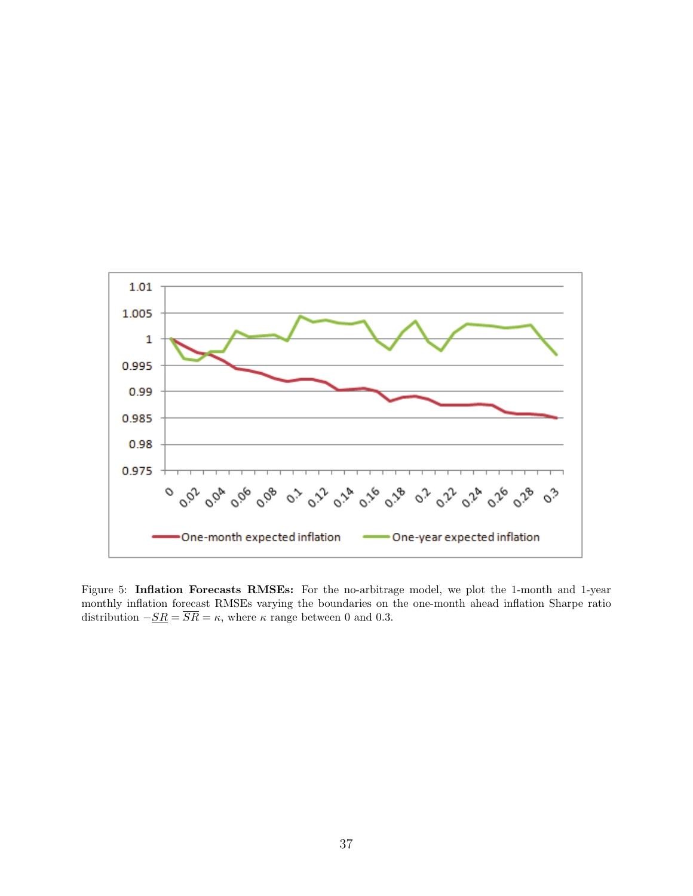Figure 5: **Inflation Forecasts RMSEs:** For the no-arbitrage model, we plot the 1-month and 1-year monthly inflation forecast RMSEs varying the boundaries on the one-month ahead inflation Sharpe ratio distribution $-\underline{SR} = \overline{SR} = \kappa$, where $\kappa$ range between 0 and 0.3.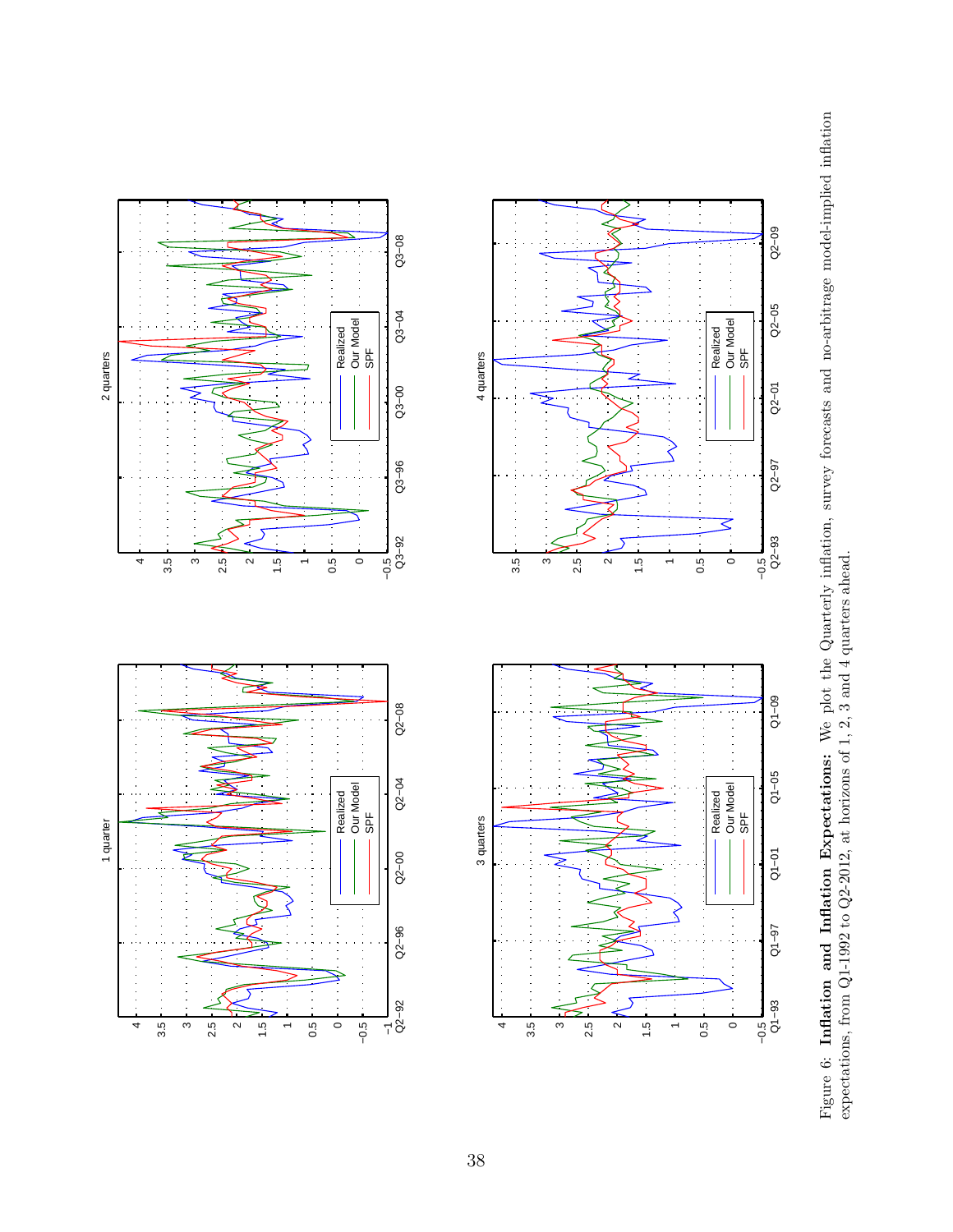Figure 6: **Inflation and Inflation Expectations:** We plot the Quarterly inflation, survey forecasts and no-arbitrage model-implied inflation expectations, from Q1-1992 to Q2-2012, at horizons of 1, 2, 3 and 4 quarters ahead.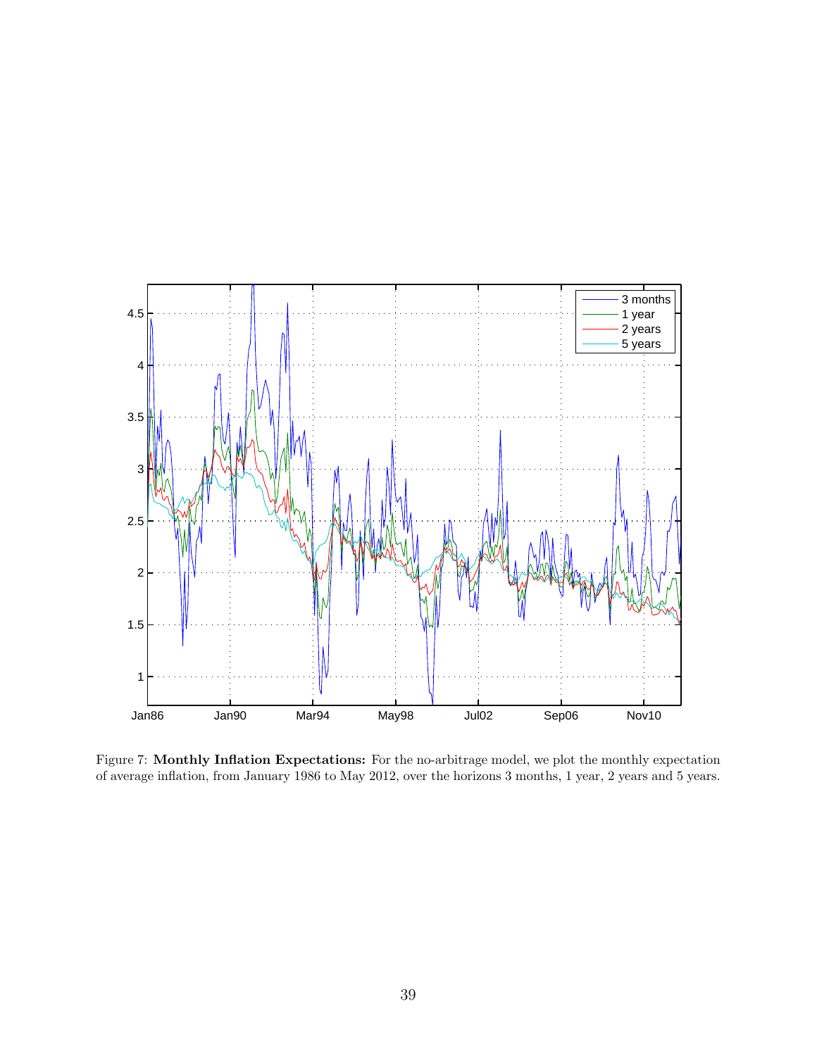Figure 7: **Monthly Inflation Expectations:** For the no-arbitrage model, we plot the monthly expectation of average inflation, from January 1986 to May 2012, over the horizons 3 months, 1 year, 2 years and 5 years.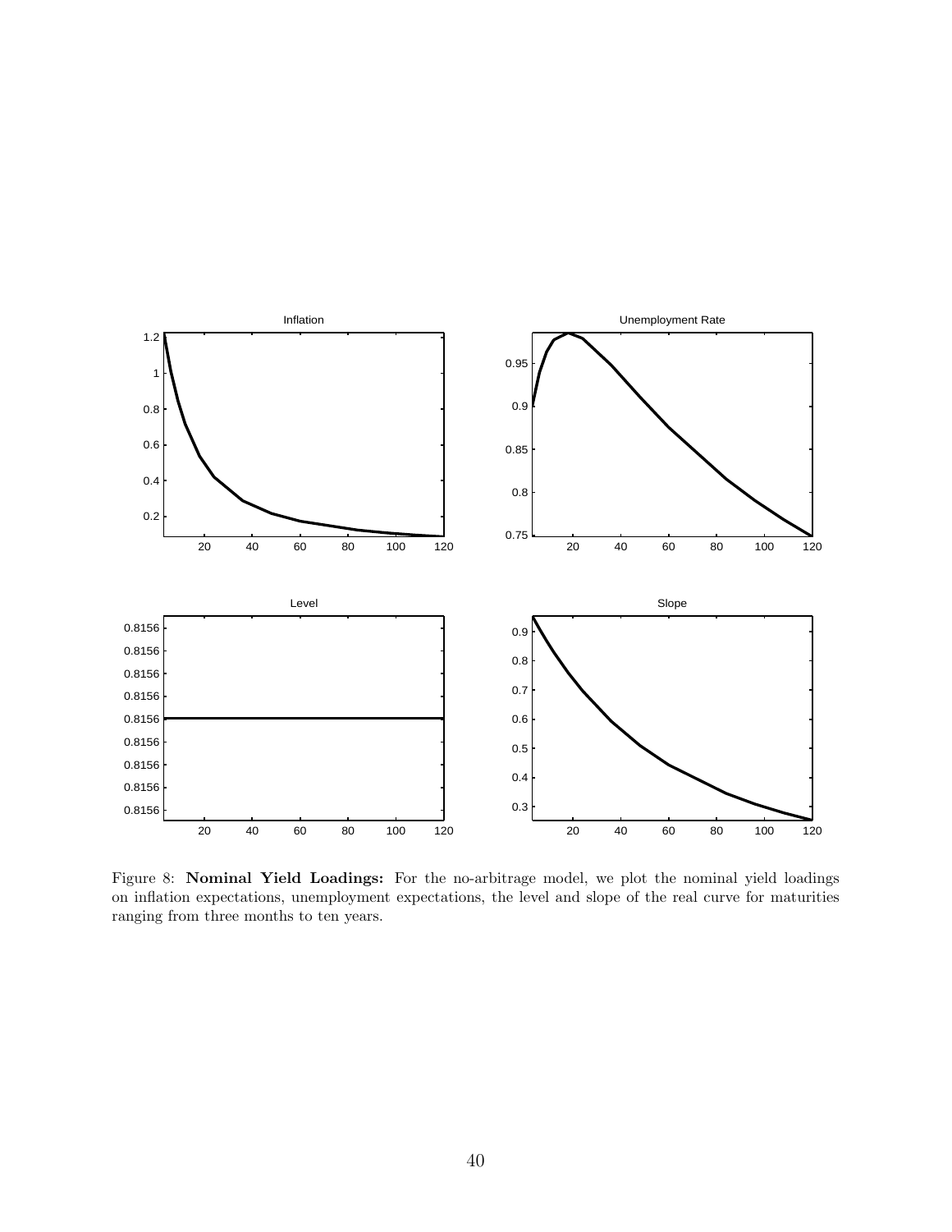Figure 8: **Nominal Yield Loadings:** For the no-arbitrage model, we plot the nominal yield loadings on inflation expectations, unemployment expectations, the level and slope of the real curve for maturities ranging from three months to ten years.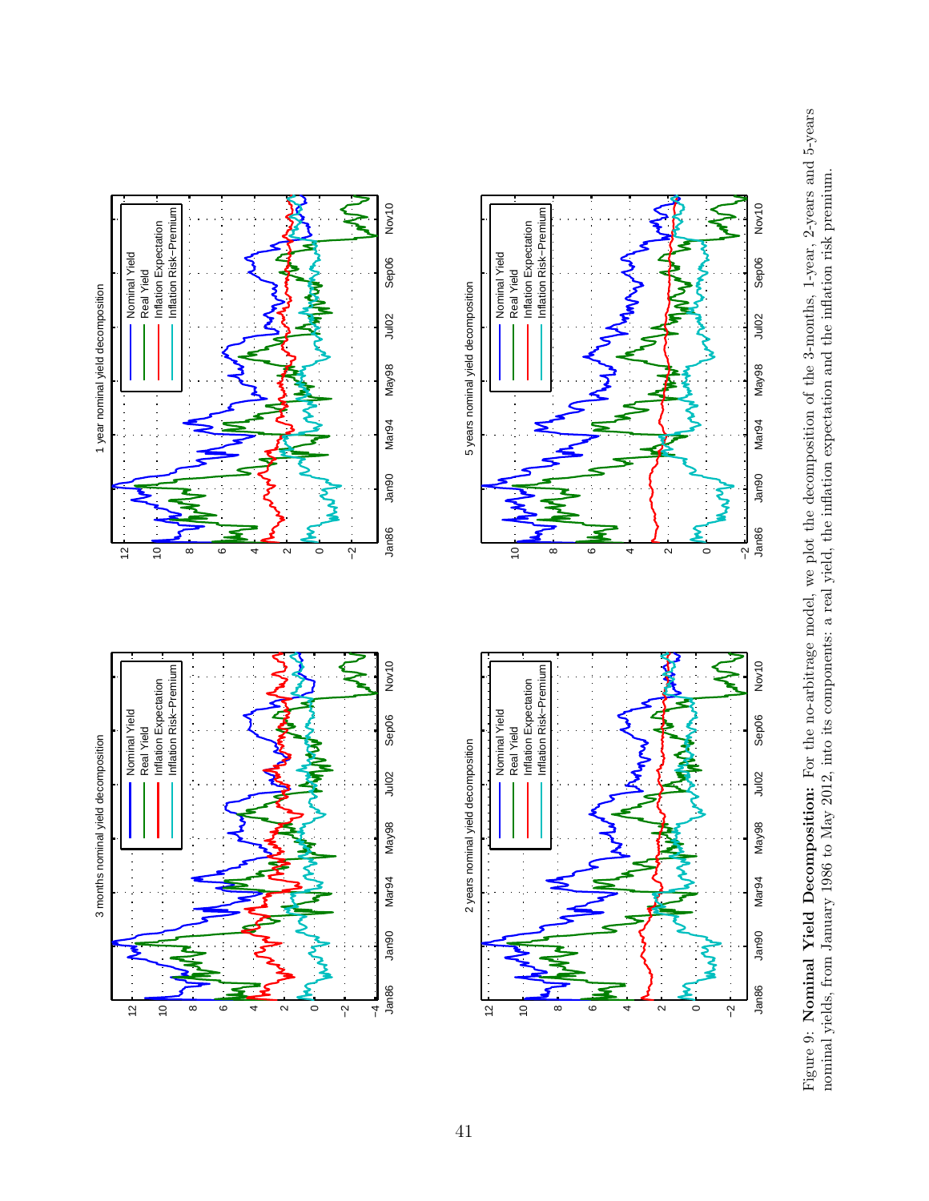Figure 9: **Nominal Yield Decomposition:** For the no-arbitrage model, we plot the decomposition of the 3-months, 1-year, 2-years and 5-years nominal yields, from January 1986 to May 2012, into its components: a real yield, the inflation expectation and the inflation risk premium.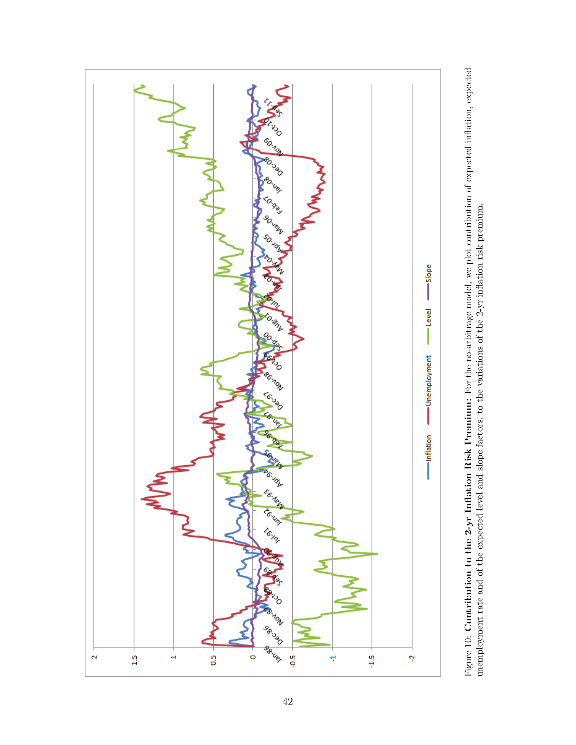Figure 10: **Contribution to the 2-yr Inflation Risk Premium:** For the no-arbitrage model, we plot contribution of expected inflation, expected unemployment rate and of the expected level and slope factors, to the variations of the 2-yr inflation risk premium.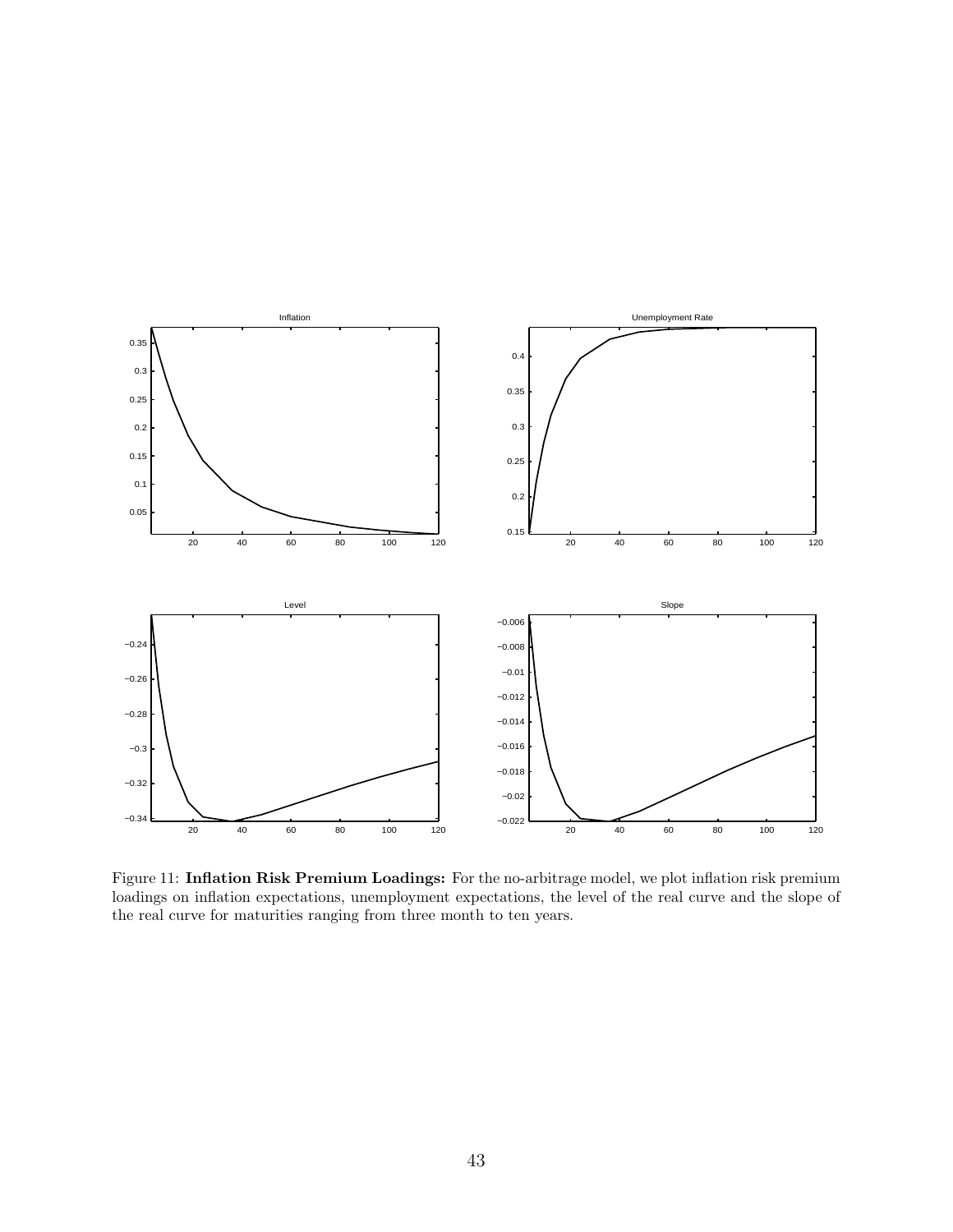Figure 11: **Inflation Risk Premium Loadings:** For the no-arbitrage model, we plot inflation risk premium loadings on inflation expectations, unemployment expectations, the level of the real curve and the slope of the real curve for maturities ranging from three month to ten years.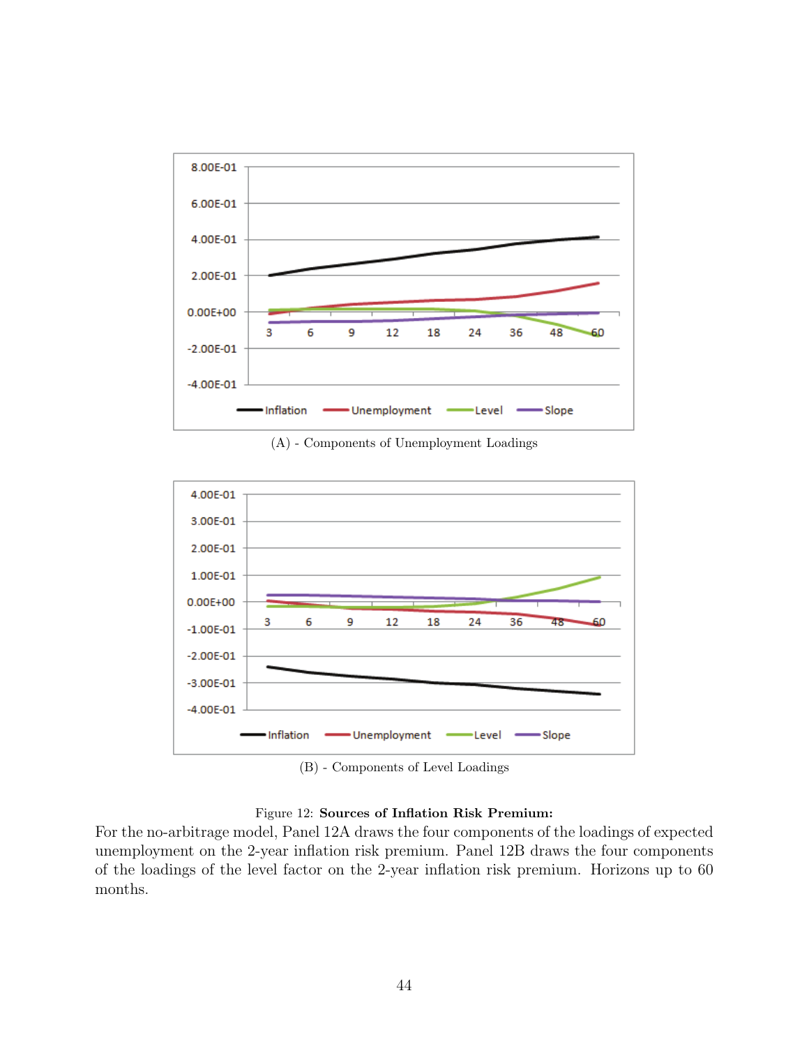(A) - Components of Unemployment Loadings

(B) - Components of Level Loadings

Figure 12: **Sources of Inflation Risk Premium:**
For the no-arbitrage model, Panel 12A draws the four components of the loadings of expected unemployment on the 2-year inflation risk premium. Panel 12B draws the four components of the loadings of the level factor on the 2-year inflation risk premium. Horizons up to 60 months.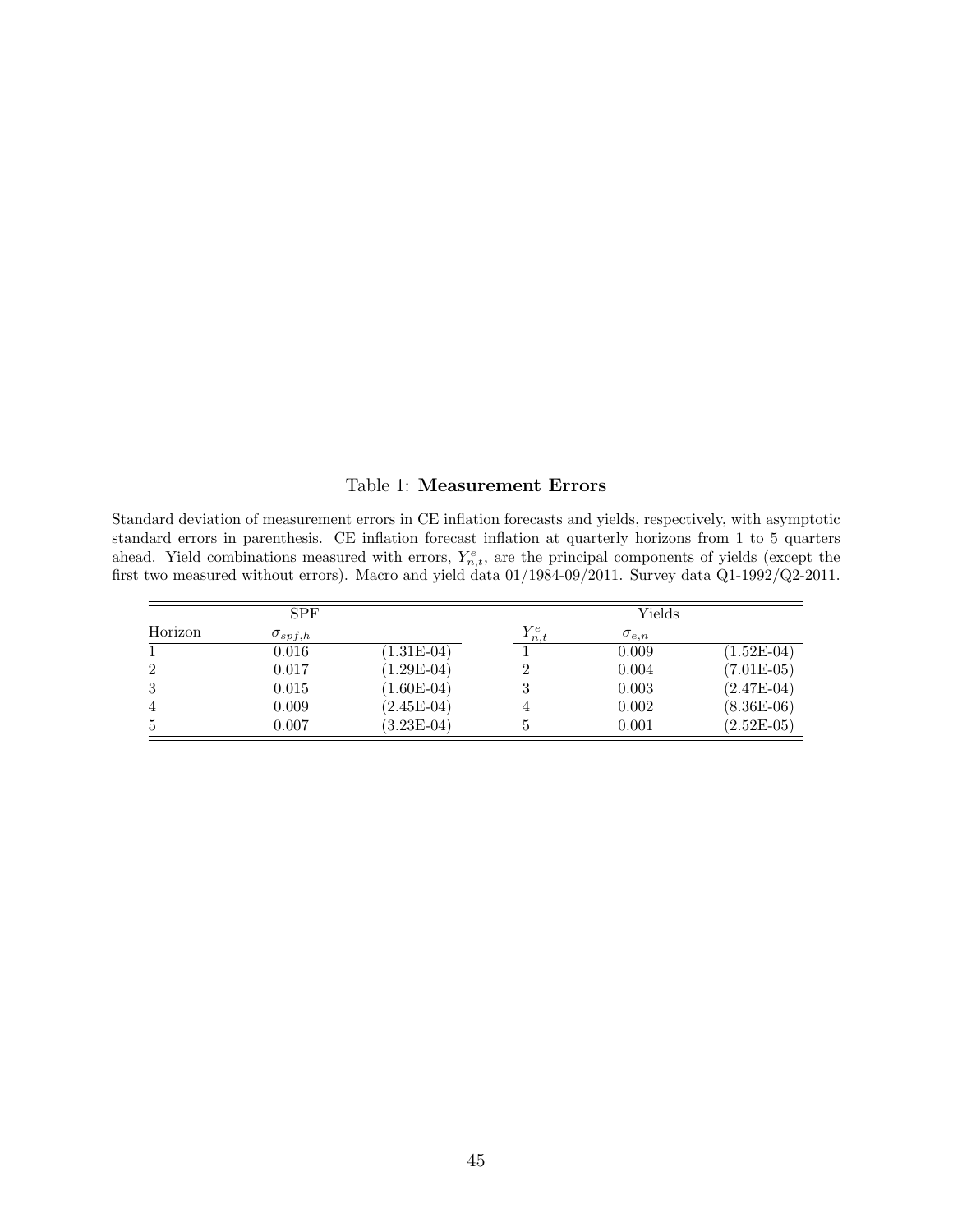Table 1: **Measurement Errors**

Standard deviation of measurement errors in CE inflation forecasts and yields, respectively, with asymptotic standard errors in parenthesis. CE inflation forecast inflation at quarterly horizons from 1 to 5 quarters ahead. Yield combinations measured with errors, $Y^e_{n,t}$, are the principal components of yields (except the first two measured without errors). Macro and yield data 01/1984-09/2011. Survey data Q1-1992/Q2-2011.

| | SPF | | | Yields | |
|---|---|---|---|---|---|
| Horizon | $\sigma_{spf,h}$ | | $Y^e_{n,t}$ | $\sigma_{e,n}$ | |
| 1 | 0.016 | (1.31E-04) | 1 | 0.009 | (1.52E-04) |
| 2 | 0.017 | (1.29E-04) | 2 | 0.004 | (7.01E-05) |
| 3 | 0.015 | (1.60E-04) | 3 | 0.003 | (2.47E-04) |
| 4 | 0.009 | (2.45E-04) | 4 | 0.002 | (8.36E-06) |
| 5 | 0.007 | (3.23E-04) | 5 | 0.001 | (2.52E-05) |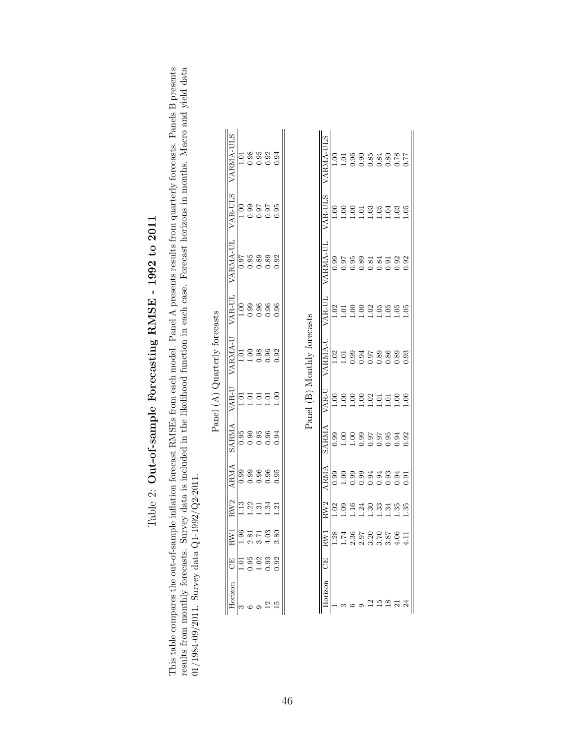# Table 2: **Out-of-sample Forecasting RMSE - 1992 to 2011**

This table compares the out-of-sample inflation forecast RMSEs from each model. Panel A presents results from quarterly forecasts. Panels B presents results from monthly forecasts. Survey data is included in the likelihood function in each case. Forecast horizons in months. Macro and yield data 01/1984-09/2011. Survey data Q1-1992/Q2-2011.

Panel (A) Quarterly forecasts

| Horizon | CE | RW1 | RW2 | ARMA | SARMA | VAR-U | VARMA-U | VAR-UL | VARMA-UL | VAR-ULS | VARMA-ULS |
|---|---|---|---|---|---|---|---|---|---|---|---|
| 3 | 1.01 | 1.96 | 1.13 | 0.99 | 0.95 | 1.01 | 1.01 | 1.00 | 0.97 | 1.00 | 1.01 |
| 6 | 0.95 | 2.81 | 1.22 | 0.99 | 0.90 | 1.01 | 1.00 | 0.99 | 0.95 | 0.99 | 0.98 |
| 9 | 1.02 | 3.71 | 1.31 | 0.96 | 0.95 | 1.01 | 0.98 | 0.96 | 0.89 | 0.97 | 0.95 |
| 12 | 0.93 | 4.03 | 1.34 | 0.96 | 0.96 | 1.01 | 0.96 | 0.96 | 0.89 | 0.97 | 0.92 |
| 15 | 0.92 | 3.80 | 1.21 | 0.95 | 0.94 | 1.00 | 0.92 | 0.96 | 0.92 | 0.95 | 0.94 |

Panel (B) Monthly forecasts

| Horizon | CE | RW1 | RW2 | ARMA | SARMA | VAR-U | VARMA-U | VAR-UL | VARMA-UL | VAR-ULS | VARMA-ULS |
|---|---|---|---|---|---|---|---|---|---|---|---|
| 1 | | 1.28 | 1.02 | 0.99 | 0.99 | 1.00 | 1.02 | 1.02 | 0.99 | 1.00 | 1.00 |
| 3 | | 1.74 | 1.09 | 1.00 | 1.00 | 1.00 | 1.01 | 1.01 | 0.97 | 1.00 | 1.01 |
| 6 | | 2.36 | 1.16 | 0.99 | 1.00 | 1.00 | 0.99 | 1.00 | 0.95 | 1.00 | 0.96 |
| 9 | | 2.97 | 1.24 | 0.99 | 0.99 | 1.00 | 0.94 | 1.00 | 0.89 | 1.01 | 0.90 |
| 12 | | 3.20 | 1.30 | 0.94 | 0.97 | 1.02 | 0.97 | 1.02 | 0.81 | 1.03 | 0.85 |
| 15 | | 3.70 | 1.33 | 0.94 | 0.97 | 1.01 | 0.89 | 1.05 | 0.84 | 1.05 | 0.84 |
| 18 | | 3.87 | 1.34 | 0.93 | 0.95 | 1.01 | 0.86 | 1.05 | 0.91 | 1.04 | 0.80 |
| 21 | | 4.06 | 1.35 | 0.94 | 0.94 | 1.00 | 0.89 | 1.05 | 0.92 | 1.03 | 0.78 |
| 24 | | 4.11 | 1.35 | 0.91 | 0.92 | 1.00 | 0.93 | 1.05 | 0.92 | 1.05 | 0.77 |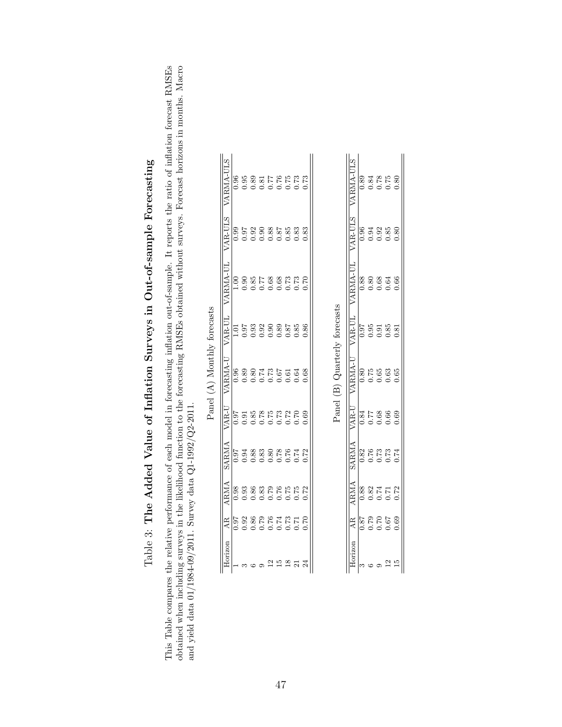# Table 3: **The Added Value of Inflation Surveys in Out-of-sample Forecasting**

This Table compares the relative performance of each model in forecasting inflation out-of-sample. It reports the ratio of inflation forecast RMSEs obtained when including surveys in the likelihood function to the forecasting RMSEs obtained without surveys. Forecast horizons in months. Macro and yield data 01/1984-09/2011. Survey data Q1-1992/Q2-2011.

Panel (A) Monthly forecasts

| Horizon | AR | ARMA | SARMA | VAR-U | VARMA-U | VAR-UL | VARMA-UL | VAR-ULS | VARMA-ULS |
|---|---|---|---|---|---|---|---|---|---|
| 1 | 0.97 | 0.98 | 0.97 | 0.97 | 0.96 | 1.01 | 1.00 | 0.99 | 0.96 |
| 3 | 0.92 | 0.93 | 0.94 | 0.91 | 0.89 | 0.97 | 0.90 | 0.97 | 0.95 |
| 6 | 0.86 | 0.86 | 0.88 | 0.85 | 0.80 | 0.93 | 0.85 | 0.92 | 0.89 |
| 9 | 0.79 | 0.83 | 0.83 | 0.78 | 0.74 | 0.92 | 0.77 | 0.90 | 0.81 |
| 12 | 0.76 | 0.79 | 0.80 | 0.75 | 0.73 | 0.90 | 0.68 | 0.88 | 0.77 |
| 15 | 0.74 | 0.76 | 0.78 | 0.73 | 0.67 | 0.89 | 0.68 | 0.87 | 0.76 |
| 18 | 0.73 | 0.75 | 0.76 | 0.72 | 0.61 | 0.87 | 0.73 | 0.85 | 0.75 |
| 21 | 0.71 | 0.75 | 0.74 | 0.70 | 0.64 | 0.85 | 0.73 | 0.83 | 0.73 |
| 24 | 0.70 | 0.72 | 0.72 | 0.69 | 0.68 | 0.86 | 0.70 | 0.83 | 0.73 |

Panel (B) Quarterly forecasts

| Horizon | AR | ARMA | SARMA | VAR-U | VARMA-U | VAR-UL | VARMA-UL | VAR-ULS | VARMA-ULS |
|---|---|---|---|---|---|---|---|---|---|
| 3 | 0.87 | 0.88 | 0.82 | 0.84 | 0.80 | 0.97 | 0.88 | 0.96 | 0.89 |
| 6 | 0.79 | 0.82 | 0.76 | 0.77 | 0.75 | 0.95 | 0.80 | 0.94 | 0.84 |
| 9 | 0.70 | 0.74 | 0.73 | 0.68 | 0.65 | 0.91 | 0.68 | 0.92 | 0.78 |
| 12 | 0.67 | 0.71 | 0.73 | 0.66 | 0.63 | 0.85 | 0.64 | 0.85 | 0.75 |
| 15 | 0.69 | 0.72 | 0.74 | 0.69 | 0.65 | 0.81 | 0.66 | 0.80 | 0.80 |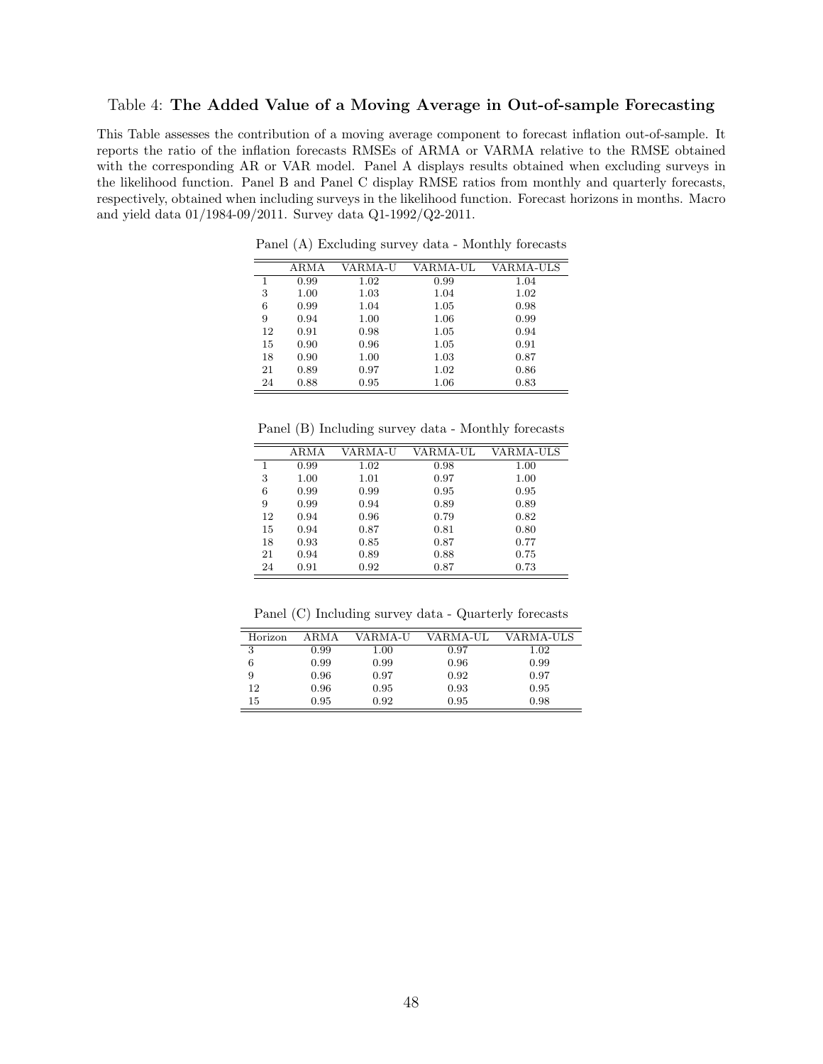Table 4: **The Added Value of a Moving Average in Out-of-sample Forecasting**

This Table assesses the contribution of a moving average component to forecast inflation out-of-sample. It reports the ratio of the inflation forecasts RMSEs of ARMA or VARMA relative to the RMSE obtained with the corresponding AR or VAR model. Panel A displays results obtained when excluding surveys in the likelihood function. Panel B and Panel C display RMSE ratios from monthly and quarterly forecasts, respectively, obtained when including surveys in the likelihood function. Forecast horizons in months. Macro and yield data 01/1984-09/2011. Survey data Q1-1992/Q2-2011.

Panel (A) Excluding survey data - Monthly forecasts

| | ARMA | VARMA-U | VARMA-UL | VARMA-ULS |
|---|---|---|---|---|
| 1 | 0.99 | 1.02 | 0.99 | 1.04 |
| 3 | 1.00 | 1.03 | 1.04 | 1.02 |
| 6 | 0.99 | 1.04 | 1.05 | 0.98 |
| 9 | 0.94 | 1.00 | 1.06 | 0.99 |
| 12 | 0.91 | 0.98 | 1.05 | 0.94 |
| 15 | 0.90 | 0.96 | 1.05 | 0.91 |
| 18 | 0.90 | 1.00 | 1.03 | 0.87 |
| 21 | 0.89 | 0.97 | 1.02 | 0.86 |
| 24 | 0.88 | 0.95 | 1.06 | 0.83 |

Panel (B) Including survey data - Monthly forecasts

| | ARMA | VARMA-U | VARMA-UL | VARMA-ULS |
|---|---|---|---|---|
| 1 | 0.99 | 1.02 | 0.98 | 1.00 |
| 3 | 1.00 | 1.01 | 0.97 | 1.00 |
| 6 | 0.99 | 0.99 | 0.95 | 0.95 |
| 9 | 0.99 | 0.94 | 0.89 | 0.89 |
| 12 | 0.94 | 0.96 | 0.79 | 0.82 |
| 15 | 0.94 | 0.87 | 0.81 | 0.80 |
| 18 | 0.93 | 0.85 | 0.87 | 0.77 |
| 21 | 0.94 | 0.89 | 0.88 | 0.75 |
| 24 | 0.91 | 0.92 | 0.87 | 0.73 |

Panel (C) Including survey data - Quarterly forecasts

| Horizon | ARMA | VARMA-U | VARMA-UL | VARMA-ULS |
|---|---|---|---|---|
| 3 | 0.99 | 1.00 | 0.97 | 1.02 |
| 6 | 0.99 | 0.99 | 0.96 | 0.99 |
| 9 | 0.96 | 0.97 | 0.92 | 0.97 |
| 12 | 0.96 | 0.95 | 0.93 | 0.95 |
| 15 | 0.95 | 0.92 | 0.95 | 0.98 |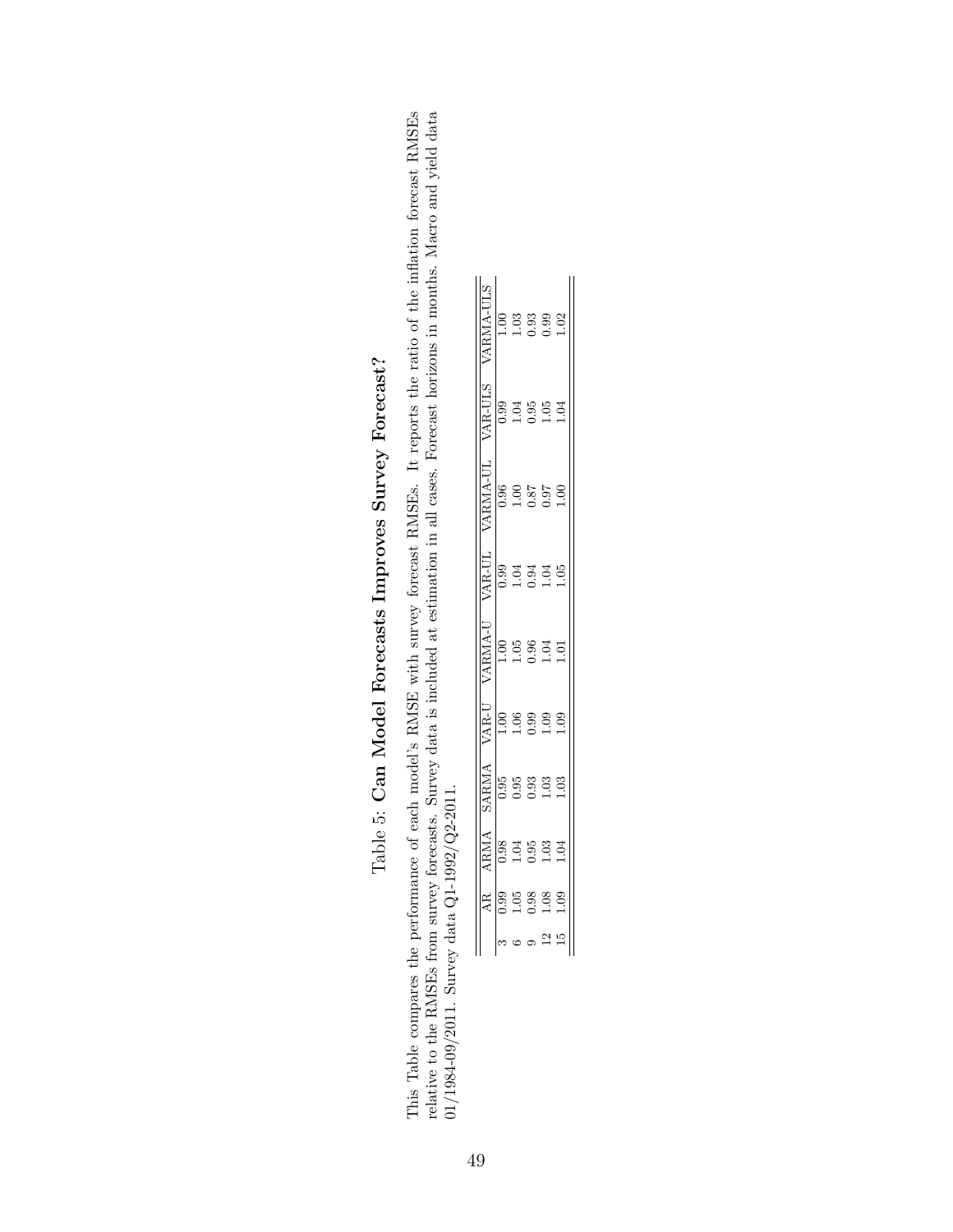# Table 5: **Can Model Forecasts Improves Survey Forecast?**

This Table compares the performance of each model's RMSE with survey forecast RMSEs. It reports the ratio of the inflation forecast RMSEs relative to the RMSEs from survey forecasts. Survey data is included at estimation in all cases. Forecast horizons in months. Macro and yield data 01/1984-09/2011. Survey data Q1-1992/Q2-2011.

| | AR | ARMA | SARMA | VAR-U | VARMA-U | VAR-UL | VARMA-UL | VAR-ULS | VARMA-ULS |
|---|---|---|---|---|---|---|---|---|---|
| 3 | 0.99 | 0.98 | 0.95 | 1.00 | 1.00 | 0.99 | 0.96 | 0.99 | 1.00 |
| 6 | 1.05 | 1.04 | 0.95 | 1.06 | 1.05 | 1.04 | 1.00 | 1.04 | 1.03 |
| 9 | 0.98 | 0.95 | 0.93 | 0.99 | 0.96 | 0.94 | 0.87 | 0.95 | 0.93 |
| 12 | 1.08 | 1.03 | 1.03 | 1.09 | 1.04 | 1.04 | 0.97 | 1.05 | 0.99 |
| 15 | 1.09 | 1.04 | 1.03 | 1.09 | 1.01 | 1.05 | 1.00 | 1.04 | 1.02 |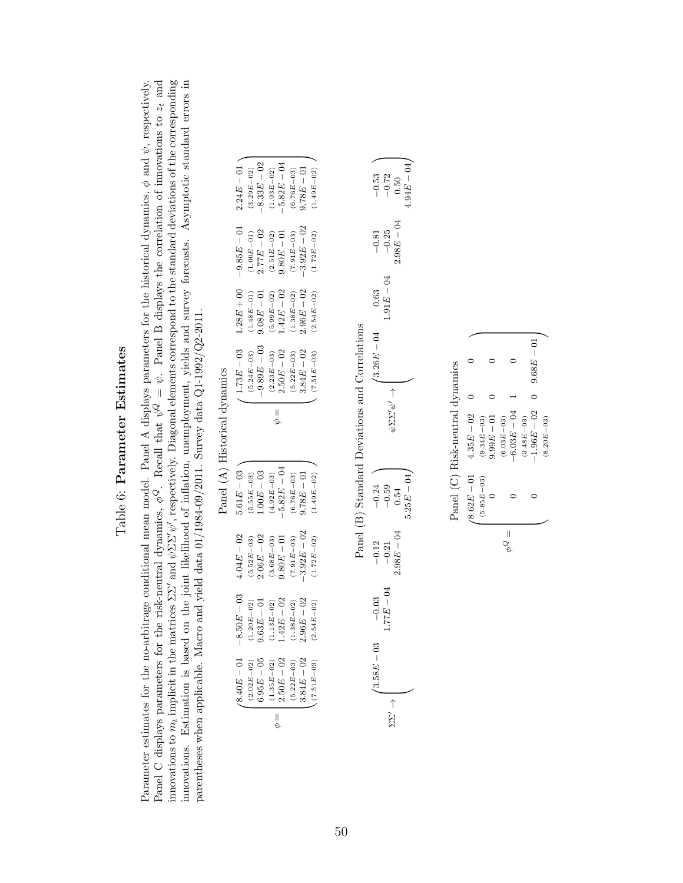# Table 6: **Parameter Estimates**

Parameter estimates for the no-arbitrage conditional mean model. Panel A displays parameters for the historical dynamics, $\phi$ and $\psi$, respectively. Panel C displays parameters for the risk-neutral dynamics, $\phi^Q$. Recall that $\psi^Q = \psi$. Panel B displays the correlation of innovations to $z_t$ and innovations to $m_t$ implicit in the matrices $\Sigma\Sigma'$ and $\psi\Sigma\Sigma'\psi'$, respectively. Diagonal elements correspond to the standard deviations of the corresponding innovations. Estimation is based on the joint likelihood of inflation, unemployment, yields and survey forecasts. Asymptotic standard errors in parentheses when applicable. Macro and yield data 01/1984-09/2011. Survey data Q1-1992/Q2-2011.

## Panel (A) Historical dynamics

$$
\phi = \begin{pmatrix}
8.40E-01 & -8.50E-03 & 4.04E-02 & 5.61E-03 \\
{\scriptstyle (2.02E-02)} & {\scriptstyle (1.20E-02)} & {\scriptstyle (5.52E-03)} & {\scriptstyle (5.55E-03)} \\
6.95E-05 & 9.63E-01 & 2.06E-02 & 1.00E-03 \\
{\scriptstyle (1.35E-02)} & {\scriptstyle (1.13E-02)} & {\scriptstyle (3.68E-03)} & {\scriptstyle (4.92E-03)} \\
2.50E-02 & 1.42E-02 & 9.80E-01 & -5.82E-04 \\
{\scriptstyle (5.22E-03)} & {\scriptstyle (1.38E-02)} & {\scriptstyle (7.91E-03)} & {\scriptstyle (6.76E-03)} \\
3.84E-02 & 2.96E-02 & -3.92E-02 & 9.78E-01 \\
{\scriptstyle (7.51E-03)} & {\scriptstyle (2.54E-02)} & {\scriptstyle (1.72E-02)} & {\scriptstyle (1.49E-02)}
\end{pmatrix}
\quad
\psi = \begin{pmatrix}
1.73E-03 & 1.28E+00 & -9.85E-01 & 2.24E-01 \\
{\scriptstyle (5.24E-03)} & {\scriptstyle (1.48E-01)} & {\scriptstyle (1.00E-01)} & {\scriptstyle (3.29E-02)} \\
-9.89E-03 & 9.08E-01 & 2.77E-02 & -8.33E-02 \\
{\scriptstyle (2.23E-03)} & {\scriptstyle (5.99E-02)} & {\scriptstyle (2.51E-02)} & {\scriptstyle (1.93E-02)} \\
2.50E-02 & 1.42E-02 & 9.80E-01 & -5.82E-04 \\
{\scriptstyle (5.22E-03)} & {\scriptstyle (1.38E-02)} & {\scriptstyle (7.91E-03)} & {\scriptstyle (6.76E-03)} \\
3.84E-02 & 2.96E-02 & -3.92E-02 & 9.78E-01 \\
{\scriptstyle (7.51E-03)} & {\scriptstyle (2.54E-02)} & {\scriptstyle (1.72E-02)} & {\scriptstyle (1.49E-02)}
\end{pmatrix}
$$

## Panel (B) Standard Deviations and Correlations

$$
\Sigma\Sigma' \rightarrow \begin{pmatrix}
3.58E-03 & -0.03 & -0.12 & -0.24 \\
 & 1.77E-04 & -0.21 & -0.59 \\
 & & 2.98E-04 & 0.54 \\
 & & & 5.25E-04
\end{pmatrix}
\quad
\psi\Sigma\Sigma'\psi' \rightarrow \begin{pmatrix}
3.26E-04 & 0.63 & -0.81 & -0.53 \\
 & 1.91E-04 & -0.25 & -0.72 \\
 & & 2.98E-04 & 0.50 \\
 & & & 4.94E-04
\end{pmatrix}
$$

## Panel (C) Risk-neutral dynamics

$$
\phi^Q = \begin{pmatrix}
8.62E-01 & 4.35E-02 & 0 & 0 \\
{\scriptstyle (5.85E-03)} & {\scriptstyle (9.34E-03)} & & \\
0 & 9.99E-01 & 0 & 0 \\
 & {\scriptstyle (6.03E-03)} & & \\
0 & -6.03E-04 & 1 & 0 \\
 & {\scriptstyle (3.48E-03)} & & \\
0 & -1.96E-02 & 0 & 9.68E-01 \\
 & {\scriptstyle (8.20E-03)} & &
\end{pmatrix}
$$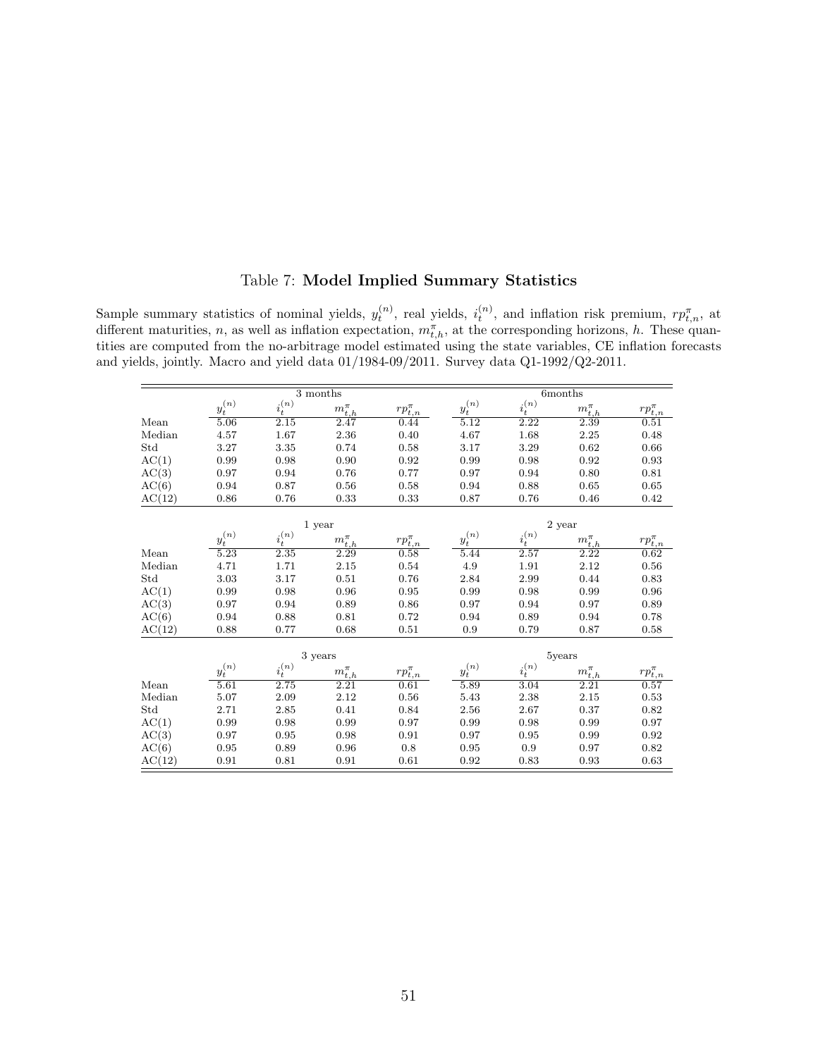Table 7: **Model Implied Summary Statistics**

Sample summary statistics of nominal yields, $y_t^{(n)}$, real yields, $i_t^{(n)}$, and inflation risk premium, $rp_{t,n}^{\pi}$, at different maturities, $n$, as well as inflation expectation, $m_{t,h}^{\pi}$, at the corresponding horizons, $h$. These quantities are computed from the no-arbitrage model estimated using the state variables, CE inflation forecasts and yields, jointly. Macro and yield data 01/1984-09/2011. Survey data Q1-1992/Q2-2011.

| | 3 months | | | | 6months | | | |
|---|---|---|---|---|---|---|---|---|
| | $y_t^{(n)}$ | $i_t^{(n)}$ | $m_{t,h}^{\pi}$ | $rp_{t,n}^{\pi}$ | $y_t^{(n)}$ | $i_t^{(n)}$ | $m_{t,h}^{\pi}$ | $rp_{t,n}^{\pi}$ |
| Mean | 5.06 | 2.15 | 2.47 | 0.44 | 5.12 | 2.22 | 2.39 | 0.51 |
| Median | 4.57 | 1.67 | 2.36 | 0.40 | 4.67 | 1.68 | 2.25 | 0.48 |
| Std | 3.27 | 3.35 | 0.74 | 0.58 | 3.17 | 3.29 | 0.62 | 0.66 |
| AC(1) | 0.99 | 0.98 | 0.90 | 0.92 | 0.99 | 0.98 | 0.92 | 0.93 |
| AC(3) | 0.97 | 0.94 | 0.76 | 0.77 | 0.97 | 0.94 | 0.80 | 0.81 |
| AC(6) | 0.94 | 0.87 | 0.56 | 0.58 | 0.94 | 0.88 | 0.65 | 0.65 |
| AC(12) | 0.86 | 0.76 | 0.33 | 0.33 | 0.87 | 0.76 | 0.46 | 0.42 |

| | 1 year | | | | 2 year | | | |
|---|---|---|---|---|---|---|---|---|
| | $y_t^{(n)}$ | $i_t^{(n)}$ | $m_{t,h}^{\pi}$ | $rp_{t,n}^{\pi}$ | $y_t^{(n)}$ | $i_t^{(n)}$ | $m_{t,h}^{\pi}$ | $rp_{t,n}^{\pi}$ |
| Mean | 5.23 | 2.35 | 2.29 | 0.58 | 5.44 | 2.57 | 2.22 | 0.62 |
| Median | 4.71 | 1.71 | 2.15 | 0.54 | 4.9 | 1.91 | 2.12 | 0.56 |
| Std | 3.03 | 3.17 | 0.51 | 0.76 | 2.84 | 2.99 | 0.44 | 0.83 |
| AC(1) | 0.99 | 0.98 | 0.96 | 0.95 | 0.99 | 0.98 | 0.99 | 0.96 |
| AC(3) | 0.97 | 0.94 | 0.89 | 0.86 | 0.97 | 0.94 | 0.97 | 0.89 |
| AC(6) | 0.94 | 0.88 | 0.81 | 0.72 | 0.94 | 0.89 | 0.94 | 0.78 |
| AC(12) | 0.88 | 0.77 | 0.68 | 0.51 | 0.9 | 0.79 | 0.87 | 0.58 |

| | 3 years | | | | 5years | | | |
|---|---|---|---|---|---|---|---|---|
| | $y_t^{(n)}$ | $i_t^{(n)}$ | $m_{t,h}^{\pi}$ | $rp_{t,n}^{\pi}$ | $y_t^{(n)}$ | $i_t^{(n)}$ | $m_{t,h}^{\pi}$ | $rp_{t,n}^{\pi}$ |
| Mean | 5.61 | 2.75 | 2.21 | 0.61 | 5.89 | 3.04 | 2.21 | 0.57 |
| Median | 5.07 | 2.09 | 2.12 | 0.56 | 5.43 | 2.38 | 2.15 | 0.53 |
| Std | 2.71 | 2.85 | 0.41 | 0.84 | 2.56 | 2.67 | 0.37 | 0.82 |
| AC(1) | 0.99 | 0.98 | 0.99 | 0.97 | 0.99 | 0.98 | 0.99 | 0.97 |
| AC(3) | 0.97 | 0.95 | 0.98 | 0.91 | 0.97 | 0.95 | 0.99 | 0.92 |
| AC(6) | 0.95 | 0.89 | 0.96 | 0.8 | 0.95 | 0.9 | 0.97 | 0.82 |
| AC(12) | 0.91 | 0.81 | 0.91 | 0.61 | 0.92 | 0.83 | 0.93 | 0.63 |